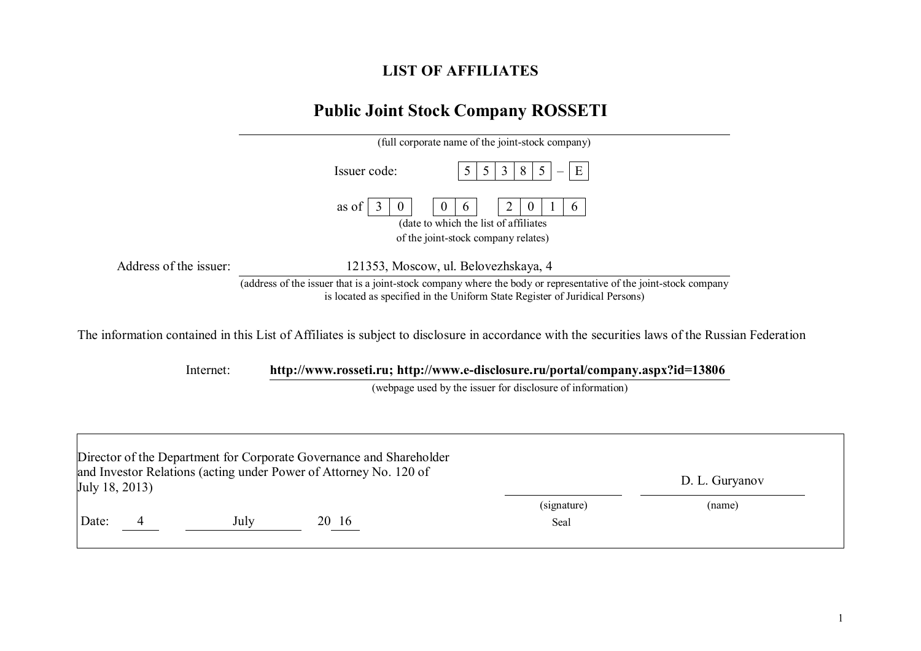# LIST OF AFFILIATES

## Public Joint Stock Company ROSSETI

(full corporate name of the joint-stock company)

Issuer code: | 5 | 5 | 3 | 8 | 5 | – | E |

as of | 3 | 0 | | 0 | 6 | | 2 | 0 | 1 | 6 |

(date to which the list of affiliates of the joint-stock company relates)

Address of the issuer: 121353, Moscow, ul. Belovezhskaya, 4

(address of the issuer that is a joint-stock company where the body or representative of the joint-stock company is located as specified in the Uniform State Register of Juridical Persons)

The information contained in this List of Affiliates is subject to disclosure in accordance with the securities laws of the Russian Federation

Internet: **http://www.rosseti.ru; http://www.e-disclosure.ru/portal/company.aspx?id=13806**

(webpage used by the issuer for disclosure of information)

| Director of the Department for Corporate Governance and Shareholder and Investor Relations (acting under Power of Attorney No. 120 of July 18, 2013) | | D. L. Guryanov |
|---|---|---|
| | (signature) | (name) |
| Date: 4 July 20 16 | Seal | |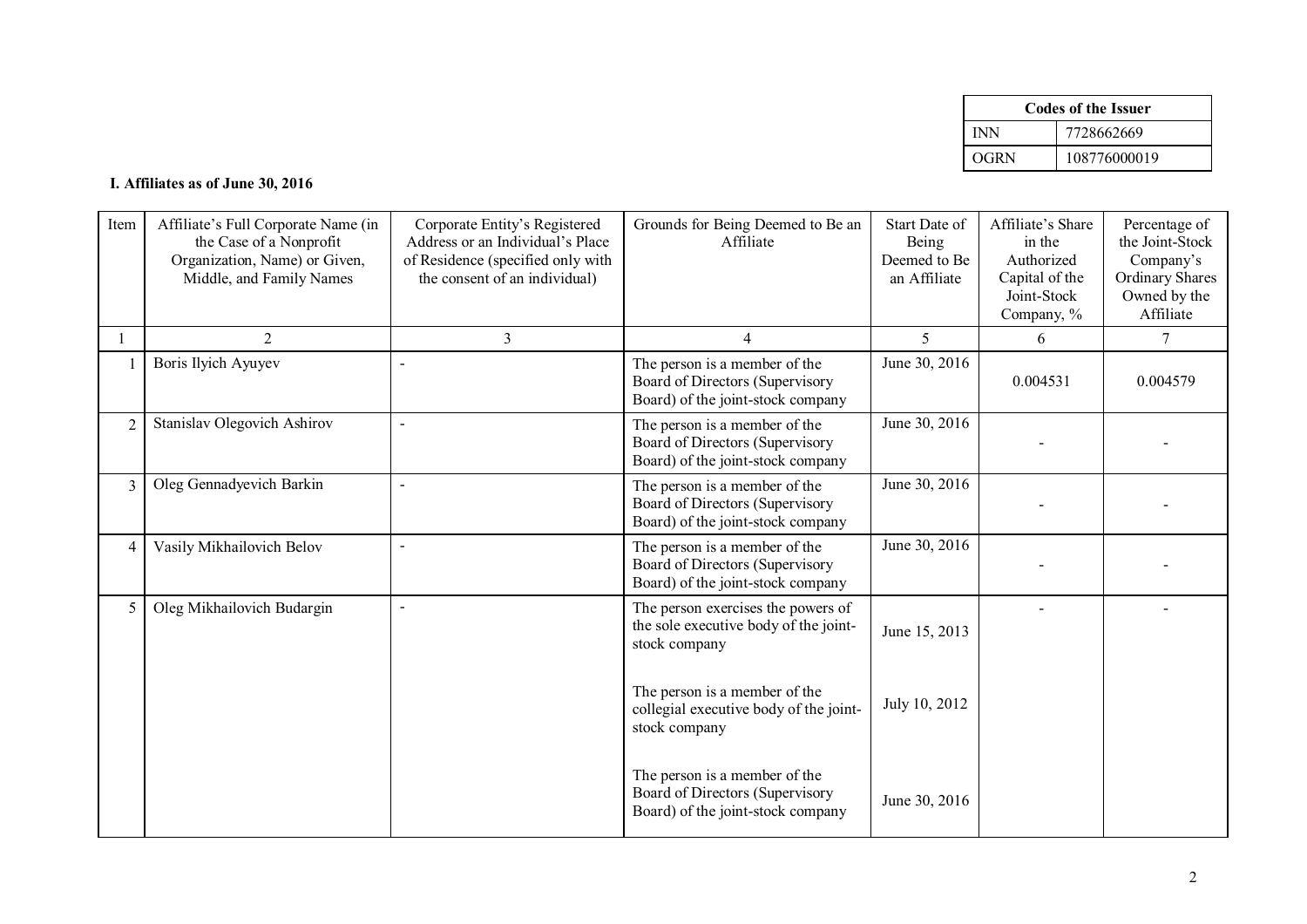| Codes of the Issuer | |
|---|---|
| INN | 7728662669 |
| OGRN | 108776000019 |

**I. Affiliates as of June 30, 2016**

| Item | Affiliate's Full Corporate Name (in the Case of a Nonprofit Organization, Name) or Given, Middle, and Family Names | Corporate Entity's Registered Address or an Individual's Place of Residence (specified only with the consent of an individual) | Grounds for Being Deemed to Be an Affiliate | Start Date of Being Deemed to Be an Affiliate | Affiliate's Share in the Authorized Capital of the Joint-Stock Company, % | Percentage of the Joint-Stock Company's Ordinary Shares Owned by the Affiliate |
|---|---|---|---|---|---|---|
| 1 | 2 | 3 | 4 | 5 | 6 | 7 |
| 1 | Boris Ilyich Ayuyev | - | The person is a member of the Board of Directors (Supervisory Board) of the joint-stock company | June 30, 2016 | 0.004531 | 0.004579 |
| 2 | Stanislav Olegovich Ashirov | - | The person is a member of the Board of Directors (Supervisory Board) of the joint-stock company | June 30, 2016 | - | - |
| 3 | Oleg Gennadyevich Barkin | - | The person is a member of the Board of Directors (Supervisory Board) of the joint-stock company | June 30, 2016 | - | - |
| 4 | Vasily Mikhailovich Belov | - | The person is a member of the Board of Directors (Supervisory Board) of the joint-stock company | June 30, 2016 | - | - |
| 5 | Oleg Mikhailovich Budargin | - | The person exercises the powers of the sole executive body of the joint-stock company | June 15, 2013 | - | - |
| | | | The person is a member of the collegial executive body of the joint-stock company | July 10, 2012 | | |
| | | | The person is a member of the Board of Directors (Supervisory Board) of the joint-stock company | June 30, 2016 | | |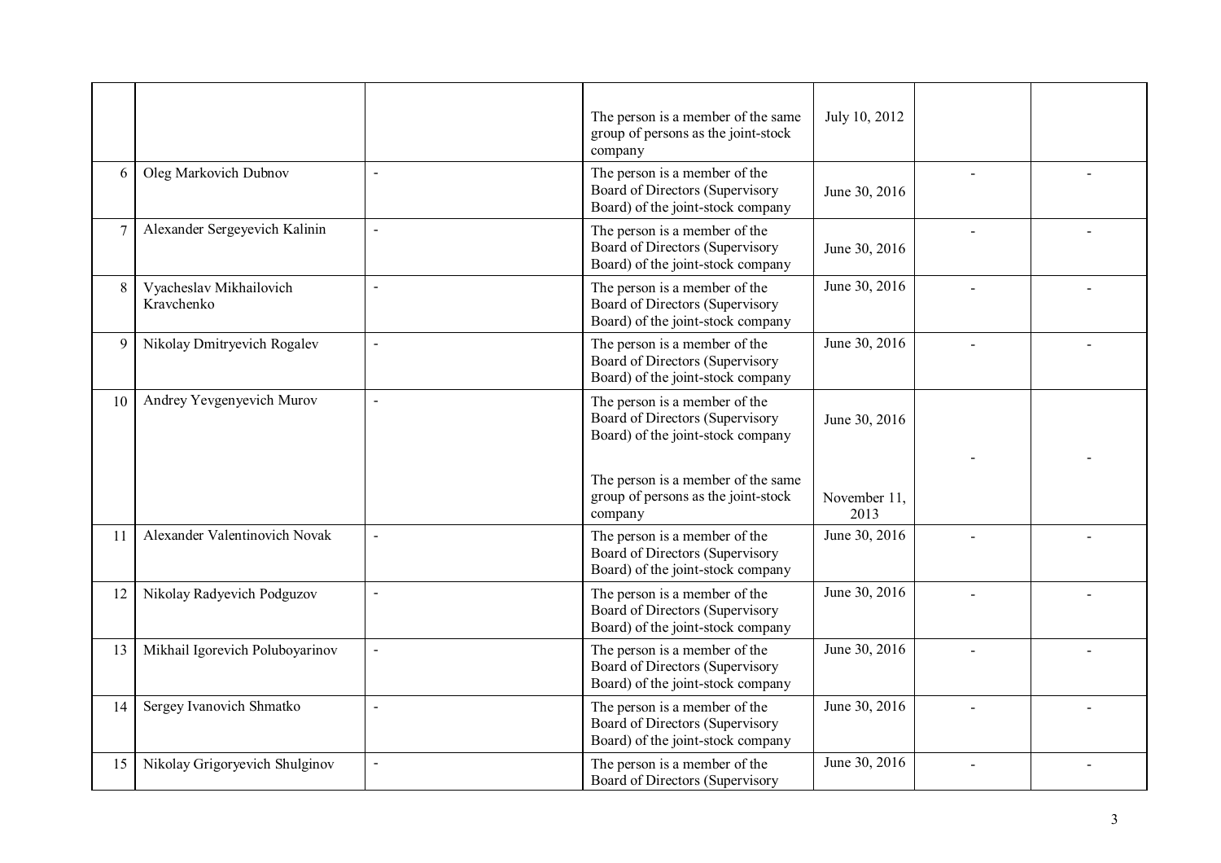| | | | | | | |
|---|---|---|---|---|---|---|
| | | | The person is a member of the same group of persons as the joint-stock company | July 10, 2012 | | |
| 6 | Oleg Markovich Dubnov | - | The person is a member of the Board of Directors (Supervisory Board) of the joint-stock company | June 30, 2016 | - | - |
| 7 | Alexander Sergeyevich Kalinin | - | The person is a member of the Board of Directors (Supervisory Board) of the joint-stock company | June 30, 2016 | - | - |
| 8 | Vyacheslav Mikhailovich Kravchenko | - | The person is a member of the Board of Directors (Supervisory Board) of the joint-stock company | June 30, 2016 | - | - |
| 9 | Nikolay Dmitryevich Rogalev | - | The person is a member of the Board of Directors (Supervisory Board) of the joint-stock company | June 30, 2016 | - | - |
| 10 | Andrey Yevgenyevich Murov | - | The person is a member of the Board of Directors (Supervisory Board) of the joint-stock company<br><br>The person is a member of the same group of persons as the joint-stock company | June 30, 2016<br><br>November 11, 2013 | - | - |
| 11 | Alexander Valentinovich Novak | - | The person is a member of the Board of Directors (Supervisory Board) of the joint-stock company | June 30, 2016 | - | - |
| 12 | Nikolay Radyevich Podguzov | - | The person is a member of the Board of Directors (Supervisory Board) of the joint-stock company | June 30, 2016 | - | - |
| 13 | Mikhail Igorevich Poluboyarinov | - | The person is a member of the Board of Directors (Supervisory Board) of the joint-stock company | June 30, 2016 | - | - |
| 14 | Sergey Ivanovich Shmatko | - | The person is a member of the Board of Directors (Supervisory Board) of the joint-stock company | June 30, 2016 | - | - |
| 15 | Nikolay Grigoryevich Shulginov | - | The person is a member of the Board of Directors (Supervisory | June 30, 2016 | - | - |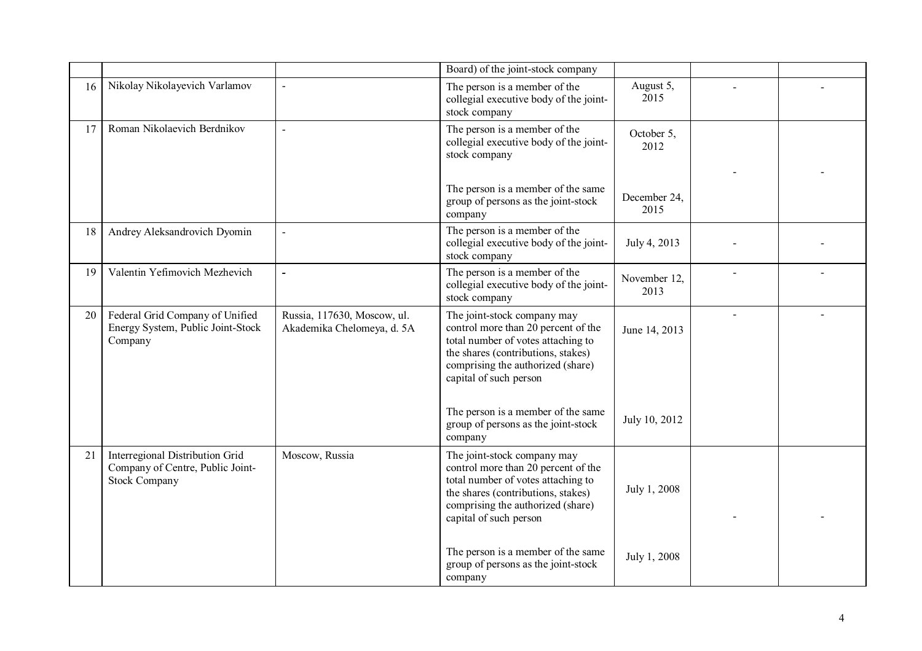| | | | Board) of the joint-stock company | | | |
|---|---|---|---|---|---|---|
| 16 | Nikolay Nikolayevich Varlamov | - | The person is a member of the collegial executive body of the joint-stock company | August 5, 2015 | - | - |
| 17 | Roman Nikolaevich Berdnikov | - | The person is a member of the collegial executive body of the joint-stock company<br><br>The person is a member of the same group of persons as the joint-stock company | October 5, 2012<br><br>December 24, 2015 | - | - |
| 18 | Andrey Aleksandrovich Dyomin | - | The person is a member of the collegial executive body of the joint-stock company | July 4, 2013 | - | - |
| 19 | Valentin Yefimovich Mezhevich | - | The person is a member of the collegial executive body of the joint-stock company | November 12, 2013 | - | - |
| 20 | Federal Grid Company of Unified Energy System, Public Joint-Stock Company | Russia, 117630, Moscow, ul. Akademika Chelomeya, d. 5A | The joint-stock company may control more than 20 percent of the total number of votes attaching to the shares (contributions, stakes) comprising the authorized (share) capital of such person<br><br>The person is a member of the same group of persons as the joint-stock company | June 14, 2013<br><br>July 10, 2012 | - | - |
| 21 | Interregional Distribution Grid Company of Centre, Public Joint-Stock Company | Moscow, Russia | The joint-stock company may control more than 20 percent of the total number of votes attaching to the shares (contributions, stakes) comprising the authorized (share) capital of such person<br><br>The person is a member of the same group of persons as the joint-stock company | July 1, 2008<br><br>July 1, 2008 | - | - |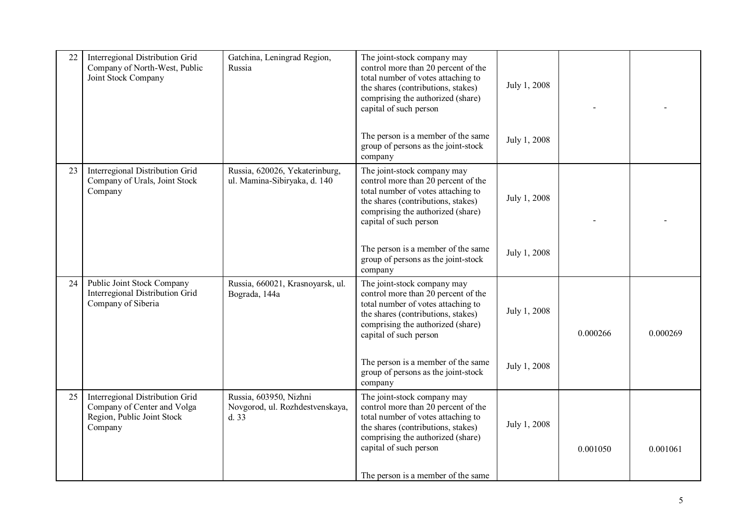| 22 | Interregional Distribution Grid Company of North-West, Public Joint Stock Company | Gatchina, Leningrad Region, Russia | The joint-stock company may control more than 20 percent of the total number of votes attaching to the shares (contributions, stakes) comprising the authorized (share) capital of such person | July 1, 2008 | - | - |
|---|---|---|---|---|---|---|
| | | | The person is a member of the same group of persons as the joint-stock company | July 1, 2008 | | |
| 23 | Interregional Distribution Grid Company of Urals, Joint Stock Company | Russia, 620026, Yekaterinburg, ul. Mamina-Sibiryaka, d. 140 | The joint-stock company may control more than 20 percent of the total number of votes attaching to the shares (contributions, stakes) comprising the authorized (share) capital of such person | July 1, 2008 | - | - |
| | | | The person is a member of the same group of persons as the joint-stock company | July 1, 2008 | | |
| 24 | Public Joint Stock Company Interregional Distribution Grid Company of Siberia | Russia, 660021, Krasnoyarsk, ul. Bograda, 144a | The joint-stock company may control more than 20 percent of the total number of votes attaching to the shares (contributions, stakes) comprising the authorized (share) capital of such person | July 1, 2008 | 0.000266 | 0.000269 |
| | | | The person is a member of the same group of persons as the joint-stock company | July 1, 2008 | | |
| 25 | Interregional Distribution Grid Company of Center and Volga Region, Public Joint Stock Company | Russia, 603950, Nizhni Novgorod, ul. Rozhdestvenskaya, d. 33 | The joint-stock company may control more than 20 percent of the total number of votes attaching to the shares (contributions, stakes) comprising the authorized (share) capital of such person | July 1, 2008 | 0.001050 | 0.001061 |
| | | | The person is a member of the same | | | |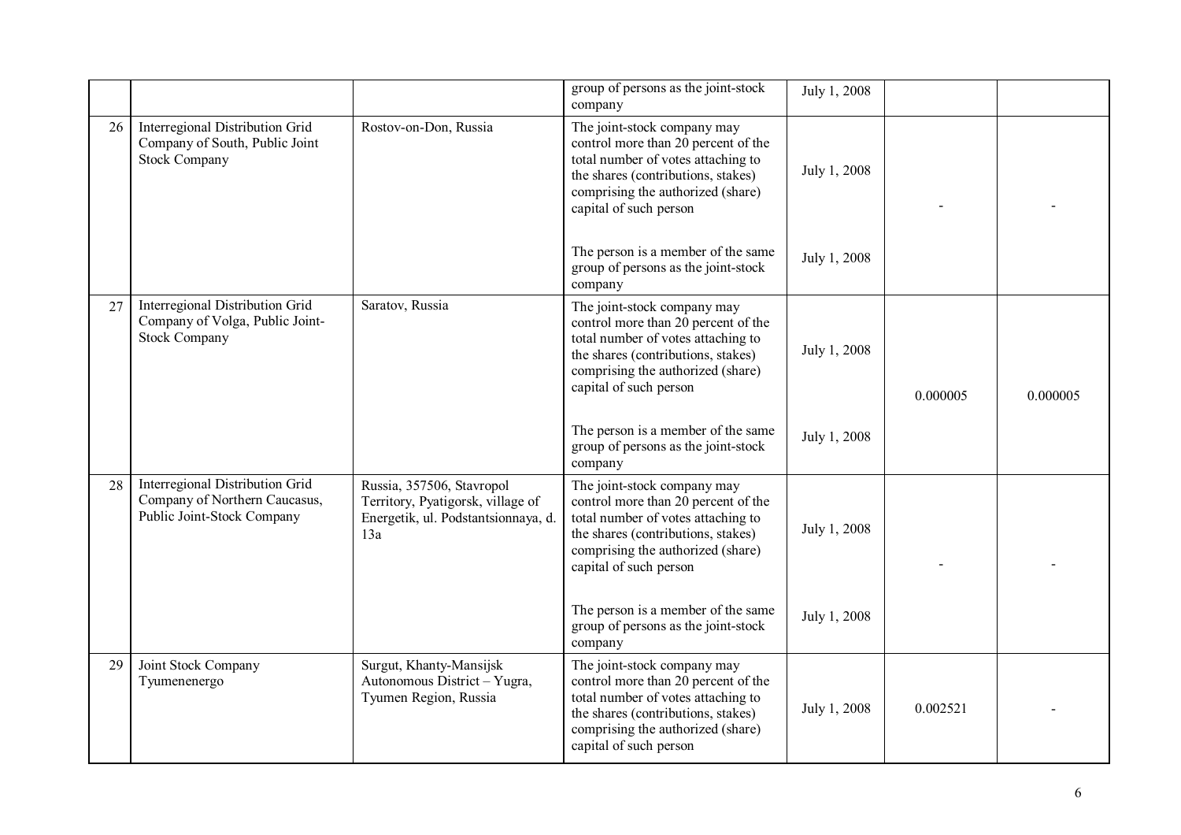| | | | group of persons as the joint-stock company | July 1, 2008 | | |
|---|---|---|---|---|---|---|
| 26 | Interregional Distribution Grid Company of South, Public Joint Stock Company | Rostov-on-Don, Russia | The joint-stock company may control more than 20 percent of the total number of votes attaching to the shares (contributions, stakes) comprising the authorized (share) capital of such person | July 1, 2008 | - | - |
| | | | The person is a member of the same group of persons as the joint-stock company | July 1, 2008 | | |
| 27 | Interregional Distribution Grid Company of Volga, Public Joint-Stock Company | Saratov, Russia | The joint-stock company may control more than 20 percent of the total number of votes attaching to the shares (contributions, stakes) comprising the authorized (share) capital of such person | July 1, 2008 | 0.000005 | 0.000005 |
| | | | The person is a member of the same group of persons as the joint-stock company | July 1, 2008 | | |
| 28 | Interregional Distribution Grid Company of Northern Caucasus, Public Joint-Stock Company | Russia, 357506, Stavropol Territory, Pyatigorsk, village of Energetik, ul. Podstantsionnaya, d. 13a | The joint-stock company may control more than 20 percent of the total number of votes attaching to the shares (contributions, stakes) comprising the authorized (share) capital of such person | July 1, 2008 | - | - |
| | | | The person is a member of the same group of persons as the joint-stock company | July 1, 2008 | | |
| 29 | Joint Stock Company Tyumenenergo | Surgut, Khanty-Mansijsk Autonomous District – Yugra, Tyumen Region, Russia | The joint-stock company may control more than 20 percent of the total number of votes attaching to the shares (contributions, stakes) comprising the authorized (share) capital of such person | July 1, 2008 | 0.002521 | - |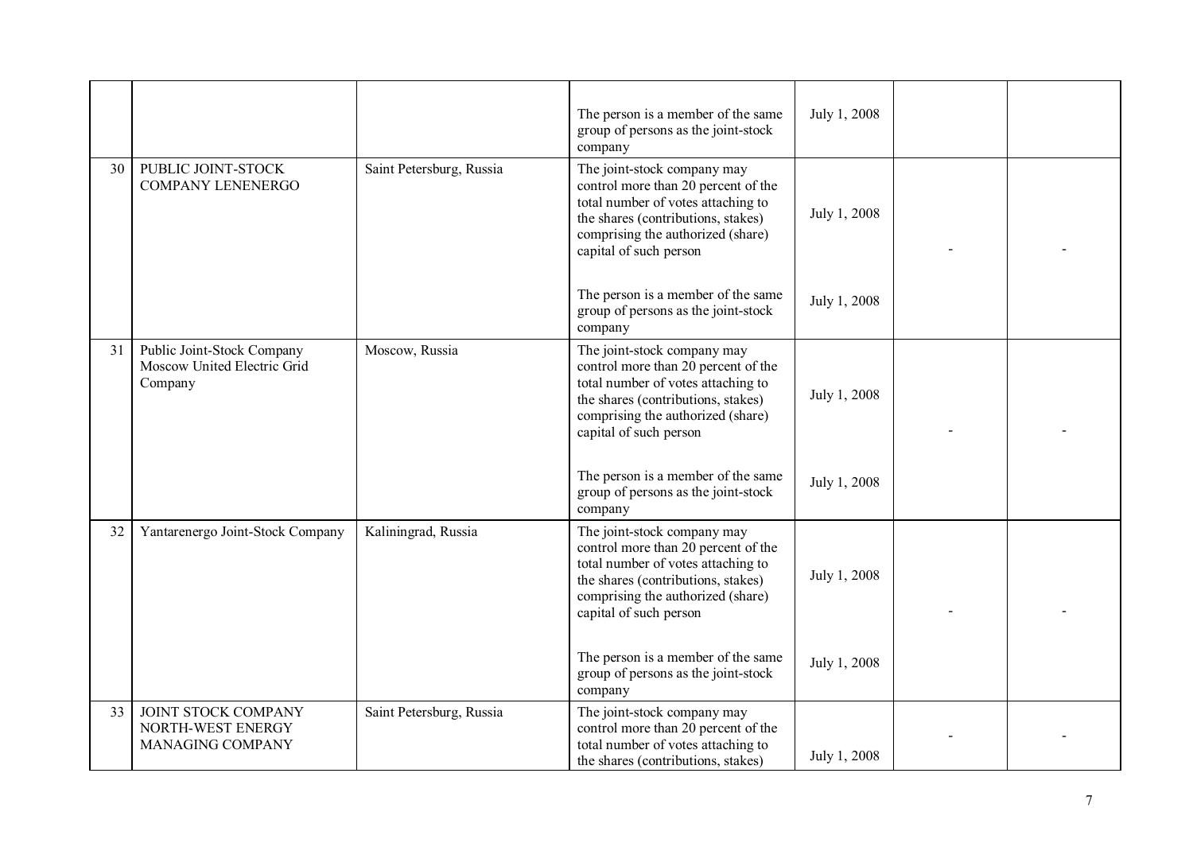| | | | | | | |
|---|---|---|---|---|---|---|
| | | | The person is a member of the same group of persons as the joint-stock company | July 1, 2008 | | |
| 30 | PUBLIC JOINT-STOCK COMPANY LENENERGO | Saint Petersburg, Russia | The joint-stock company may control more than 20 percent of the total number of votes attaching to the shares (contributions, stakes) comprising the authorized (share) capital of such person | July 1, 2008 | - | - |
| | | | The person is a member of the same group of persons as the joint-stock company | July 1, 2008 | | |
| 31 | Public Joint-Stock Company Moscow United Electric Grid Company | Moscow, Russia | The joint-stock company may control more than 20 percent of the total number of votes attaching to the shares (contributions, stakes) comprising the authorized (share) capital of such person | July 1, 2008 | - | - |
| | | | The person is a member of the same group of persons as the joint-stock company | July 1, 2008 | | |
| 32 | Yantarenergo Joint-Stock Company | Kaliningrad, Russia | The joint-stock company may control more than 20 percent of the total number of votes attaching to the shares (contributions, stakes) comprising the authorized (share) capital of such person | July 1, 2008 | - | - |
| | | | The person is a member of the same group of persons as the joint-stock company | July 1, 2008 | | |
| 33 | JOINT STOCK COMPANY NORTH-WEST ENERGY MANAGING COMPANY | Saint Petersburg, Russia | The joint-stock company may control more than 20 percent of the total number of votes attaching to the shares (contributions, stakes) | July 1, 2008 | - | - |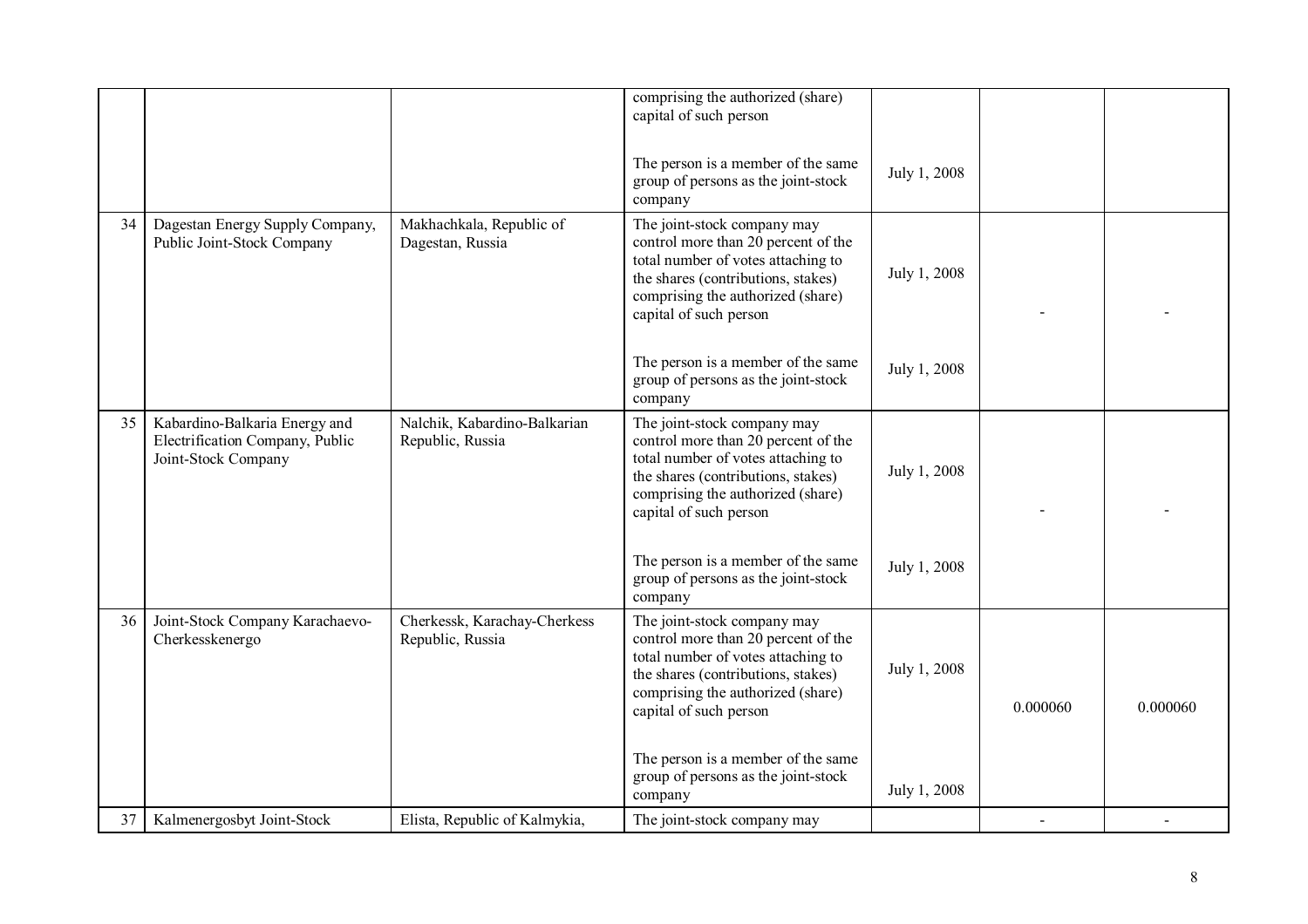| | | | comprising the authorized (share) capital of such person<br><br>The person is a member of the same group of persons as the joint-stock company | <br><br>July 1, 2008 | | |
|---|---|---|---|---|---|---|
| 34 | Dagestan Energy Supply Company, Public Joint-Stock Company | Makhachkala, Republic of Dagestan, Russia | The joint-stock company may control more than 20 percent of the total number of votes attaching to the shares (contributions, stakes) comprising the authorized (share) capital of such person<br><br>The person is a member of the same group of persons as the joint-stock company | July 1, 2008<br><br>July 1, 2008 | - | - |
| 35 | Kabardino-Balkaria Energy and Electrification Company, Public Joint-Stock Company | Nalchik, Kabardino-Balkarian Republic, Russia | The joint-stock company may control more than 20 percent of the total number of votes attaching to the shares (contributions, stakes) comprising the authorized (share) capital of such person<br><br>The person is a member of the same group of persons as the joint-stock company | July 1, 2008<br><br>July 1, 2008 | - | - |
| 36 | Joint-Stock Company Karachaevo-Cherkesskenergo | Cherkessk, Karachay-Cherkess Republic, Russia | The joint-stock company may control more than 20 percent of the total number of votes attaching to the shares (contributions, stakes) comprising the authorized (share) capital of such person<br><br>The person is a member of the same group of persons as the joint-stock company | July 1, 2008<br><br>July 1, 2008 | 0.000060 | 0.000060 |
| 37 | Kalmenergosbyt Joint-Stock | Elista, Republic of Kalmykia, | The joint-stock company may | | - | - |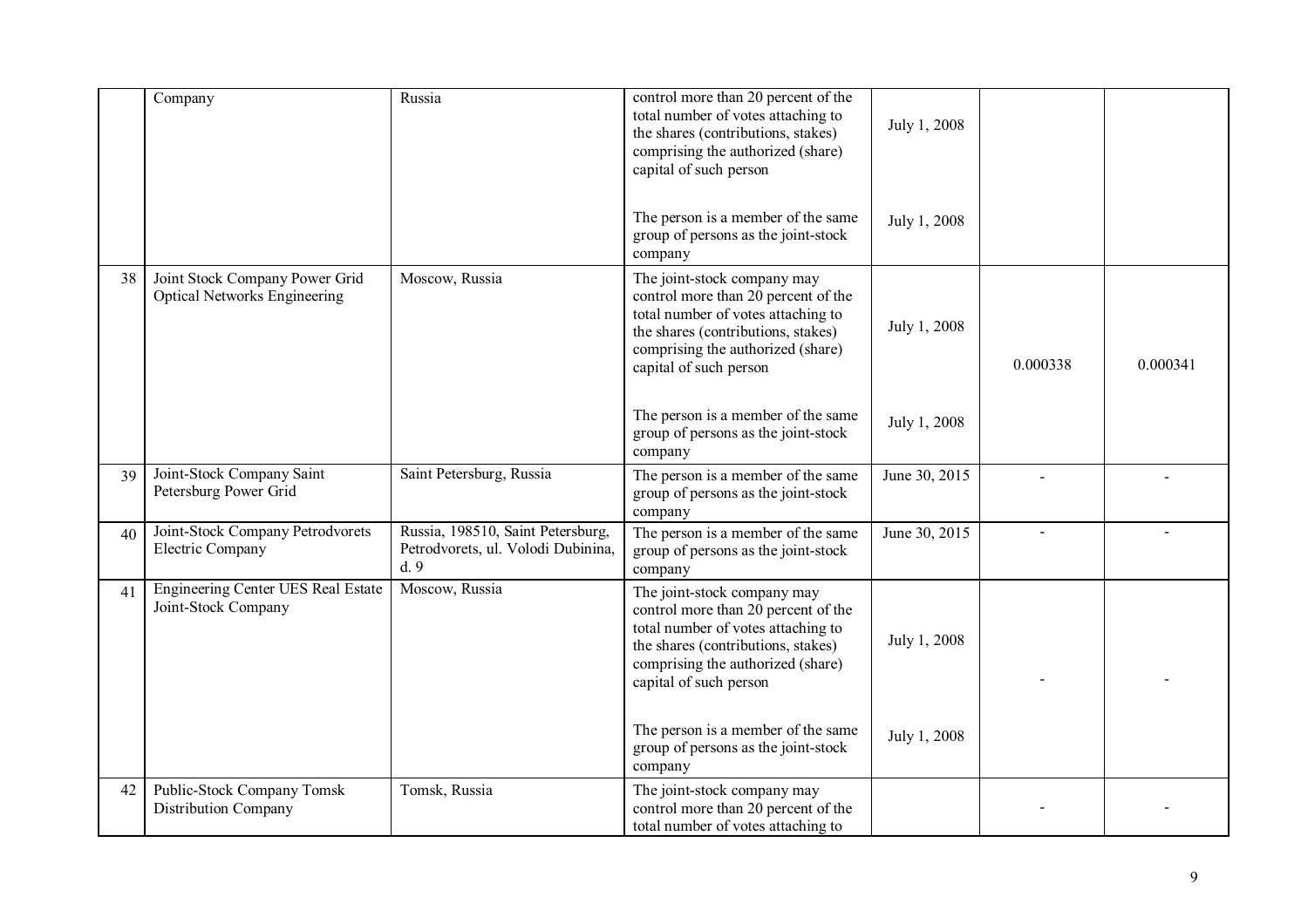|  |  |  |  |  |  |  |
|---|---|---|---|---|---|---|
|  | Company | Russia | control more than 20 percent of the total number of votes attaching to the shares (contributions, stakes) comprising the authorized (share) capital of such person | July 1, 2008 |  |  |
|  |  |  | The person is a member of the same group of persons as the joint-stock company | July 1, 2008 |  |  |
| 38 | Joint Stock Company Power Grid Optical Networks Engineering | Moscow, Russia | The joint-stock company may control more than 20 percent of the total number of votes attaching to the shares (contributions, stakes) comprising the authorized (share) capital of such person | July 1, 2008 | 0.000338 | 0.000341 |
|  |  |  | The person is a member of the same group of persons as the joint-stock company | July 1, 2008 |  |  |
| 39 | Joint-Stock Company Saint Petersburg Power Grid | Saint Petersburg, Russia | The person is a member of the same group of persons as the joint-stock company | June 30, 2015 | - | - |
| 40 | Joint-Stock Company Petrodvorets Electric Company | Russia, 198510, Saint Petersburg, Petrodvorets, ul. Volodi Dubinina, d. 9 | The person is a member of the same group of persons as the joint-stock company | June 30, 2015 | - | - |
| 41 | Engineering Center UES Real Estate Joint-Stock Company | Moscow, Russia | The joint-stock company may control more than 20 percent of the total number of votes attaching to the shares (contributions, stakes) comprising the authorized (share) capital of such person | July 1, 2008 | - | - |
|  |  |  | The person is a member of the same group of persons as the joint-stock company | July 1, 2008 |  |  |
| 42 | Public-Stock Company Tomsk Distribution Company | Tomsk, Russia | The joint-stock company may control more than 20 percent of the total number of votes attaching to |  | - | - |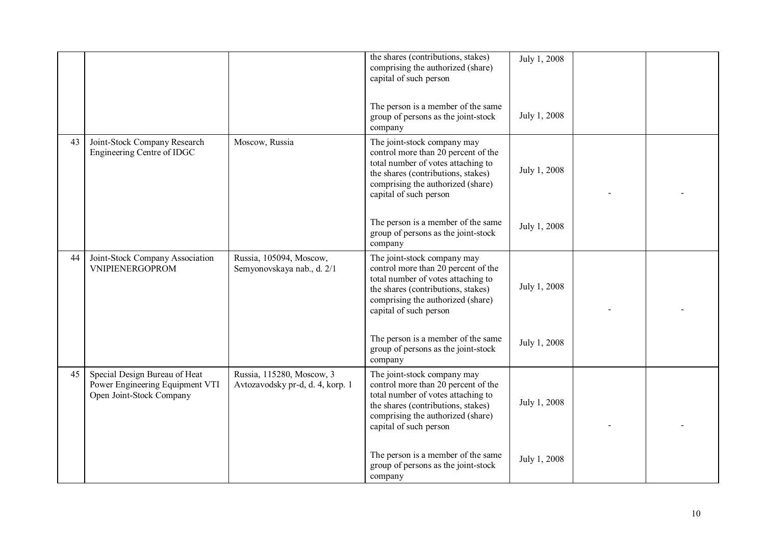| | | | | | | |
|---|---|---|---|---|---|---|
| | | | the shares (contributions, stakes) comprising the authorized (share) capital of such person | July 1, 2008 | | |
| | | | The person is a member of the same group of persons as the joint-stock company | July 1, 2008 | | |
| 43 | Joint-Stock Company Research Engineering Centre of IDGC | Moscow, Russia | The joint-stock company may control more than 20 percent of the total number of votes attaching to the shares (contributions, stakes) comprising the authorized (share) capital of such person | July 1, 2008 | - | - |
| | | | The person is a member of the same group of persons as the joint-stock company | July 1, 2008 | | |
| 44 | Joint-Stock Company Association VNIPIENERGOPROM | Russia, 105094, Moscow, Semyonovskaya nab., d. 2/1 | The joint-stock company may control more than 20 percent of the total number of votes attaching to the shares (contributions, stakes) comprising the authorized (share) capital of such person | July 1, 2008 | - | - |
| | | | The person is a member of the same group of persons as the joint-stock company | July 1, 2008 | | |
| 45 | Special Design Bureau of Heat Power Engineering Equipment VTI Open Joint-Stock Company | Russia, 115280, Moscow, 3 Avtozavodsky pr-d, d. 4, korp. 1 | The joint-stock company may control more than 20 percent of the total number of votes attaching to the shares (contributions, stakes) comprising the authorized (share) capital of such person | July 1, 2008 | - | - |
| | | | The person is a member of the same group of persons as the joint-stock company | July 1, 2008 | | |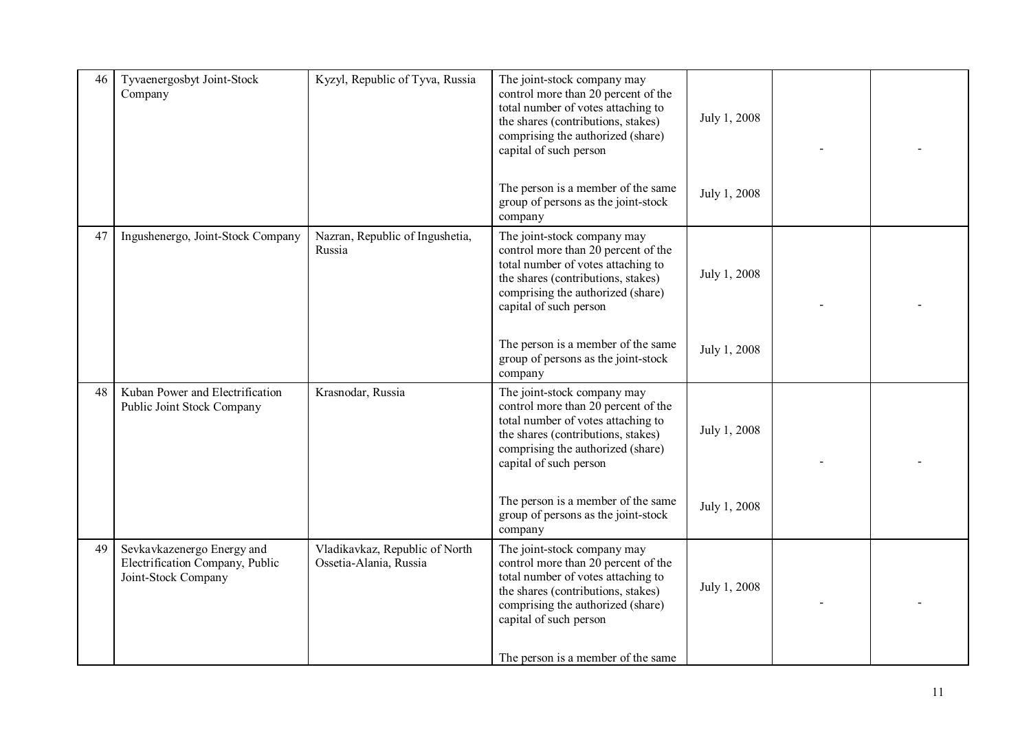| 46 | Tyvaenergosbyt Joint-Stock Company | Kyzyl, Republic of Tyva, Russia | The joint-stock company may control more than 20 percent of the total number of votes attaching to the shares (contributions, stakes) comprising the authorized (share) capital of such person<br><br>The person is a member of the same group of persons as the joint-stock company | July 1, 2008<br><br>July 1, 2008 | - | - |
|---|---|---|---|---|---|---|
| 47 | Ingushenergo, Joint-Stock Company | Nazran, Republic of Ingushetia, Russia | The joint-stock company may control more than 20 percent of the total number of votes attaching to the shares (contributions, stakes) comprising the authorized (share) capital of such person<br><br>The person is a member of the same group of persons as the joint-stock company | July 1, 2008<br><br>July 1, 2008 | - | - |
| 48 | Kuban Power and Electrification Public Joint Stock Company | Krasnodar, Russia | The joint-stock company may control more than 20 percent of the total number of votes attaching to the shares (contributions, stakes) comprising the authorized (share) capital of such person<br><br>The person is a member of the same group of persons as the joint-stock company | July 1, 2008<br><br>July 1, 2008 | - | - |
| 49 | Sevkavkazenergo Energy and Electrification Company, Public Joint-Stock Company | Vladikavkaz, Republic of North Ossetia-Alania, Russia | The joint-stock company may control more than 20 percent of the total number of votes attaching to the shares (contributions, stakes) comprising the authorized (share) capital of such person<br><br>The person is a member of the same | July 1, 2008 | - | - |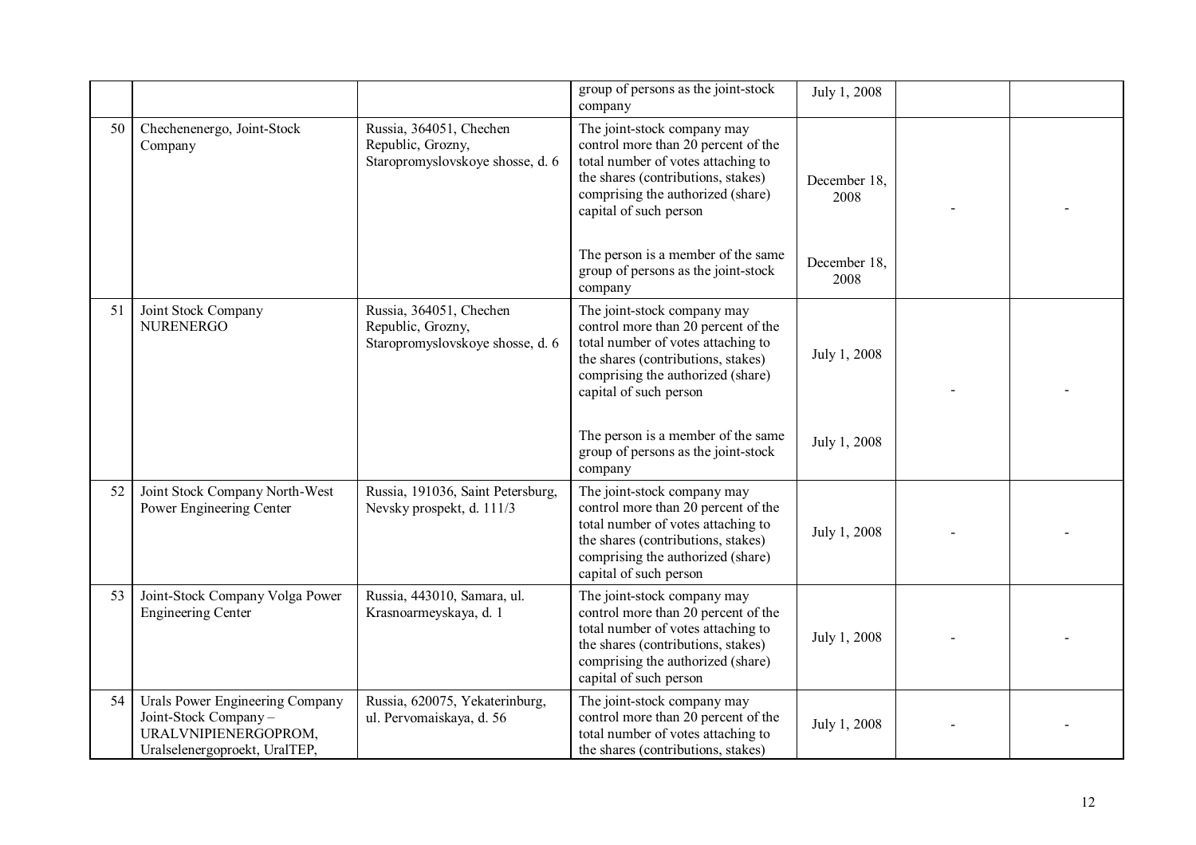| | | | group of persons as the joint-stock company | July 1, 2008 | | |
|---|---|---|---|---|---|---|
| 50 | Chechenenergo, Joint-Stock Company | Russia, 364051, Chechen Republic, Grozny, Staropromyslovskoye shosse, d. 6 | The joint-stock company may control more than 20 percent of the total number of votes attaching to the shares (contributions, stakes) comprising the authorized (share) capital of such person | December 18, 2008 | - | - |
| | | | The person is a member of the same group of persons as the joint-stock company | December 18, 2008 | | |
| 51 | Joint Stock Company NURENERGO | Russia, 364051, Chechen Republic, Grozny, Staropromyslovskoye shosse, d. 6 | The joint-stock company may control more than 20 percent of the total number of votes attaching to the shares (contributions, stakes) comprising the authorized (share) capital of such person | July 1, 2008 | - | - |
| | | | The person is a member of the same group of persons as the joint-stock company | July 1, 2008 | | |
| 52 | Joint Stock Company North-West Power Engineering Center | Russia, 191036, Saint Petersburg, Nevsky prospekt, d. 111/3 | The joint-stock company may control more than 20 percent of the total number of votes attaching to the shares (contributions, stakes) comprising the authorized (share) capital of such person | July 1, 2008 | - | - |
| 53 | Joint-Stock Company Volga Power Engineering Center | Russia, 443010, Samara, ul. Krasnoarmeyskaya, d. 1 | The joint-stock company may control more than 20 percent of the total number of votes attaching to the shares (contributions, stakes) comprising the authorized (share) capital of such person | July 1, 2008 | - | - |
| 54 | Urals Power Engineering Company Joint-Stock Company – URALVNIPIENERGOPROM, Uralselenergoproekt, UralTEP, | Russia, 620075, Yekaterinburg, ul. Pervomaiskaya, d. 56 | The joint-stock company may control more than 20 percent of the total number of votes attaching to the shares (contributions, stakes) | July 1, 2008 | - | - |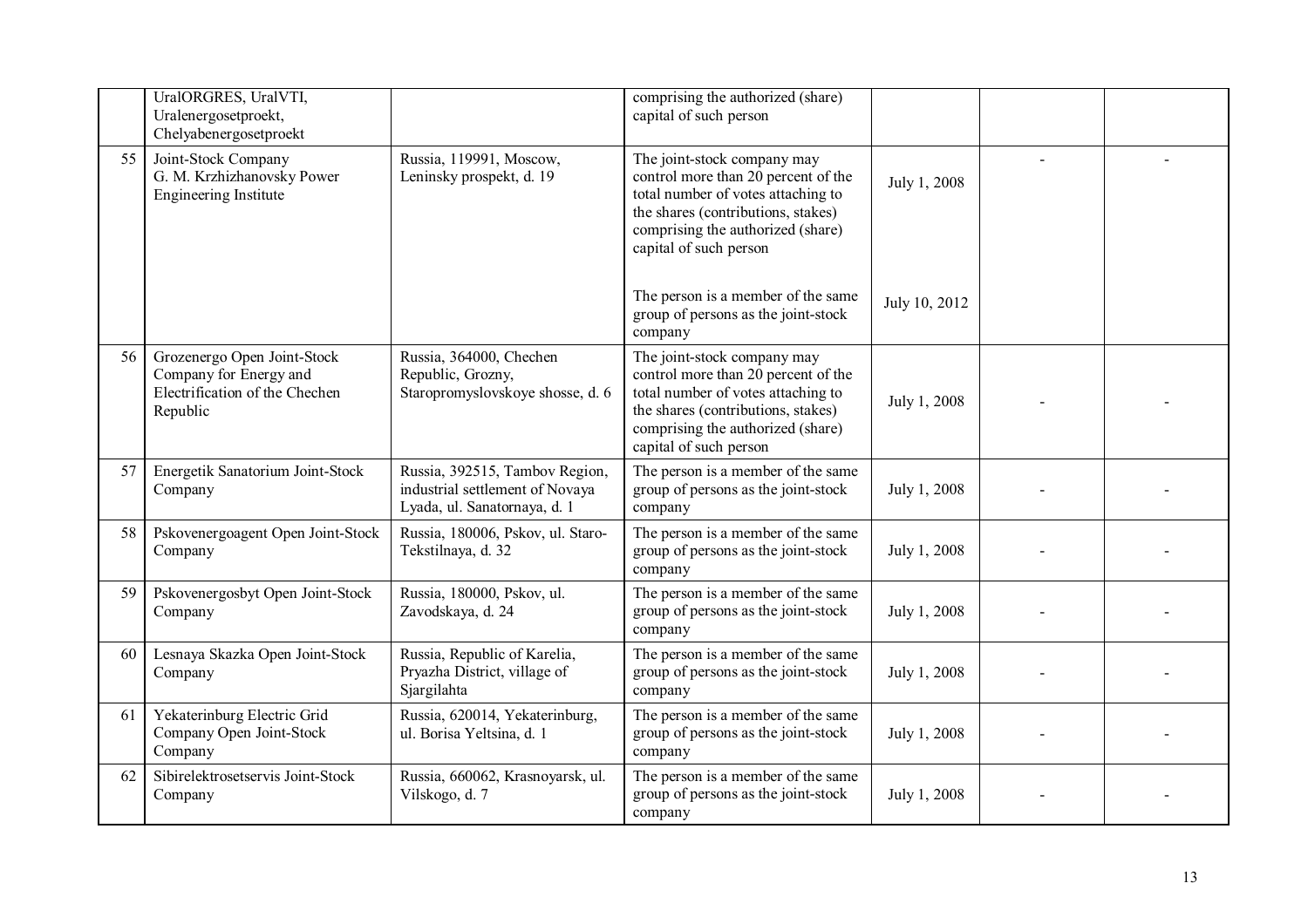|  |  |  |  |  |  |  |
|---|---|---|---|---|---|---|
|  | UralORGRES, UralVTI, Uralenergosetproekt, Chelyabenergosetproekt |  | comprising the authorized (share) capital of such person |  |  |  |
| 55 | Joint-Stock Company G. M. Krzhizhanovsky Power Engineering Institute | Russia, 119991, Moscow, Leninsky prospekt, d. 19 | The joint-stock company may control more than 20 percent of the total number of votes attaching to the shares (contributions, stakes) comprising the authorized (share) capital of such person<br><br>The person is a member of the same group of persons as the joint-stock company | July 1, 2008<br><br>July 10, 2012 | - | - |
| 56 | Grozenergo Open Joint-Stock Company for Energy and Electrification of the Chechen Republic | Russia, 364000, Chechen Republic, Grozny, Staropromyslovskoye shosse, d. 6 | The joint-stock company may control more than 20 percent of the total number of votes attaching to the shares (contributions, stakes) comprising the authorized (share) capital of such person | July 1, 2008 | - | - |
| 57 | Energetik Sanatorium Joint-Stock Company | Russia, 392515, Tambov Region, industrial settlement of Novaya Lyada, ul. Sanatornaya, d. 1 | The person is a member of the same group of persons as the joint-stock company | July 1, 2008 | - | - |
| 58 | Pskovenergoagent Open Joint-Stock Company | Russia, 180006, Pskov, ul. Staro-Tekstilnaya, d. 32 | The person is a member of the same group of persons as the joint-stock company | July 1, 2008 | - | - |
| 59 | Pskovenergosbyt Open Joint-Stock Company | Russia, 180000, Pskov, ul. Zavodskaya, d. 24 | The person is a member of the same group of persons as the joint-stock company | July 1, 2008 | - | - |
| 60 | Lesnaya Skazka Open Joint-Stock Company | Russia, Republic of Karelia, Pryazha District, village of Sjargilahta | The person is a member of the same group of persons as the joint-stock company | July 1, 2008 | - | - |
| 61 | Yekaterinburg Electric Grid Company Open Joint-Stock Company | Russia, 620014, Yekaterinburg, ul. Borisa Yeltsina, d. 1 | The person is a member of the same group of persons as the joint-stock company | July 1, 2008 | - | - |
| 62 | Sibirelektrosetservis Joint-Stock Company | Russia, 660062, Krasnoyarsk, ul. Vilskogo, d. 7 | The person is a member of the same group of persons as the joint-stock company | July 1, 2008 | - | - |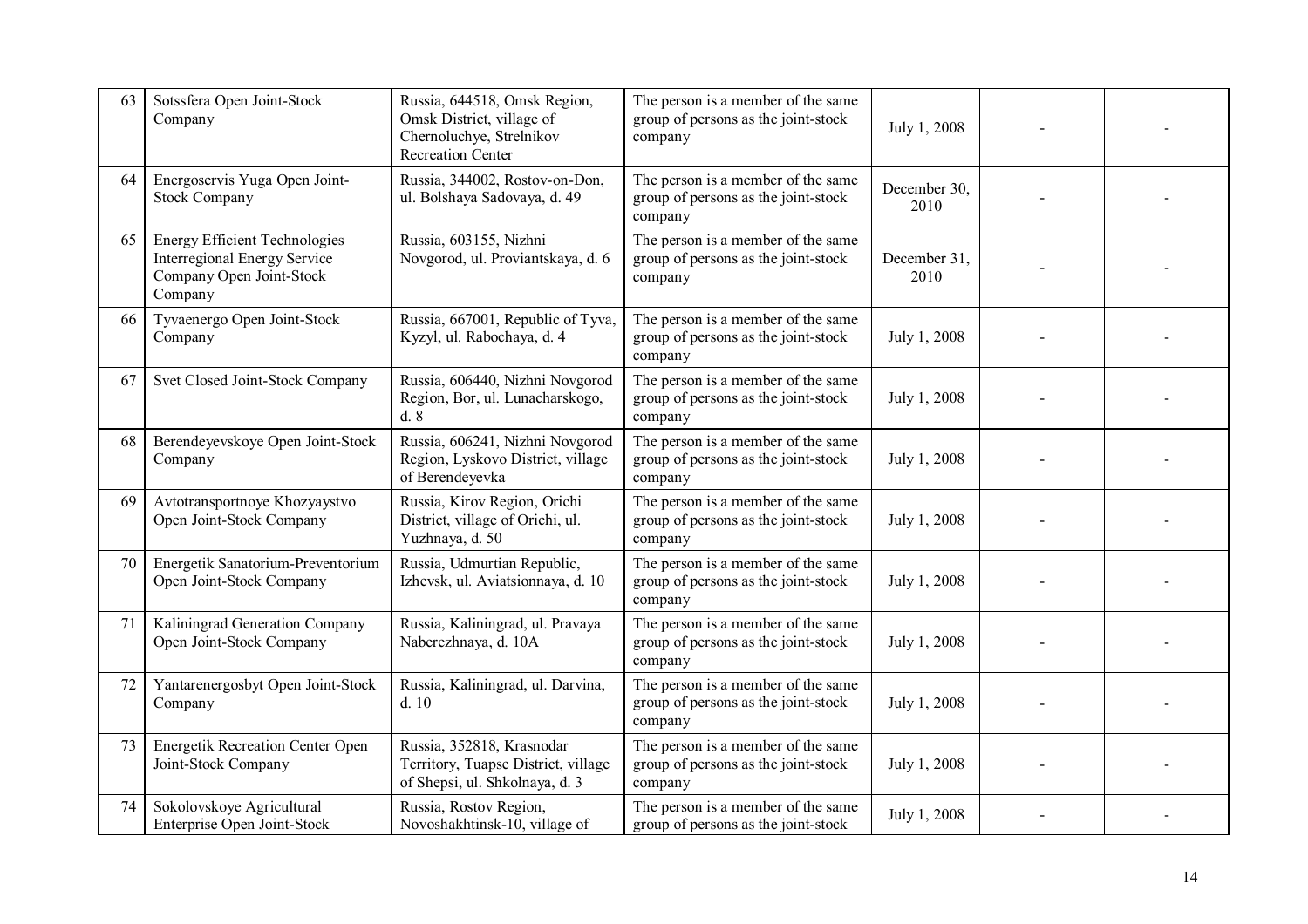| 63 | Sotssfera Open Joint-Stock Company | Russia, 644518, Omsk Region, Omsk District, village of Chernoluchye, Strelnikov Recreation Center | The person is a member of the same group of persons as the joint-stock company | July 1, 2008 | - | - |
|---|---|---|---|---|---|---|
| 64 | Energoservis Yuga Open Joint-Stock Company | Russia, 344002, Rostov-on-Don, ul. Bolshaya Sadovaya, d. 49 | The person is a member of the same group of persons as the joint-stock company | December 30, 2010 | - | - |
| 65 | Energy Efficient Technologies Interregional Energy Service Company Open Joint-Stock Company | Russia, 603155, Nizhni Novgorod, ul. Proviantskaya, d. 6 | The person is a member of the same group of persons as the joint-stock company | December 31, 2010 | - | - |
| 66 | Tyvaenergo Open Joint-Stock Company | Russia, 667001, Republic of Tyva, Kyzyl, ul. Rabochaya, d. 4 | The person is a member of the same group of persons as the joint-stock company | July 1, 2008 | - | - |
| 67 | Svet Closed Joint-Stock Company | Russia, 606440, Nizhni Novgorod Region, Bor, ul. Lunacharskogo, d. 8 | The person is a member of the same group of persons as the joint-stock company | July 1, 2008 | - | - |
| 68 | Berendeyevskoye Open Joint-Stock Company | Russia, 606241, Nizhni Novgorod Region, Lyskovo District, village of Berendeyevka | The person is a member of the same group of persons as the joint-stock company | July 1, 2008 | - | - |
| 69 | Avtotransportnoye Khozyaystvo Open Joint-Stock Company | Russia, Kirov Region, Orichi District, village of Orichi, ul. Yuzhnaya, d. 50 | The person is a member of the same group of persons as the joint-stock company | July 1, 2008 | - | - |
| 70 | Energetik Sanatorium-Preventorium Open Joint-Stock Company | Russia, Udmurtian Republic, Izhevsk, ul. Aviatsionnaya, d. 10 | The person is a member of the same group of persons as the joint-stock company | July 1, 2008 | - | - |
| 71 | Kaliningrad Generation Company Open Joint-Stock Company | Russia, Kaliningrad, ul. Pravaya Naberezhnaya, d. 10A | The person is a member of the same group of persons as the joint-stock company | July 1, 2008 | - | - |
| 72 | Yantarenergosbyt Open Joint-Stock Company | Russia, Kaliningrad, ul. Darvina, d. 10 | The person is a member of the same group of persons as the joint-stock company | July 1, 2008 | - | - |
| 73 | Energetik Recreation Center Open Joint-Stock Company | Russia, 352818, Krasnodar Territory, Tuapse District, village of Shepsi, ul. Shkolnaya, d. 3 | The person is a member of the same group of persons as the joint-stock company | July 1, 2008 | - | - |
| 74 | Sokolovskoye Agricultural Enterprise Open Joint-Stock | Russia, Rostov Region, Novoshakhtinsk-10, village of | The person is a member of the same group of persons as the joint-stock | July 1, 2008 | - | - |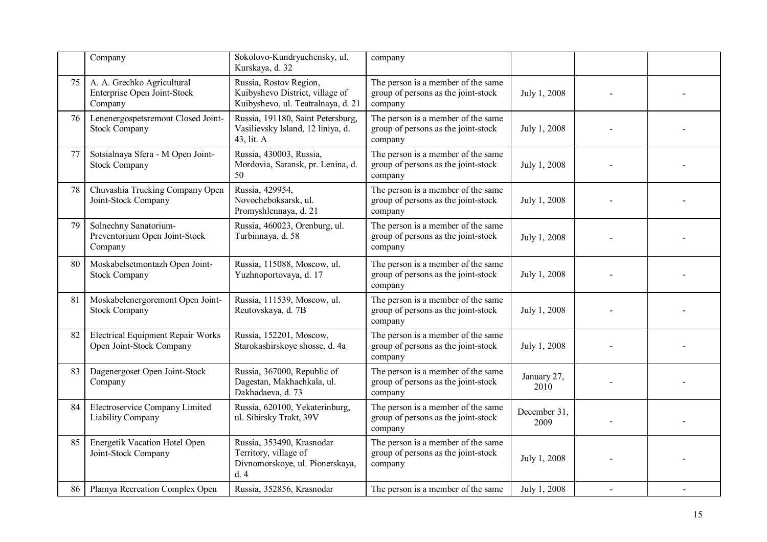| | | | | | | |
|---|---|---|---|---|---|---|
| | Company | Sokolovo-Kundryuchensky, ul. Kurskaya, d. 32 | company | | | |
| 75 | A. A. Grechko Agricultural Enterprise Open Joint-Stock Company | Russia, Rostov Region, Kuibyshevo District, village of Kuibyshevo, ul. Teatralnaya, d. 21 | The person is a member of the same group of persons as the joint-stock company | July 1, 2008 | - | - |
| 76 | Lenenergospetsremont Closed Joint-Stock Company | Russia, 191180, Saint Petersburg, Vasilievsky Island, 12 liniya, d. 43, lit. A | The person is a member of the same group of persons as the joint-stock company | July 1, 2008 | - | - |
| 77 | Sotsialnaya Sfera - M Open Joint-Stock Company | Russia, 430003, Russia, Mordovia, Saransk, pr. Lenina, d. 50 | The person is a member of the same group of persons as the joint-stock company | July 1, 2008 | - | - |
| 78 | Chuvashia Trucking Company Open Joint-Stock Company | Russia, 429954, Novocheboksarsk, ul. Promyshlennaya, d. 21 | The person is a member of the same group of persons as the joint-stock company | July 1, 2008 | - | - |
| 79 | Solnechny Sanatorium-Preventorium Open Joint-Stock Company | Russia, 460023, Orenburg, ul. Turbinnaya, d. 58 | The person is a member of the same group of persons as the joint-stock company | July 1, 2008 | - | - |
| 80 | Moskabelsetmontazh Open Joint-Stock Company | Russia, 115088, Moscow, ul. Yuzhnoportovaya, d. 17 | The person is a member of the same group of persons as the joint-stock company | July 1, 2008 | - | - |
| 81 | Moskabelenergoremont Open Joint-Stock Company | Russia, 111539, Moscow, ul. Reutovskaya, d. 7B | The person is a member of the same group of persons as the joint-stock company | July 1, 2008 | - | - |
| 82 | Electrical Equipment Repair Works Open Joint-Stock Company | Russia, 152201, Moscow, Starokashirskoye shosse, d. 4a | The person is a member of the same group of persons as the joint-stock company | July 1, 2008 | - | - |
| 83 | Dagenergoset Open Joint-Stock Company | Russia, 367000, Republic of Dagestan, Makhachkala, ul. Dakhadaeva, d. 73 | The person is a member of the same group of persons as the joint-stock company | January 27, 2010 | - | - |
| 84 | Electroservice Company Limited Liability Company | Russia, 620100, Yekaterinburg, ul. Sibirsky Trakt, 39V | The person is a member of the same group of persons as the joint-stock company | December 31, 2009 | - | - |
| 85 | Energetik Vacation Hotel Open Joint-Stock Company | Russia, 353490, Krasnodar Territory, village of Divnomorskoye, ul. Pionerskaya, d. 4 | The person is a member of the same group of persons as the joint-stock company | July 1, 2008 | - | - |
| 86 | Plamya Recreation Complex Open | Russia, 352856, Krasnodar | The person is a member of the same | July 1, 2008 | - | - |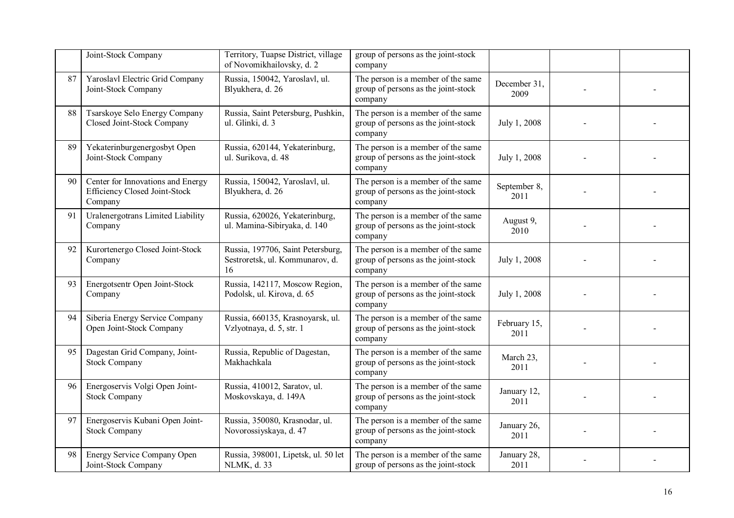| | | | | | | |
|---|---|---|---|---|---|---|
| | Joint-Stock Company | Territory, Tuapse District, village of Novomikhailovsky, d. 2 | group of persons as the joint-stock company | | | |
| 87 | Yaroslavl Electric Grid Company Joint-Stock Company | Russia, 150042, Yaroslavl, ul. Blyukhera, d. 26 | The person is a member of the same group of persons as the joint-stock company | December 31, 2009 | - | - |
| 88 | Tsarskoye Selo Energy Company Closed Joint-Stock Company | Russia, Saint Petersburg, Pushkin, ul. Glinki, d. 3 | The person is a member of the same group of persons as the joint-stock company | July 1, 2008 | - | - |
| 89 | Yekaterinburgenergosbyt Open Joint-Stock Company | Russia, 620144, Yekaterinburg, ul. Surikova, d. 48 | The person is a member of the same group of persons as the joint-stock company | July 1, 2008 | - | - |
| 90 | Center for Innovations and Energy Efficiency Closed Joint-Stock Company | Russia, 150042, Yaroslavl, ul. Blyukhera, d. 26 | The person is a member of the same group of persons as the joint-stock company | September 8, 2011 | - | - |
| 91 | Uralenergotrans Limited Liability Company | Russia, 620026, Yekaterinburg, ul. Mamina-Sibiryaka, d. 140 | The person is a member of the same group of persons as the joint-stock company | August 9, 2010 | - | - |
| 92 | Kurortenergo Closed Joint-Stock Company | Russia, 197706, Saint Petersburg, Sestroretsk, ul. Kommunarov, d. 16 | The person is a member of the same group of persons as the joint-stock company | July 1, 2008 | - | - |
| 93 | Energotsentr Open Joint-Stock Company | Russia, 142117, Moscow Region, Podolsk, ul. Kirova, d. 65 | The person is a member of the same group of persons as the joint-stock company | July 1, 2008 | - | - |
| 94 | Siberia Energy Service Company Open Joint-Stock Company | Russia, 660135, Krasnoyarsk, ul. Vzlyotnaya, d. 5, str. 1 | The person is a member of the same group of persons as the joint-stock company | February 15, 2011 | - | - |
| 95 | Dagestan Grid Company, Joint-Stock Company | Russia, Republic of Dagestan, Makhachkala | The person is a member of the same group of persons as the joint-stock company | March 23, 2011 | - | - |
| 96 | Energoservis Volgi Open Joint-Stock Company | Russia, 410012, Saratov, ul. Moskovskaya, d. 149A | The person is a member of the same group of persons as the joint-stock company | January 12, 2011 | - | - |
| 97 | Energoservis Kubani Open Joint-Stock Company | Russia, 350080, Krasnodar, ul. Novorossiyskaya, d. 47 | The person is a member of the same group of persons as the joint-stock company | January 26, 2011 | - | - |
| 98 | Energy Service Company Open Joint-Stock Company | Russia, 398001, Lipetsk, ul. 50 let NLMK, d. 33 | The person is a member of the same group of persons as the joint-stock | January 28, 2011 | - | - |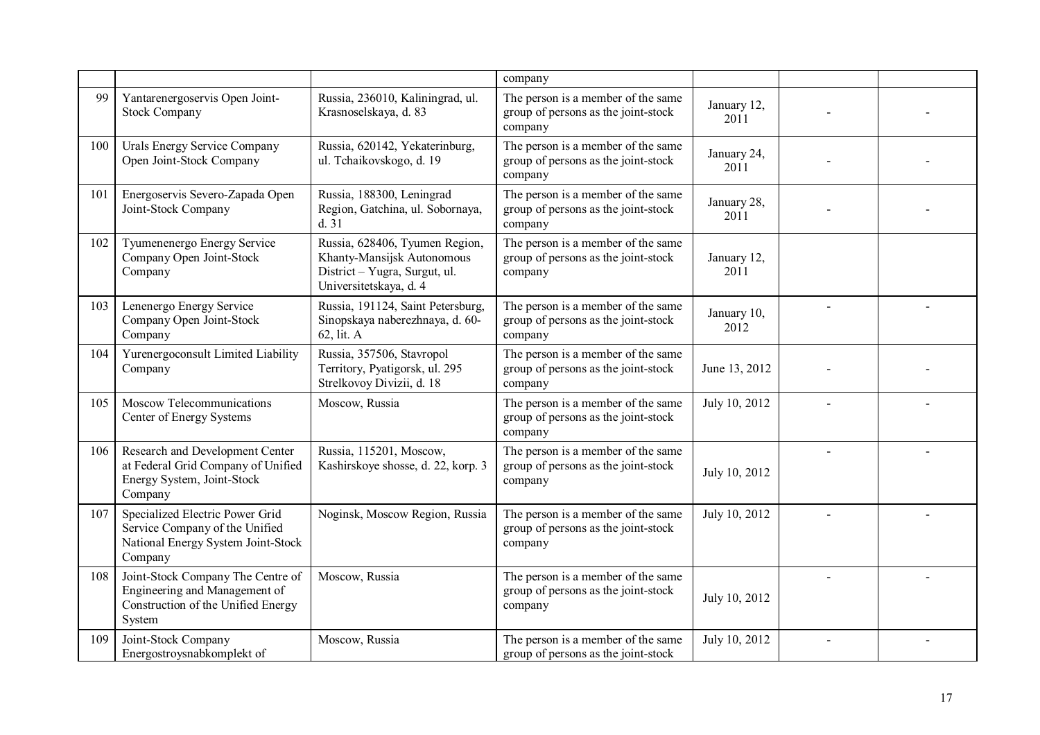| | | | company | | | |
|---|---|---|---|---|---|---|
| 99 | Yantarenergoservis Open Joint-Stock Company | Russia, 236010, Kaliningrad, ul. Krasnoselskaya, d. 83 | The person is a member of the same group of persons as the joint-stock company | January 12, 2011 | - | - |
| 100 | Urals Energy Service Company Open Joint-Stock Company | Russia, 620142, Yekaterinburg, ul. Tchaikovskogo, d. 19 | The person is a member of the same group of persons as the joint-stock company | January 24, 2011 | - | - |
| 101 | Energoservis Severo-Zapada Open Joint-Stock Company | Russia, 188300, Leningrad Region, Gatchina, ul. Sobornaya, d. 31 | The person is a member of the same group of persons as the joint-stock company | January 28, 2011 | - | - |
| 102 | Tyumenenergo Energy Service Company Open Joint-Stock Company | Russia, 628406, Tyumen Region, Khanty-Mansijsk Autonomous District – Yugra, Surgut, ul. Universitetskaya, d. 4 | The person is a member of the same group of persons as the joint-stock company | January 12, 2011 | | |
| 103 | Lenenergo Energy Service Company Open Joint-Stock Company | Russia, 191124, Saint Petersburg, Sinopskaya naberezhnaya, d. 60-62, lit. A | The person is a member of the same group of persons as the joint-stock company | January 10, 2012 | - | - |
| 104 | Yurenergoconsult Limited Liability Company | Russia, 357506, Stavropol Territory, Pyatigorsk, ul. 295 Strelkovoy Divizii, d. 18 | The person is a member of the same group of persons as the joint-stock company | June 13, 2012 | - | - |
| 105 | Moscow Telecommunications Center of Energy Systems | Moscow, Russia | The person is a member of the same group of persons as the joint-stock company | July 10, 2012 | - | - |
| 106 | Research and Development Center at Federal Grid Company of Unified Energy System, Joint-Stock Company | Russia, 115201, Moscow, Kashirskoye shosse, d. 22, korp. 3 | The person is a member of the same group of persons as the joint-stock company | July 10, 2012 | - | - |
| 107 | Specialized Electric Power Grid Service Company of the Unified National Energy System Joint-Stock Company | Noginsk, Moscow Region, Russia | The person is a member of the same group of persons as the joint-stock company | July 10, 2012 | - | - |
| 108 | Joint-Stock Company The Centre of Engineering and Management of Construction of the Unified Energy System | Moscow, Russia | The person is a member of the same group of persons as the joint-stock company | July 10, 2012 | - | - |
| 109 | Joint-Stock Company Energostroysnabkomplekt of | Moscow, Russia | The person is a member of the same group of persons as the joint-stock | July 10, 2012 | - | - |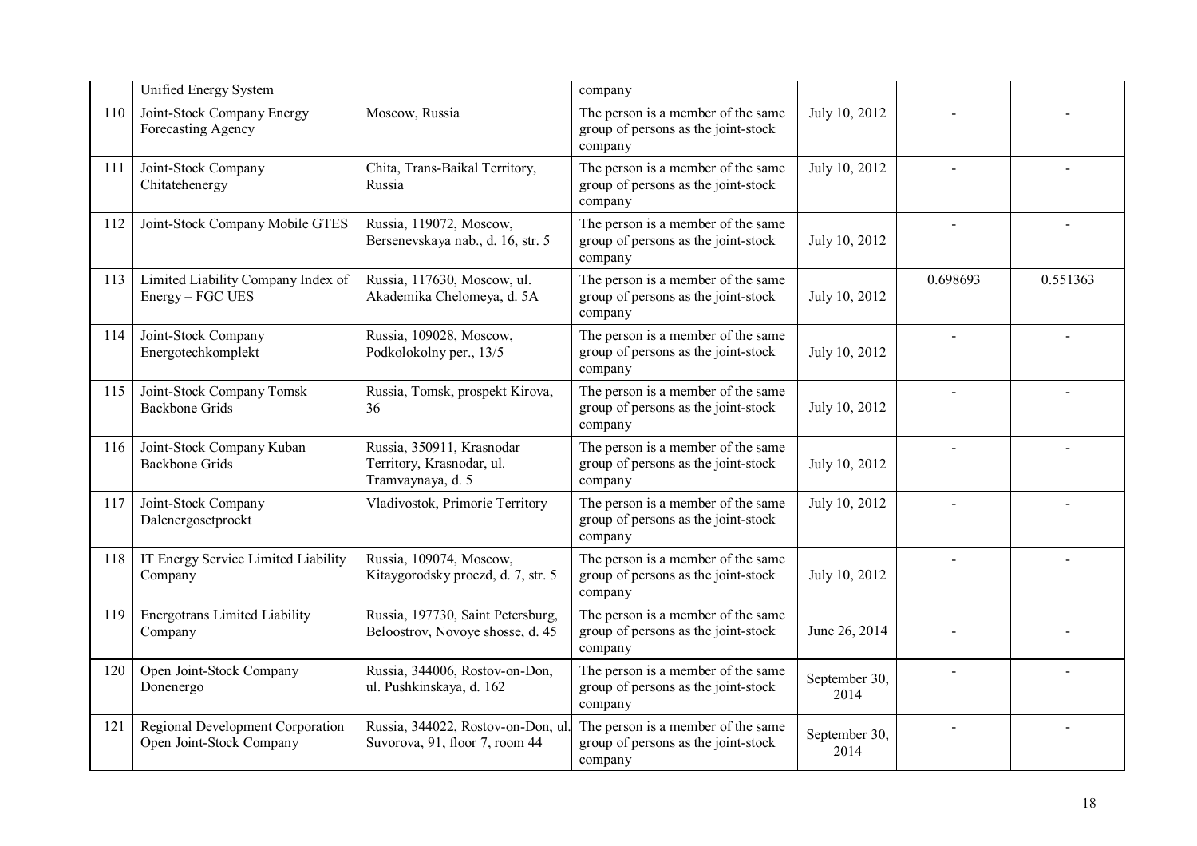|  | Unified Energy System |  | company |  |  |  |
|---|---|---|---|---|---|---|
| 110 | Joint-Stock Company Energy Forecasting Agency | Moscow, Russia | The person is a member of the same group of persons as the joint-stock company | July 10, 2012 | - | - |
| 111 | Joint-Stock Company Chitatehenergy | Chita, Trans-Baikal Territory, Russia | The person is a member of the same group of persons as the joint-stock company | July 10, 2012 | - | - |
| 112 | Joint-Stock Company Mobile GTES | Russia, 119072, Moscow, Bersenevskaya nab., d. 16, str. 5 | The person is a member of the same group of persons as the joint-stock company | July 10, 2012 | - | - |
| 113 | Limited Liability Company Index of Energy – FGC UES | Russia, 117630, Moscow, ul. Akademika Chelomeya, d. 5A | The person is a member of the same group of persons as the joint-stock company | July 10, 2012 | 0.698693 | 0.551363 |
| 114 | Joint-Stock Company Energotechkomplekt | Russia, 109028, Moscow, Podkolokolny per., 13/5 | The person is a member of the same group of persons as the joint-stock company | July 10, 2012 | - | - |
| 115 | Joint-Stock Company Tomsk Backbone Grids | Russia, Tomsk, prospekt Kirova, 36 | The person is a member of the same group of persons as the joint-stock company | July 10, 2012 | - | - |
| 116 | Joint-Stock Company Kuban Backbone Grids | Russia, 350911, Krasnodar Territory, Krasnodar, ul. Tramvaynaya, d. 5 | The person is a member of the same group of persons as the joint-stock company | July 10, 2012 | - | - |
| 117 | Joint-Stock Company Dalenergosetproekt | Vladivostok, Primorie Territory | The person is a member of the same group of persons as the joint-stock company | July 10, 2012 | - | - |
| 118 | IT Energy Service Limited Liability Company | Russia, 109074, Moscow, Kitaygorodsky proezd, d. 7, str. 5 | The person is a member of the same group of persons as the joint-stock company | July 10, 2012 | - | - |
| 119 | Energotrans Limited Liability Company | Russia, 197730, Saint Petersburg, Beloostrov, Novoye shosse, d. 45 | The person is a member of the same group of persons as the joint-stock company | June 26, 2014 | - | - |
| 120 | Open Joint-Stock Company Donenergo | Russia, 344006, Rostov-on-Don, ul. Pushkinskaya, d. 162 | The person is a member of the same group of persons as the joint-stock company | September 30, 2014 | - | - |
| 121 | Regional Development Corporation Open Joint-Stock Company | Russia, 344022, Rostov-on-Don, ul. Suvorova, 91, floor 7, room 44 | The person is a member of the same group of persons as the joint-stock company | September 30, 2014 | - | - |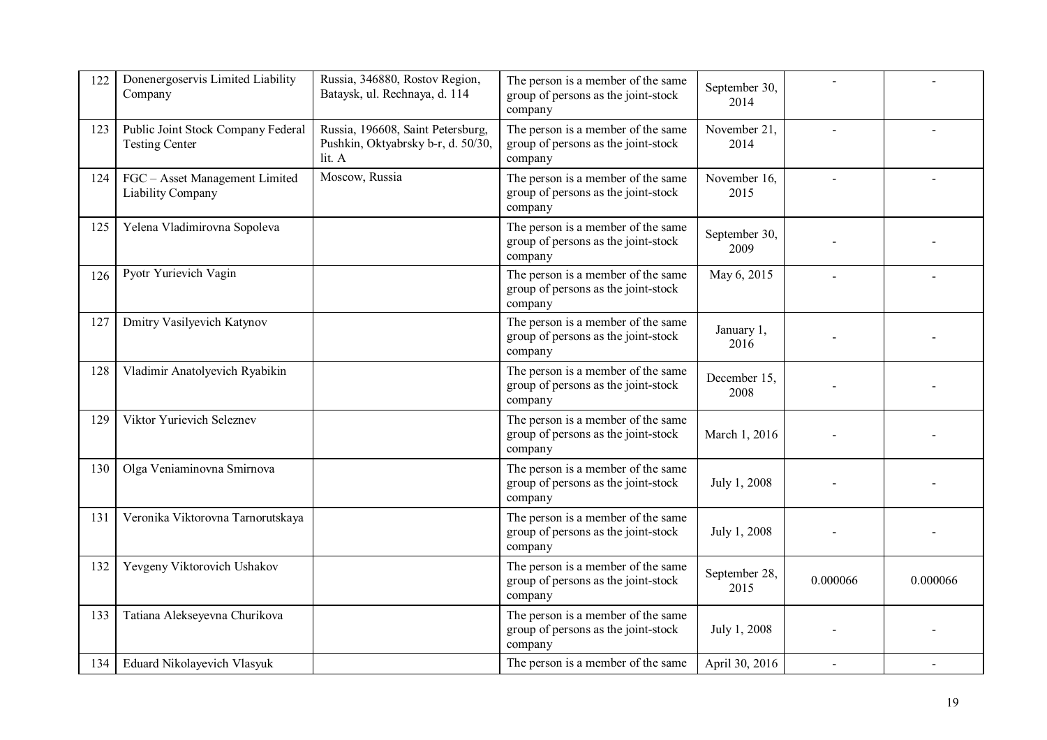| 122 | Donenergoservis Limited Liability Company | Russia, 346880, Rostov Region, Bataysk, ul. Rechnaya, d. 114 | The person is a member of the same group of persons as the joint-stock company | September 30, 2014 | - | - |
|---|---|---|---|---|---|---|
| 123 | Public Joint Stock Company Federal Testing Center | Russia, 196608, Saint Petersburg, Pushkin, Oktyabrsky b-r, d. 50/30, lit. A | The person is a member of the same group of persons as the joint-stock company | November 21, 2014 | - | - |
| 124 | FGC – Asset Management Limited Liability Company | Moscow, Russia | The person is a member of the same group of persons as the joint-stock company | November 16, 2015 | - | - |
| 125 | Yelena Vladimirovna Sopoleva | | The person is a member of the same group of persons as the joint-stock company | September 30, 2009 | - | - |
| 126 | Pyotr Yurievich Vagin | | The person is a member of the same group of persons as the joint-stock company | May 6, 2015 | - | - |
| 127 | Dmitry Vasilyevich Katynov | | The person is a member of the same group of persons as the joint-stock company | January 1, 2016 | - | - |
| 128 | Vladimir Anatolyevich Ryabikin | | The person is a member of the same group of persons as the joint-stock company | December 15, 2008 | - | - |
| 129 | Viktor Yurievich Seleznev | | The person is a member of the same group of persons as the joint-stock company | March 1, 2016 | - | - |
| 130 | Olga Veniaminovna Smirnova | | The person is a member of the same group of persons as the joint-stock company | July 1, 2008 | - | - |
| 131 | Veronika Viktorovna Tarnorutskaya | | The person is a member of the same group of persons as the joint-stock company | July 1, 2008 | - | - |
| 132 | Yevgeny Viktorovich Ushakov | | The person is a member of the same group of persons as the joint-stock company | September 28, 2015 | 0.000066 | 0.000066 |
| 133 | Tatiana Alekseyevna Churikova | | The person is a member of the same group of persons as the joint-stock company | July 1, 2008 | - | - |
| 134 | Eduard Nikolayevich Vlasyuk | | The person is a member of the same | April 30, 2016 | - | - |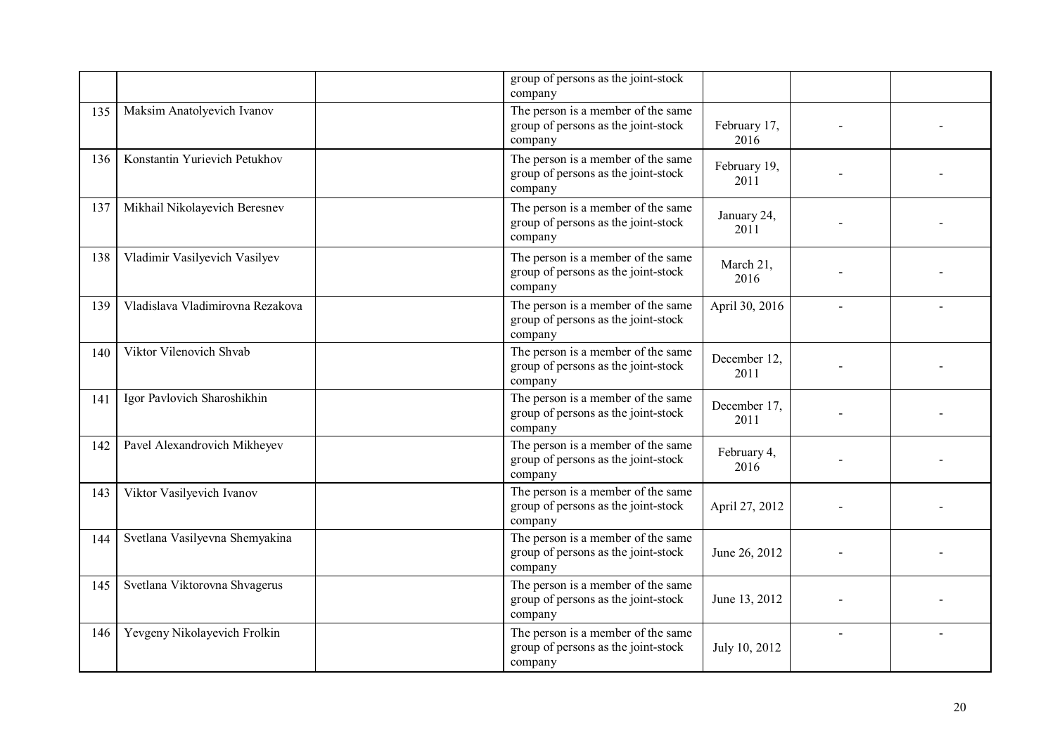| | | | | | | |
|---|---|---|---|---|---|---|
| | | | group of persons as the joint-stock company | | | |
| 135 | Maksim Anatolyevich Ivanov | | The person is a member of the same group of persons as the joint-stock company | February 17, 2016 | - | - |
| 136 | Konstantin Yurievich Petukhov | | The person is a member of the same group of persons as the joint-stock company | February 19, 2011 | - | - |
| 137 | Mikhail Nikolayevich Beresnev | | The person is a member of the same group of persons as the joint-stock company | January 24, 2011 | - | - |
| 138 | Vladimir Vasilyevich Vasilyev | | The person is a member of the same group of persons as the joint-stock company | March 21, 2016 | - | - |
| 139 | Vladislava Vladimirovna Rezakova | | The person is a member of the same group of persons as the joint-stock company | April 30, 2016 | - | - |
| 140 | Viktor Vilenovich Shvab | | The person is a member of the same group of persons as the joint-stock company | December 12, 2011 | - | - |
| 141 | Igor Pavlovich Sharoshikhin | | The person is a member of the same group of persons as the joint-stock company | December 17, 2011 | - | - |
| 142 | Pavel Alexandrovich Mikheyev | | The person is a member of the same group of persons as the joint-stock company | February 4, 2016 | - | - |
| 143 | Viktor Vasilyevich Ivanov | | The person is a member of the same group of persons as the joint-stock company | April 27, 2012 | - | - |
| 144 | Svetlana Vasilyevna Shemyakina | | The person is a member of the same group of persons as the joint-stock company | June 26, 2012 | - | - |
| 145 | Svetlana Viktorovna Shvagerus | | The person is a member of the same group of persons as the joint-stock company | June 13, 2012 | - | - |
| 146 | Yevgeny Nikolayevich Frolkin | | The person is a member of the same group of persons as the joint-stock company | July 10, 2012 | - | - |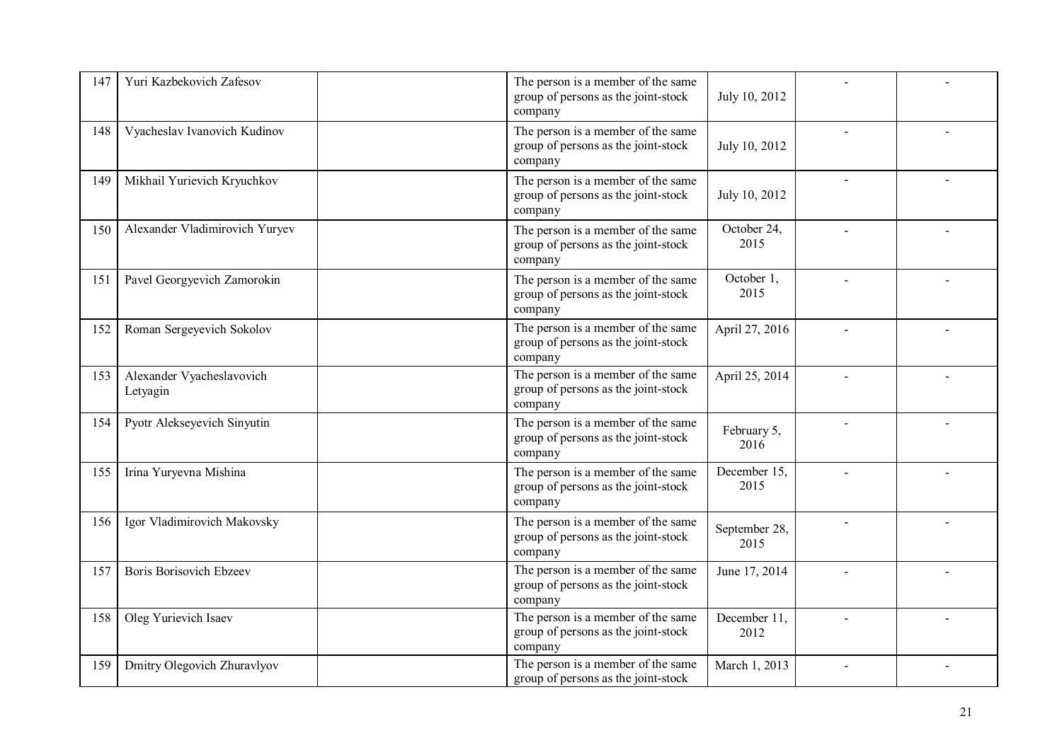| | | | | | | |
|---|---|---|---|---|---|---|
| 147 | Yuri Kazbekovich Zafesov | | The person is a member of the same group of persons as the joint-stock company | July 10, 2012 | - | - |
| 148 | Vyacheslav Ivanovich Kudinov | | The person is a member of the same group of persons as the joint-stock company | July 10, 2012 | - | - |
| 149 | Mikhail Yurievich Kryuchkov | | The person is a member of the same group of persons as the joint-stock company | July 10, 2012 | - | - |
| 150 | Alexander Vladimirovich Yuryev | | The person is a member of the same group of persons as the joint-stock company | October 24, 2015 | - | - |
| 151 | Pavel Georgyevich Zamorokin | | The person is a member of the same group of persons as the joint-stock company | October 1, 2015 | - | - |
| 152 | Roman Sergeyevich Sokolov | | The person is a member of the same group of persons as the joint-stock company | April 27, 2016 | - | - |
| 153 | Alexander Vyacheslavovich Letyagin | | The person is a member of the same group of persons as the joint-stock company | April 25, 2014 | - | - |
| 154 | Pyotr Alekseyevich Sinyutin | | The person is a member of the same group of persons as the joint-stock company | February 5, 2016 | - | - |
| 155 | Irina Yuryevna Mishina | | The person is a member of the same group of persons as the joint-stock company | December 15, 2015 | - | - |
| 156 | Igor Vladimirovich Makovsky | | The person is a member of the same group of persons as the joint-stock company | September 28, 2015 | - | - |
| 157 | Boris Borisovich Ebzeev | | The person is a member of the same group of persons as the joint-stock company | June 17, 2014 | - | - |
| 158 | Oleg Yurievich Isaev | | The person is a member of the same group of persons as the joint-stock company | December 11, 2012 | - | - |
| 159 | Dmitry Olegovich Zhuravlyov | | The person is a member of the same group of persons as the joint-stock | March 1, 2013 | - | - |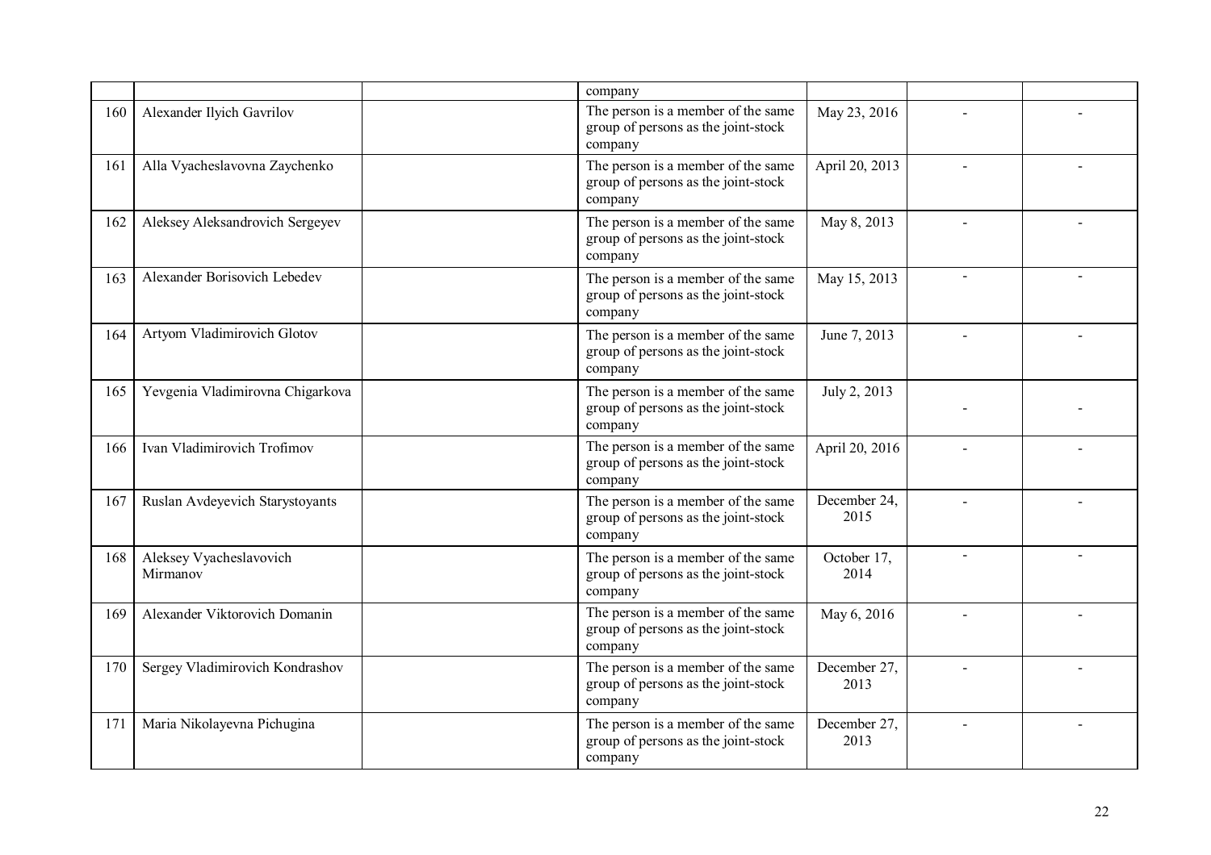| | | | | | | |
|---|---|---|---|---|---|---|
| | | | company | | | |
| 160 | Alexander Ilyich Gavrilov | | The person is a member of the same group of persons as the joint-stock company | May 23, 2016 | - | - |
| 161 | Alla Vyacheslavovna Zaychenko | | The person is a member of the same group of persons as the joint-stock company | April 20, 2013 | - | - |
| 162 | Aleksey Aleksandrovich Sergeyev | | The person is a member of the same group of persons as the joint-stock company | May 8, 2013 | - | - |
| 163 | Alexander Borisovich Lebedev | | The person is a member of the same group of persons as the joint-stock company | May 15, 2013 | - | - |
| 164 | Artyom Vladimirovich Glotov | | The person is a member of the same group of persons as the joint-stock company | June 7, 2013 | - | - |
| 165 | Yevgenia Vladimirovna Chigarkova | | The person is a member of the same group of persons as the joint-stock company | July 2, 2013 | - | - |
| 166 | Ivan Vladimirovich Trofimov | | The person is a member of the same group of persons as the joint-stock company | April 20, 2016 | - | - |
| 167 | Ruslan Avdeyevich Starystoyants | | The person is a member of the same group of persons as the joint-stock company | December 24, 2015 | - | - |
| 168 | Aleksey Vyacheslavovich Mirmanov | | The person is a member of the same group of persons as the joint-stock company | October 17, 2014 | - | - |
| 169 | Alexander Viktorovich Domanin | | The person is a member of the same group of persons as the joint-stock company | May 6, 2016 | - | - |
| 170 | Sergey Vladimirovich Kondrashov | | The person is a member of the same group of persons as the joint-stock company | December 27, 2013 | - | - |
| 171 | Maria Nikolayevna Pichugina | | The person is a member of the same group of persons as the joint-stock company | December 27, 2013 | - | - |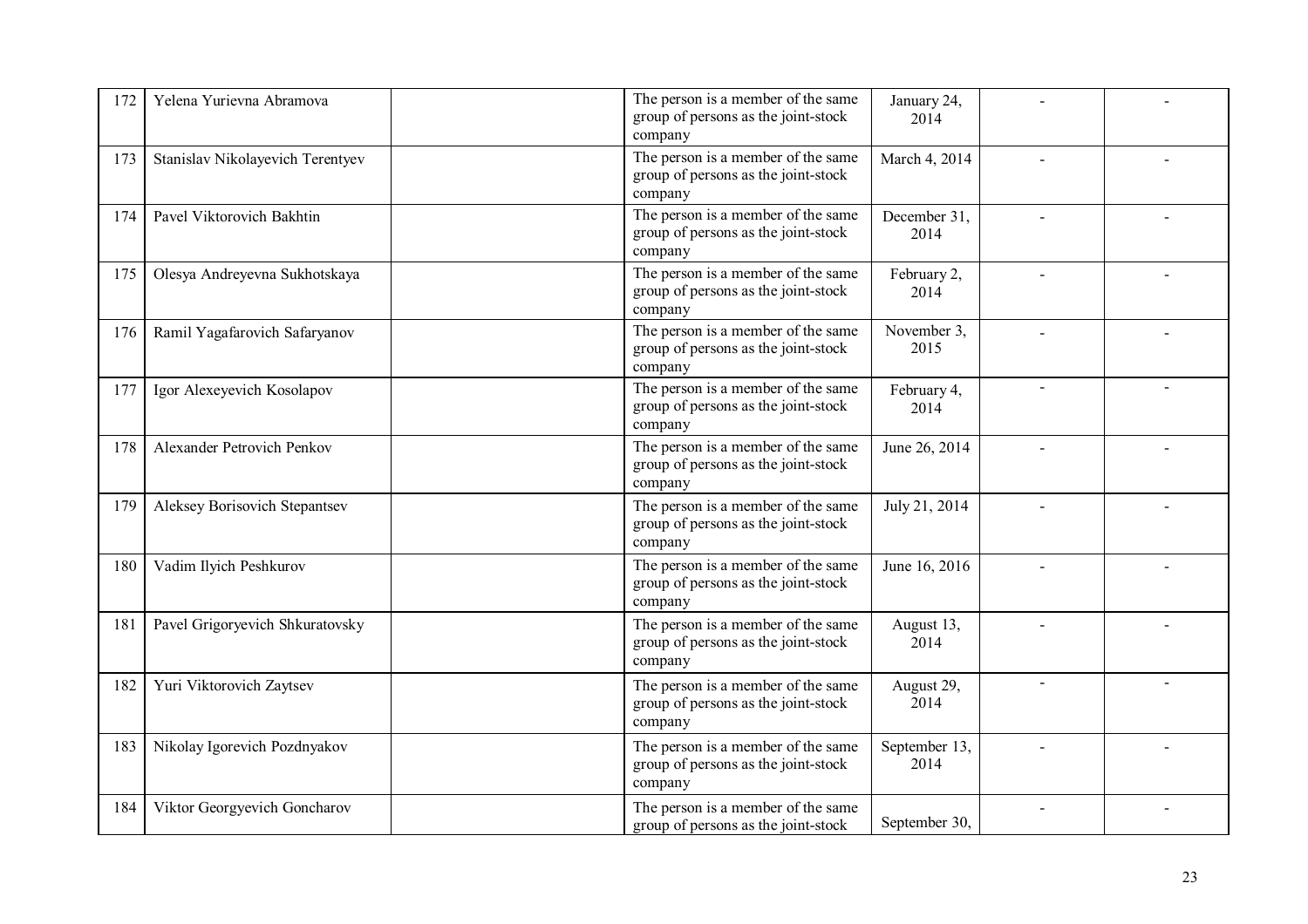| 172 | Yelena Yurievna Abramova | | The person is a member of the same group of persons as the joint-stock company | January 24, 2014 | - | - |
|---|---|---|---|---|---|---|
| 173 | Stanislav Nikolayevich Terentyev | | The person is a member of the same group of persons as the joint-stock company | March 4, 2014 | - | - |
| 174 | Pavel Viktorovich Bakhtin | | The person is a member of the same group of persons as the joint-stock company | December 31, 2014 | - | - |
| 175 | Olesya Andreyevna Sukhotskaya | | The person is a member of the same group of persons as the joint-stock company | February 2, 2014 | - | - |
| 176 | Ramil Yagafarovich Safaryanov | | The person is a member of the same group of persons as the joint-stock company | November 3, 2015 | - | - |
| 177 | Igor Alexeyevich Kosolapov | | The person is a member of the same group of persons as the joint-stock company | February 4, 2014 | - | - |
| 178 | Alexander Petrovich Penkov | | The person is a member of the same group of persons as the joint-stock company | June 26, 2014 | - | - |
| 179 | Aleksey Borisovich Stepantsev | | The person is a member of the same group of persons as the joint-stock company | July 21, 2014 | - | - |
| 180 | Vadim Ilyich Peshkurov | | The person is a member of the same group of persons as the joint-stock company | June 16, 2016 | - | - |
| 181 | Pavel Grigoryevich Shkuratovsky | | The person is a member of the same group of persons as the joint-stock company | August 13, 2014 | - | - |
| 182 | Yuri Viktorovich Zaytsev | | The person is a member of the same group of persons as the joint-stock company | August 29, 2014 | - | - |
| 183 | Nikolay Igorevich Pozdnyakov | | The person is a member of the same group of persons as the joint-stock company | September 13, 2014 | - | - |
| 184 | Viktor Georgyevich Goncharov | | The person is a member of the same group of persons as the joint-stock | September 30, | - | - |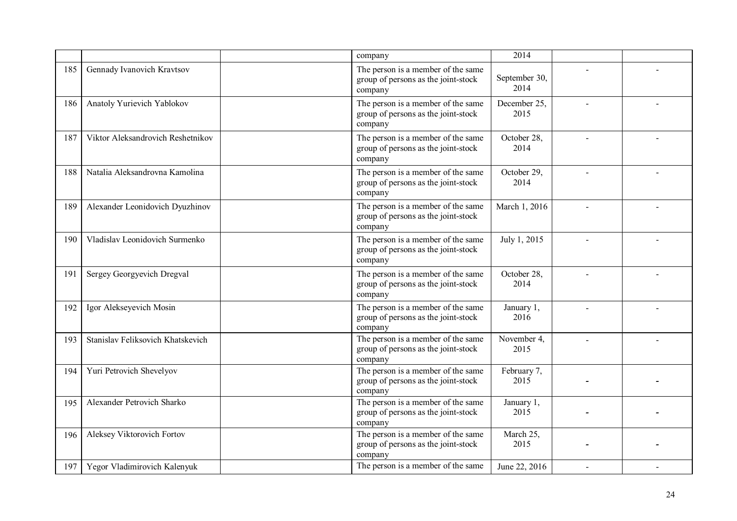| | | | company | 2014 | | |
|---|---|---|---|---|---|---|
| 185 | Gennady Ivanovich Kravtsov | | The person is a member of the same group of persons as the joint-stock company | September 30, 2014 | - | - |
| 186 | Anatoly Yurievich Yablokov | | The person is a member of the same group of persons as the joint-stock company | December 25, 2015 | - | - |
| 187 | Viktor Aleksandrovich Reshetnikov | | The person is a member of the same group of persons as the joint-stock company | October 28, 2014 | - | - |
| 188 | Natalia Aleksandrovna Kamolina | | The person is a member of the same group of persons as the joint-stock company | October 29, 2014 | - | - |
| 189 | Alexander Leonidovich Dyuzhinov | | The person is a member of the same group of persons as the joint-stock company | March 1, 2016 | - | - |
| 190 | Vladislav Leonidovich Surmenko | | The person is a member of the same group of persons as the joint-stock company | July 1, 2015 | - | - |
| 191 | Sergey Georgyevich Dregval | | The person is a member of the same group of persons as the joint-stock company | October 28, 2014 | - | - |
| 192 | Igor Alekseyevich Mosin | | The person is a member of the same group of persons as the joint-stock company | January 1, 2016 | - | - |
| 193 | Stanislav Feliksovich Khatskevich | | The person is a member of the same group of persons as the joint-stock company | November 4, 2015 | - | - |
| 194 | Yuri Petrovich Shevelyov | | The person is a member of the same group of persons as the joint-stock company | February 7, 2015 | - | - |
| 195 | Alexander Petrovich Sharko | | The person is a member of the same group of persons as the joint-stock company | January 1, 2015 | - | - |
| 196 | Aleksey Viktorovich Fortov | | The person is a member of the same group of persons as the joint-stock company | March 25, 2015 | - | - |
| 197 | Yegor Vladimirovich Kalenyuk | | The person is a member of the same | June 22, 2016 | - | - |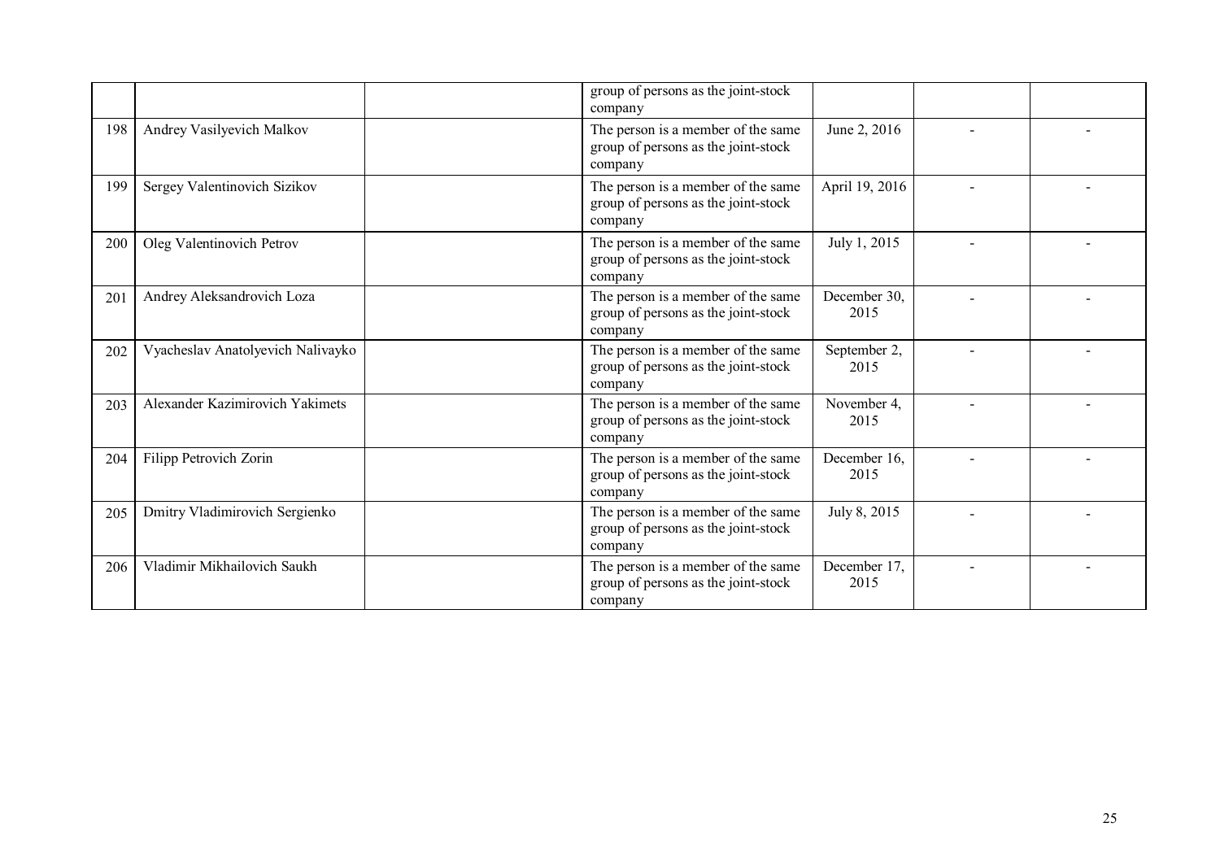| | | | | | | |
|---|---|---|---|---|---|---|
| | | | group of persons as the joint-stock company | | | |
| 198 | Andrey Vasilyevich Malkov | | The person is a member of the same group of persons as the joint-stock company | June 2, 2016 | - | - |
| 199 | Sergey Valentinovich Sizikov | | The person is a member of the same group of persons as the joint-stock company | April 19, 2016 | - | - |
| 200 | Oleg Valentinovich Petrov | | The person is a member of the same group of persons as the joint-stock company | July 1, 2015 | - | - |
| 201 | Andrey Aleksandrovich Loza | | The person is a member of the same group of persons as the joint-stock company | December 30, 2015 | - | - |
| 202 | Vyacheslav Anatolyevich Nalivayko | | The person is a member of the same group of persons as the joint-stock company | September 2, 2015 | - | - |
| 203 | Alexander Kazimirovich Yakimets | | The person is a member of the same group of persons as the joint-stock company | November 4, 2015 | - | - |
| 204 | Filipp Petrovich Zorin | | The person is a member of the same group of persons as the joint-stock company | December 16, 2015 | - | - |
| 205 | Dmitry Vladimirovich Sergienko | | The person is a member of the same group of persons as the joint-stock company | July 8, 2015 | - | - |
| 206 | Vladimir Mikhailovich Saukh | | The person is a member of the same group of persons as the joint-stock company | December 17, 2015 | - | - |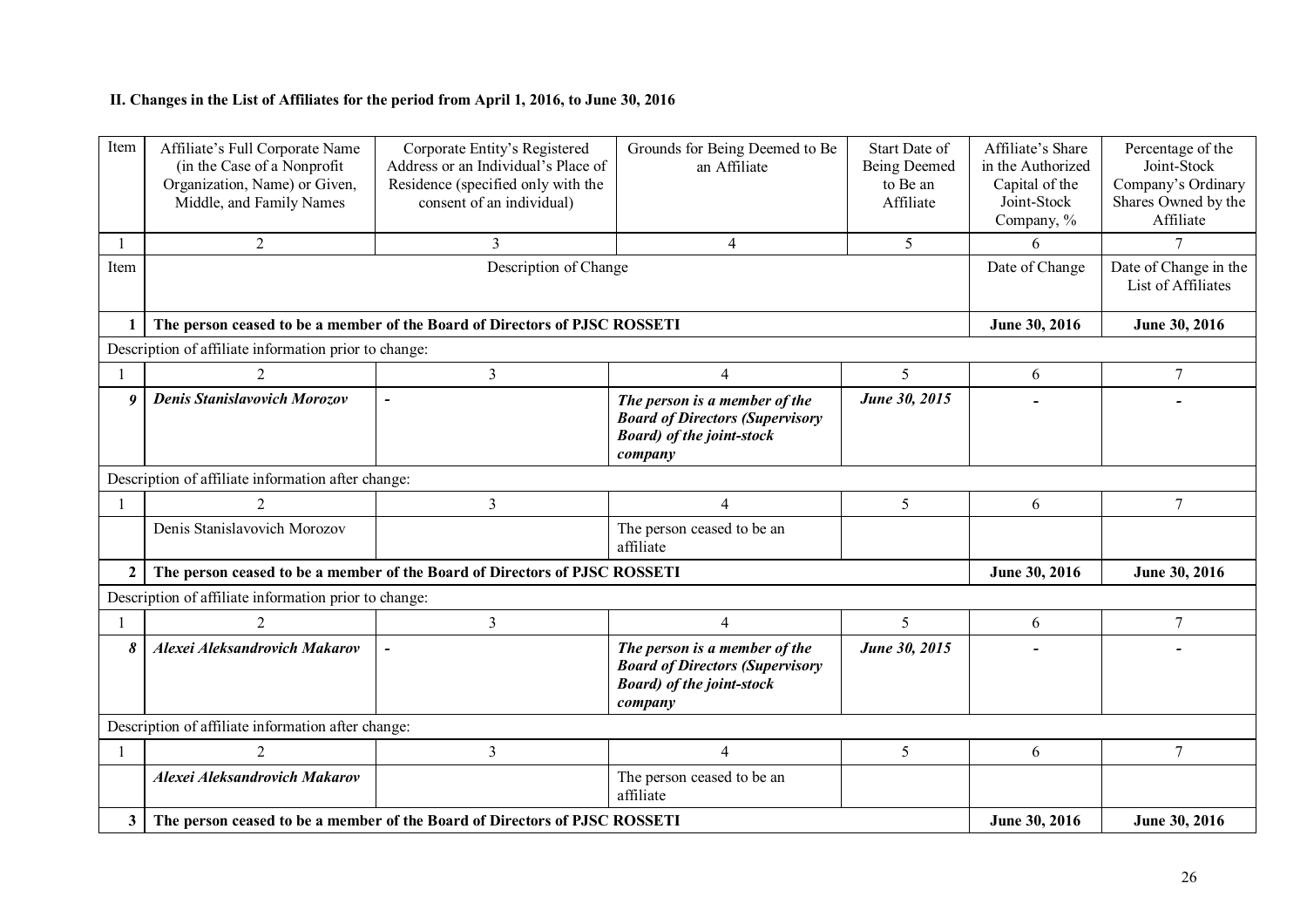**II. Changes in the List of Affiliates for the period from April 1, 2016, to June 30, 2016**

| Item | Affiliate's Full Corporate Name (in the Case of a Nonprofit Organization, Name) or Given, Middle, and Family Names | Corporate Entity's Registered Address or an Individual's Place of Residence (specified only with the consent of an individual) | Grounds for Being Deemed to Be an Affiliate | Start Date of Being Deemed to Be an Affiliate | Affiliate's Share in the Authorized Capital of the Joint-Stock Company, % | Percentage of the Joint-Stock Company's Ordinary Shares Owned by the Affiliate |
|---|---|---|---|---|---|---|
| 1 | 2 | 3 | 4 | 5 | 6 | 7 |
| Item | Description of Change | | | | Date of Change | Date of Change in the List of Affiliates |
| **1** | **The person ceased to be a member of the Board of Directors of PJSC ROSSETI** | | | | **June 30, 2016** | **June 30, 2016** |
| Description of affiliate information prior to change: | | | | | | |
| 1 | 2 | 3 | 4 | 5 | 6 | 7 |
| ***9*** | ***Denis Stanislavovich Morozov*** | **-** | ***The person is a member of the Board of Directors (Supervisory Board) of the joint-stock company*** | ***June 30, 2015*** | **-** | **-** |
| Description of affiliate information after change: | | | | | | |
| 1 | 2 | 3 | 4 | 5 | 6 | 7 |
| | Denis Stanislavovich Morozov | | The person ceased to be an affiliate | | | |
| **2** | **The person ceased to be a member of the Board of Directors of PJSC ROSSETI** | | | | **June 30, 2016** | **June 30, 2016** |
| Description of affiliate information prior to change: | | | | | | |
| 1 | 2 | 3 | 4 | 5 | 6 | 7 |
| ***8*** | ***Alexei Aleksandrovich Makarov*** | **-** | ***The person is a member of the Board of Directors (Supervisory Board) of the joint-stock company*** | ***June 30, 2015*** | **-** | **-** |
| Description of affiliate information after change: | | | | | | |
| 1 | 2 | 3 | 4 | 5 | 6 | 7 |
| | ***Alexei Aleksandrovich Makarov*** | | The person ceased to be an affiliate | | | |
| **3** | **The person ceased to be a member of the Board of Directors of PJSC ROSSETI** | | | | **June 30, 2016** | **June 30, 2016** |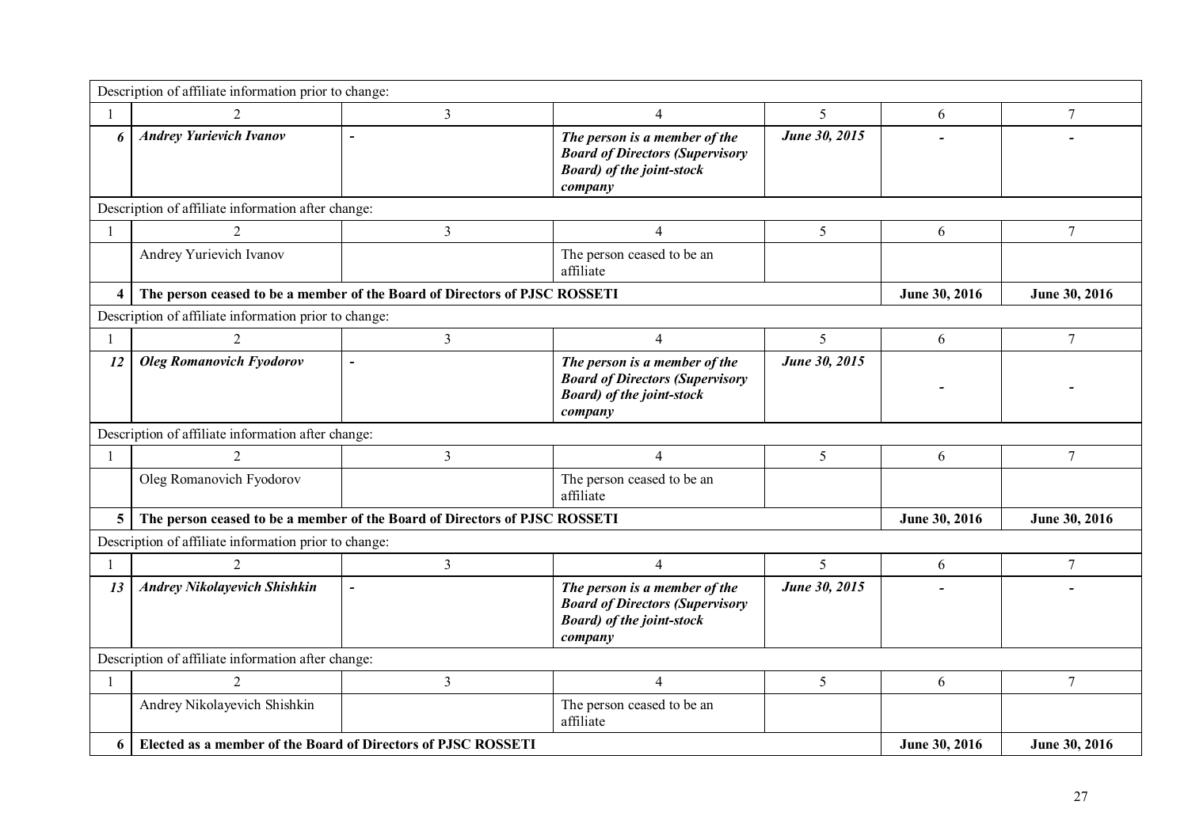| Description of affiliate information prior to change: | | | | | | |
|---|---|---|---|---|---|---|
| 1 | 2 | 3 | 4 | 5 | 6 | 7 |
| ***6*** | ***Andrey Yurievich Ivanov*** | ***-*** | ***The person is a member of the Board of Directors (Supervisory Board) of the joint-stock company*** | ***June 30, 2015*** | ***-*** | ***-*** |
| Description of affiliate information after change: | | | | | | |
| 1 | 2 | 3 | 4 | 5 | 6 | 7 |
| | Andrey Yurievich Ivanov | | The person ceased to be an affiliate | | | |
| **4** | **The person ceased to be a member of the Board of Directors of PJSC ROSSETI** | | | | **June 30, 2016** | **June 30, 2016** |
| Description of affiliate information prior to change: | | | | | | |
| 1 | 2 | 3 | 4 | 5 | 6 | 7 |
| ***12*** | ***Oleg Romanovich Fyodorov*** | ***-*** | ***The person is a member of the Board of Directors (Supervisory Board) of the joint-stock company*** | ***June 30, 2015*** | ***-*** | ***-*** |
| Description of affiliate information after change: | | | | | | |
| 1 | 2 | 3 | 4 | 5 | 6 | 7 |
| | Oleg Romanovich Fyodorov | | The person ceased to be an affiliate | | | |
| **5** | **The person ceased to be a member of the Board of Directors of PJSC ROSSETI** | | | | **June 30, 2016** | **June 30, 2016** |
| Description of affiliate information prior to change: | | | | | | |
| 1 | 2 | 3 | 4 | 5 | 6 | 7 |
| ***13*** | ***Andrey Nikolayevich Shishkin*** | ***-*** | ***The person is a member of the Board of Directors (Supervisory Board) of the joint-stock company*** | ***June 30, 2015*** | ***-*** | ***-*** |
| Description of affiliate information after change: | | | | | | |
| 1 | 2 | 3 | 4 | 5 | 6 | 7 |
| | Andrey Nikolayevich Shishkin | | The person ceased to be an affiliate | | | |
| **6** | **Elected as a member of the Board of Directors of PJSC ROSSETI** | | | | **June 30, 2016** | **June 30, 2016** |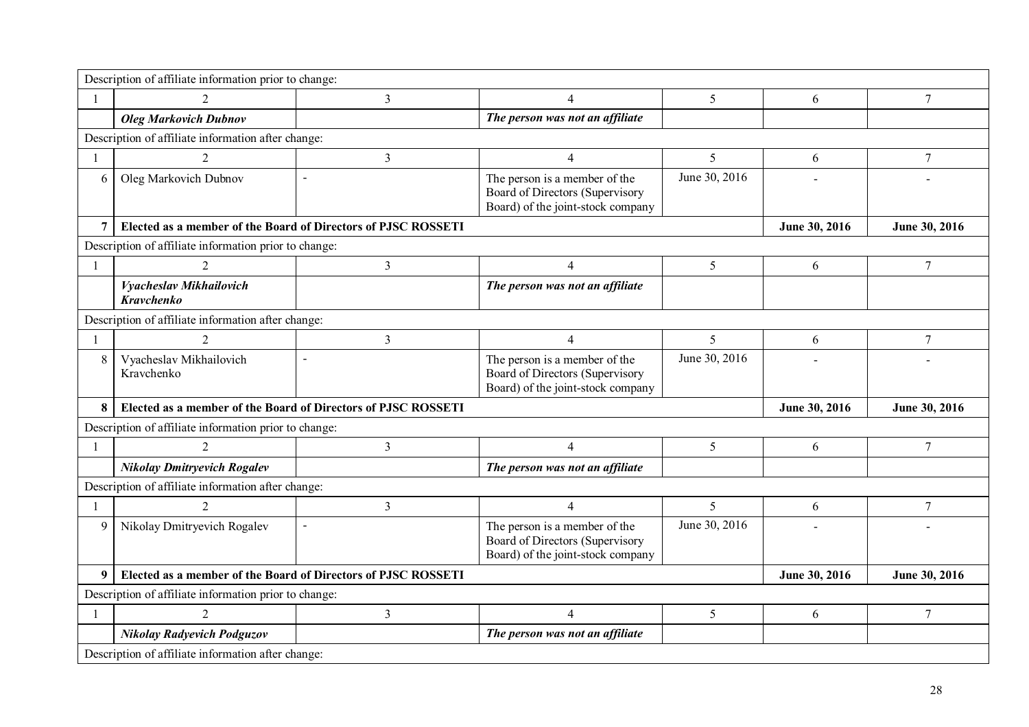| Description of affiliate information prior to change: | | | | | | |
|---|---|---|---|---|---|---|
| 1 | 2 | 3 | 4 | 5 | 6 | 7 |
| | ***Oleg Markovich Dubnov*** | | ***The person was not an affiliate*** | | | |
| Description of affiliate information after change: | | | | | | |
| 1 | 2 | 3 | 4 | 5 | 6 | 7 |
| 6 | Oleg Markovich Dubnov | - | The person is a member of the Board of Directors (Supervisory Board) of the joint-stock company | June 30, 2016 | - | - |
| **7** | **Elected as a member of the Board of Directors of PJSC ROSSETI** | | | | **June 30, 2016** | **June 30, 2016** |
| Description of affiliate information prior to change: | | | | | | |
| 1 | 2 | 3 | 4 | 5 | 6 | 7 |
| | ***Vyacheslav Mikhailovich Kravchenko*** | | ***The person was not an affiliate*** | | | |
| Description of affiliate information after change: | | | | | | |
| 1 | 2 | 3 | 4 | 5 | 6 | 7 |
| 8 | Vyacheslav Mikhailovich Kravchenko | - | The person is a member of the Board of Directors (Supervisory Board) of the joint-stock company | June 30, 2016 | - | - |
| **8** | **Elected as a member of the Board of Directors of PJSC ROSSETI** | | | | **June 30, 2016** | **June 30, 2016** |
| Description of affiliate information prior to change: | | | | | | |
| 1 | 2 | 3 | 4 | 5 | 6 | 7 |
| | ***Nikolay Dmitryevich Rogalev*** | | ***The person was not an affiliate*** | | | |
| Description of affiliate information after change: | | | | | | |
| 1 | 2 | 3 | 4 | 5 | 6 | 7 |
| 9 | Nikolay Dmitryevich Rogalev | - | The person is a member of the Board of Directors (Supervisory Board) of the joint-stock company | June 30, 2016 | - | - |
| **9** | **Elected as a member of the Board of Directors of PJSC ROSSETI** | | | | **June 30, 2016** | **June 30, 2016** |
| Description of affiliate information prior to change: | | | | | | |
| 1 | 2 | 3 | 4 | 5 | 6 | 7 |
| | ***Nikolay Radyevich Podguzov*** | | ***The person was not an affiliate*** | | | |
| Description of affiliate information after change: | | | | | | |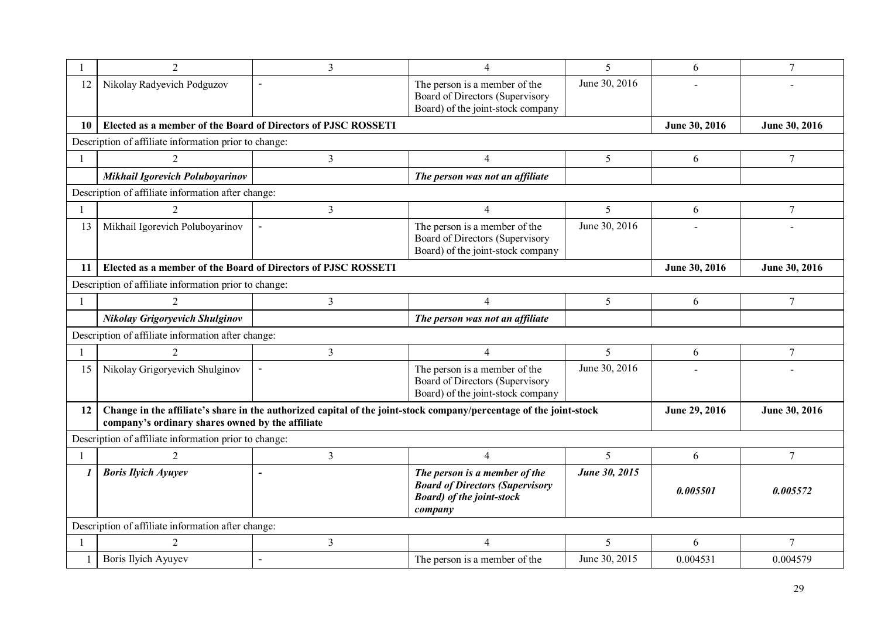| 1 | 2 | 3 | 4 | 5 | 6 | 7 |
|---|---|---|---|---|---|---|
| 12 | Nikolay Radyevich Podguzov | - | The person is a member of the Board of Directors (Supervisory Board) of the joint-stock company | June 30, 2016 | - | - |
| **10** | **Elected as a member of the Board of Directors of PJSC ROSSETI** | | | | **June 30, 2016** | **June 30, 2016** |
| Description of affiliate information prior to change: | | | | | | |
| 1 | 2 | 3 | 4 | 5 | 6 | 7 |
| | ***Mikhail Igorevich Poluboyarinov*** | | ***The person was not an affiliate*** | | | |
| Description of affiliate information after change: | | | | | | |
| 1 | 2 | 3 | 4 | 5 | 6 | 7 |
| 13 | Mikhail Igorevich Poluboyarinov | - | The person is a member of the Board of Directors (Supervisory Board) of the joint-stock company | June 30, 2016 | - | - |
| **11** | **Elected as a member of the Board of Directors of PJSC ROSSETI** | | | | **June 30, 2016** | **June 30, 2016** |
| Description of affiliate information prior to change: | | | | | | |
| 1 | 2 | 3 | 4 | 5 | 6 | 7 |
| | ***Nikolay Grigoryevich Shulginov*** | | ***The person was not an affiliate*** | | | |
| Description of affiliate information after change: | | | | | | |
| 1 | 2 | 3 | 4 | 5 | 6 | 7 |
| 15 | Nikolay Grigoryevich Shulginov | - | The person is a member of the Board of Directors (Supervisory Board) of the joint-stock company | June 30, 2016 | - | - |
| **12** | **Change in the affiliate's share in the authorized capital of the joint-stock company/percentage of the joint-stock company's ordinary shares owned by the affiliate** | | | | **June 29, 2016** | **June 30, 2016** |
| Description of affiliate information prior to change: | | | | | | |
| 1 | 2 | 3 | 4 | 5 | 6 | 7 |
| ***1*** | ***Boris Ilyich Ayuyev*** | ***-*** | ***The person is a member of the Board of Directors (Supervisory Board) of the joint-stock company*** | ***June 30, 2015*** | ***0.005501*** | ***0.005572*** |
| Description of affiliate information after change: | | | | | | |
| 1 | 2 | 3 | 4 | 5 | 6 | 7 |
| 1 | Boris Ilyich Ayuyev | - | The person is a member of the | June 30, 2015 | 0.004531 | 0.004579 |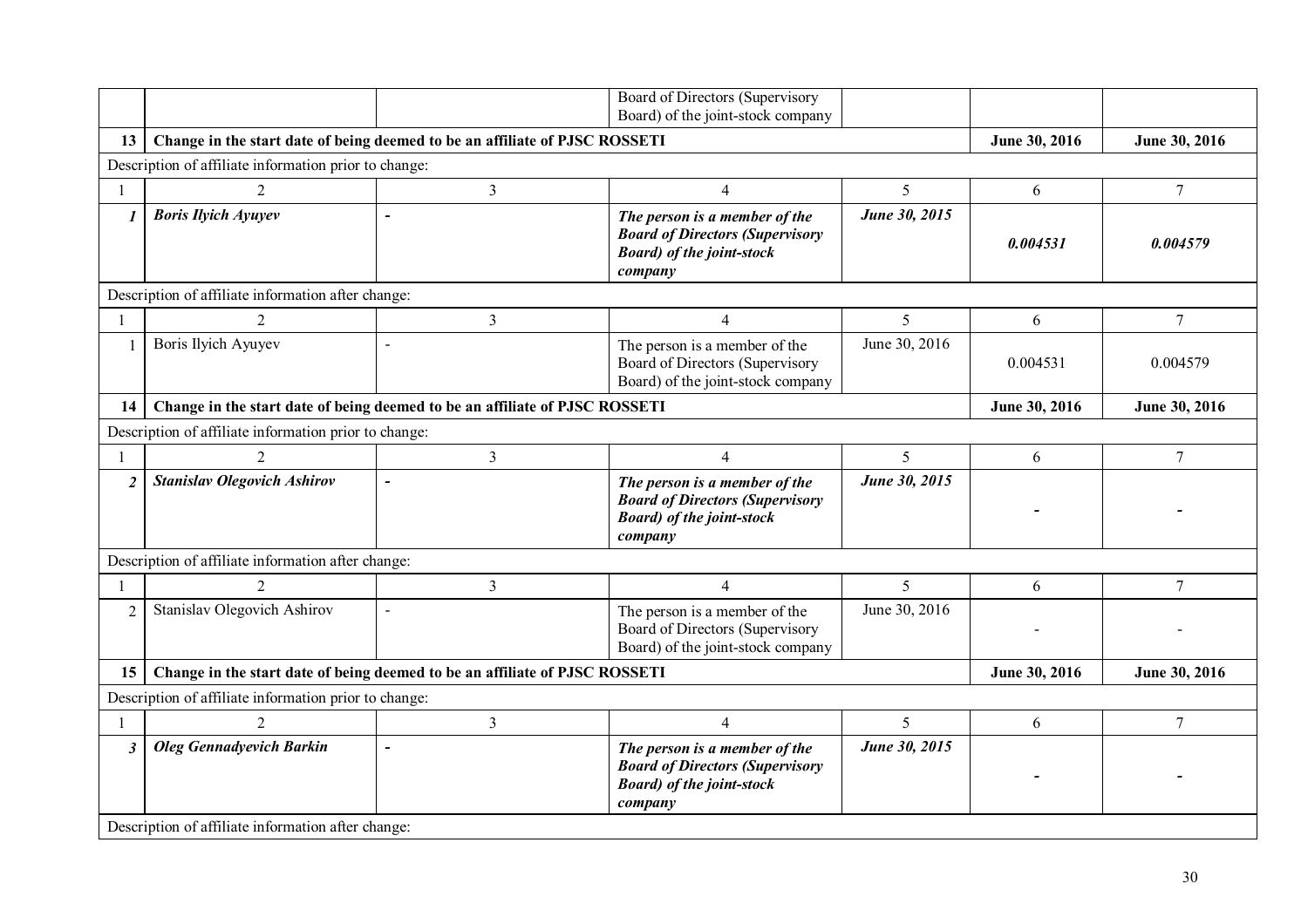| | | | Board of Directors (Supervisory Board) of the joint-stock company | | | |
|---|---|---|---|---|---|---|
| **13** | **Change in the start date of being deemed to be an affiliate of PJSC ROSSETI** | | | | **June 30, 2016** | **June 30, 2016** |
| Description of affiliate information prior to change: | | | | | | |
| 1 | 2 | 3 | 4 | 5 | 6 | 7 |
| ***1*** | ***Boris Ilyich Ayuyev*** | ***-*** | ***The person is a member of the Board of Directors (Supervisory Board) of the joint-stock company*** | ***June 30, 2015*** | ***0.004531*** | ***0.004579*** |
| Description of affiliate information after change: | | | | | | |
| 1 | 2 | 3 | 4 | 5 | 6 | 7 |
| 1 | Boris Ilyich Ayuyev | - | The person is a member of the Board of Directors (Supervisory Board) of the joint-stock company | June 30, 2016 | 0.004531 | 0.004579 |
| **14** | **Change in the start date of being deemed to be an affiliate of PJSC ROSSETI** | | | | **June 30, 2016** | **June 30, 2016** |
| Description of affiliate information prior to change: | | | | | | |
| 1 | 2 | 3 | 4 | 5 | 6 | 7 |
| ***2*** | ***Stanislav Olegovich Ashirov*** | ***-*** | ***The person is a member of the Board of Directors (Supervisory Board) of the joint-stock company*** | ***June 30, 2015*** | ***-*** | ***-*** |
| Description of affiliate information after change: | | | | | | |
| 1 | 2 | 3 | 4 | 5 | 6 | 7 |
| 2 | Stanislav Olegovich Ashirov | - | The person is a member of the Board of Directors (Supervisory Board) of the joint-stock company | June 30, 2016 | - | - |
| **15** | **Change in the start date of being deemed to be an affiliate of PJSC ROSSETI** | | | | **June 30, 2016** | **June 30, 2016** |
| Description of affiliate information prior to change: | | | | | | |
| 1 | 2 | 3 | 4 | 5 | 6 | 7 |
| ***3*** | ***Oleg Gennadyevich Barkin*** | ***-*** | ***The person is a member of the Board of Directors (Supervisory Board) of the joint-stock company*** | ***June 30, 2015*** | ***-*** | ***-*** |
| Description of affiliate information after change: | | | | | | |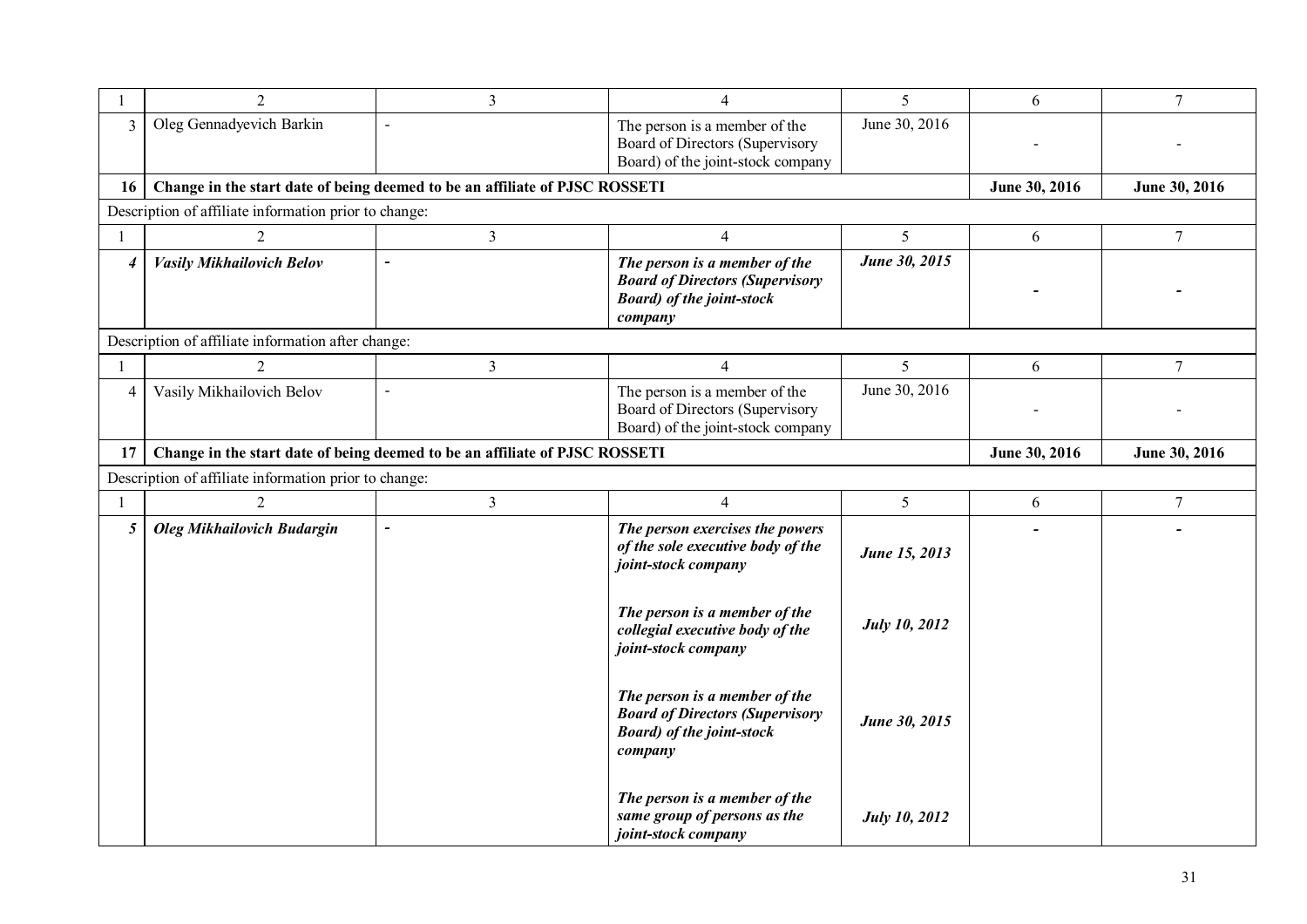| 1 | 2 | 3 | 4 | 5 | 6 | 7 |
|---|---|---|---|---|---|---|
| 3 | Oleg Gennadyevich Barkin | - | The person is a member of the Board of Directors (Supervisory Board) of the joint-stock company | June 30, 2016 | - | - |
| **16** | **Change in the start date of being deemed to be an affiliate of PJSC ROSSETI** | | | | **June 30, 2016** | **June 30, 2016** |
| Description of affiliate information prior to change: | | | | | | |
| 1 | 2 | 3 | 4 | 5 | 6 | 7 |
| ***4*** | ***Vasily Mikhailovich Belov*** | ***-*** | ***The person is a member of the Board of Directors (Supervisory Board) of the joint-stock company*** | ***June 30, 2015*** | ***-*** | ***-*** |
| Description of affiliate information after change: | | | | | | |
| 1 | 2 | 3 | 4 | 5 | 6 | 7 |
| 4 | Vasily Mikhailovich Belov | - | The person is a member of the Board of Directors (Supervisory Board) of the joint-stock company | June 30, 2016 | - | - |
| **17** | **Change in the start date of being deemed to be an affiliate of PJSC ROSSETI** | | | | **June 30, 2016** | **June 30, 2016** |
| Description of affiliate information prior to change: | | | | | | |
| 1 | 2 | 3 | 4 | 5 | 6 | 7 |
| ***5*** | ***Oleg Mikhailovich Budargin*** | ***-*** | ***The person exercises the powers of the sole executive body of the joint-stock company*** | ***June 15, 2013*** | ***-*** | ***-*** |
| | | | ***The person is a member of the collegial executive body of the joint-stock company*** | ***July 10, 2012*** | | |
| | | | ***The person is a member of the Board of Directors (Supervisory Board) of the joint-stock company*** | ***June 30, 2015*** | | |
| | | | ***The person is a member of the same group of persons as the joint-stock company*** | ***July 10, 2012*** | | |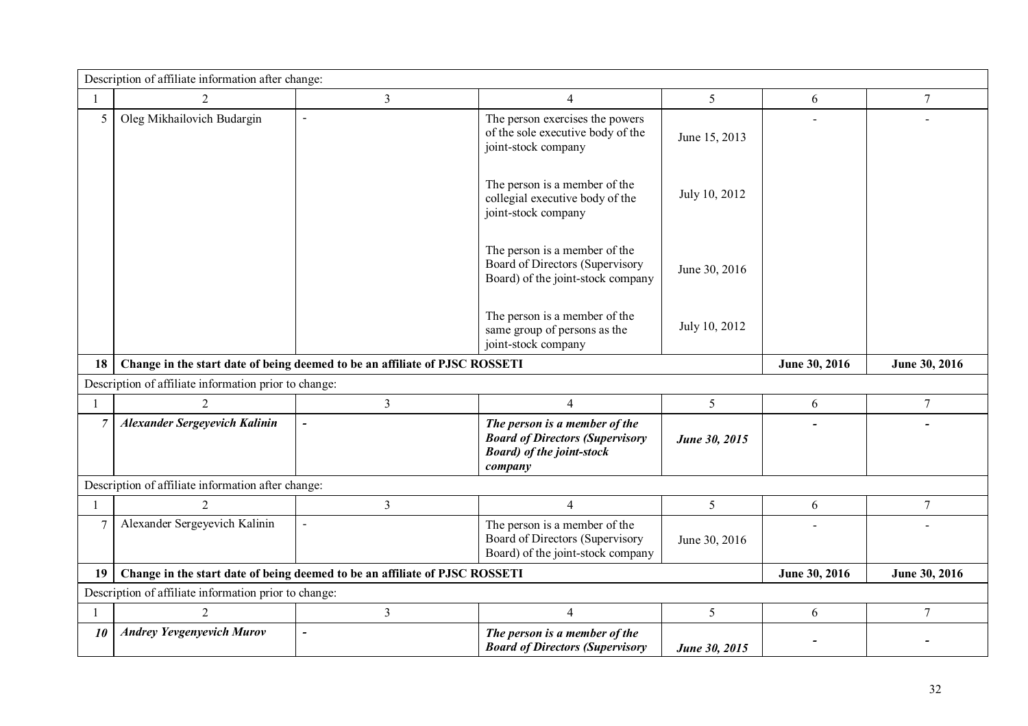| Description of affiliate information after change: | | | | | | |
|---|---|---|---|---|---|---|
| 1 | 2 | 3 | 4 | 5 | 6 | 7 |
| 5 | Oleg Mikhailovich Budargin | - | The person exercises the powers of the sole executive body of the joint-stock company | June 15, 2013 | - | - |
| | | | The person is a member of the collegial executive body of the joint-stock company | July 10, 2012 | | |
| | | | The person is a member of the Board of Directors (Supervisory Board) of the joint-stock company | June 30, 2016 | | |
| | | | The person is a member of the same group of persons as the joint-stock company | July 10, 2012 | | |
| **18** | **Change in the start date of being deemed to be an affiliate of PJSC ROSSETI** | | | | **June 30, 2016** | **June 30, 2016** |
| Description of affiliate information prior to change: | | | | | | |
| 1 | 2 | 3 | 4 | 5 | 6 | 7 |
| ***7*** | ***Alexander Sergeyevich Kalinin*** | **-** | ***The person is a member of the Board of Directors (Supervisory Board) of the joint-stock company*** | ***June 30, 2015*** | **-** | **-** |
| Description of affiliate information after change: | | | | | | |
| 1 | 2 | 3 | 4 | 5 | 6 | 7 |
| 7 | Alexander Sergeyevich Kalinin | - | The person is a member of the Board of Directors (Supervisory Board) of the joint-stock company | June 30, 2016 | - | - |
| **19** | **Change in the start date of being deemed to be an affiliate of PJSC ROSSETI** | | | | **June 30, 2016** | **June 30, 2016** |
| Description of affiliate information prior to change: | | | | | | |
| 1 | 2 | 3 | 4 | 5 | 6 | 7 |
| ***10*** | ***Andrey Yevgenyevich Murov*** | **-** | ***The person is a member of the Board of Directors (Supervisory*** | ***June 30, 2015*** | **-** | **-** |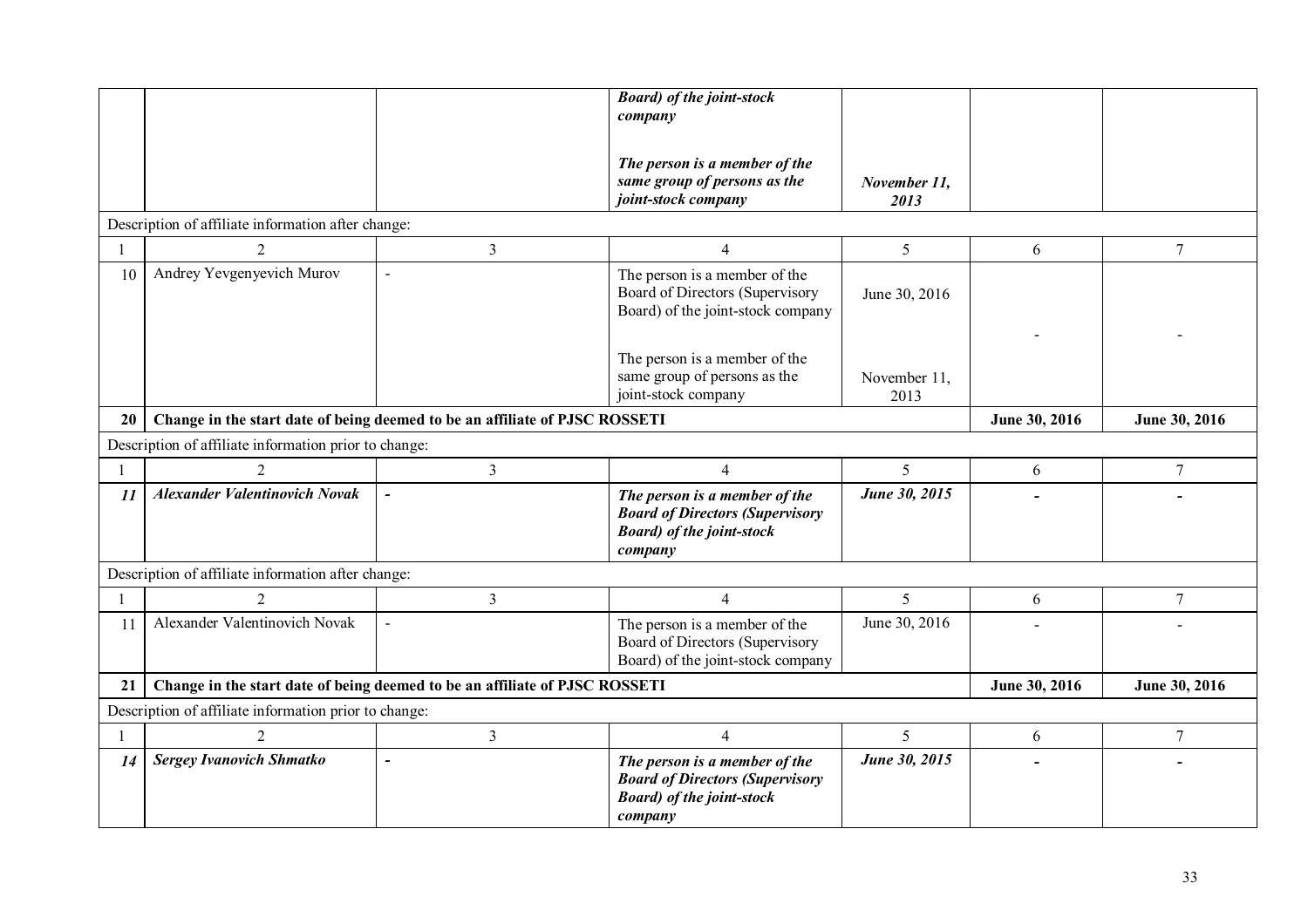| | | | | | | |
|---|---|---|---|---|---|---|
| | | | ***Board) of the joint-stock company***<br><br>***The person is a member of the same group of persons as the joint-stock company*** | ***November 11, 2013*** | | |
| Description of affiliate information after change: | | | | | | |
| 1 | 2 | 3 | 4 | 5 | 6 | 7 |
| 10 | Andrey Yevgenyevich Murov | - | The person is a member of the Board of Directors (Supervisory Board) of the joint-stock company<br><br>The person is a member of the same group of persons as the joint-stock company | June 30, 2016<br><br>November 11, 2013 | - | - |
| **20** | **Change in the start date of being deemed to be an affiliate of PJSC ROSSETI** | | | | **June 30, 2016** | **June 30, 2016** |
| Description of affiliate information prior to change: | | | | | | |
| 1 | 2 | 3 | 4 | 5 | 6 | 7 |
| ***11*** | ***Alexander Valentinovich Novak*** | ***-*** | ***The person is a member of the Board of Directors (Supervisory Board) of the joint-stock company*** | ***June 30, 2015*** | ***-*** | ***-*** |
| Description of affiliate information after change: | | | | | | |
| 1 | 2 | 3 | 4 | 5 | 6 | 7 |
| 11 | Alexander Valentinovich Novak | - | The person is a member of the Board of Directors (Supervisory Board) of the joint-stock company | June 30, 2016 | - | - |
| **21** | **Change in the start date of being deemed to be an affiliate of PJSC ROSSETI** | | | | **June 30, 2016** | **June 30, 2016** |
| Description of affiliate information prior to change: | | | | | | |
| 1 | 2 | 3 | 4 | 5 | 6 | 7 |
| ***14*** | ***Sergey Ivanovich Shmatko*** | ***-*** | ***The person is a member of the Board of Directors (Supervisory Board) of the joint-stock company*** | ***June 30, 2015*** | ***-*** | ***-*** |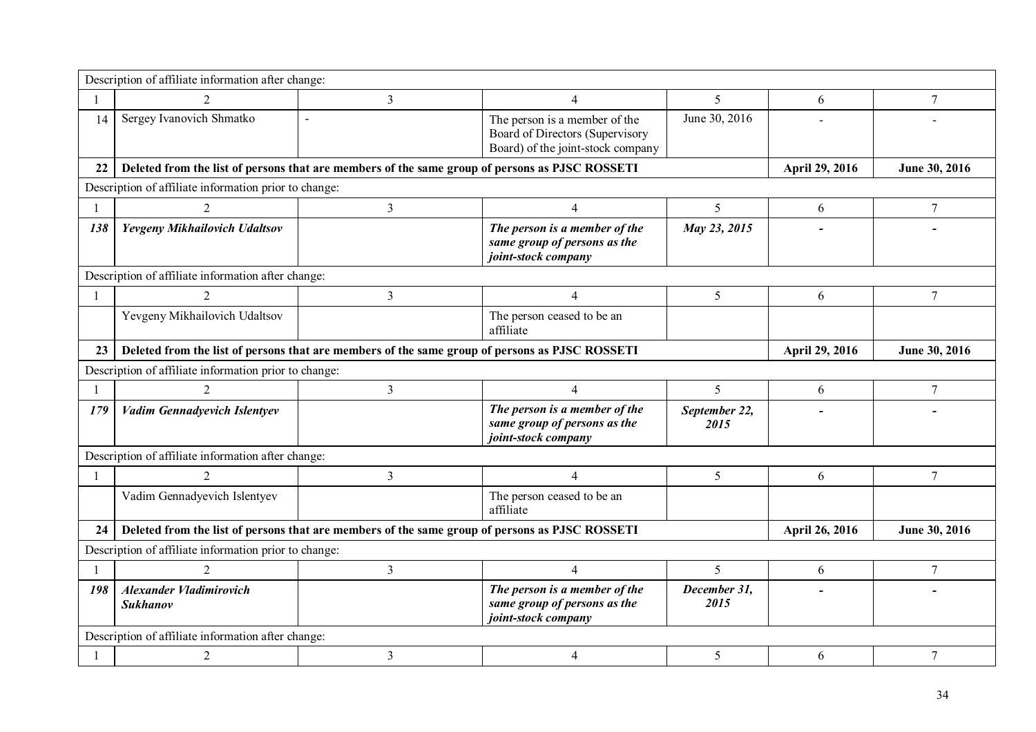| Description of affiliate information after change: | | | | | | |
|---|---|---|---|---|---|---|
| 1 | 2 | 3 | 4 | 5 | 6 | 7 |
| 14 | Sergey Ivanovich Shmatko | - | The person is a member of the Board of Directors (Supervisory Board) of the joint-stock company | June 30, 2016 | - | - |
| **22** | **Deleted from the list of persons that are members of the same group of persons as PJSC ROSSETI** | | | | **April 29, 2016** | **June 30, 2016** |
| Description of affiliate information prior to change: | | | | | | |
| 1 | 2 | 3 | 4 | 5 | 6 | 7 |
| ***138*** | ***Yevgeny Mikhailovich Udaltsov*** | | ***The person is a member of the same group of persons as the joint-stock company*** | ***May 23, 2015*** | - | - |
| Description of affiliate information after change: | | | | | | |
| 1 | 2 | 3 | 4 | 5 | 6 | 7 |
| | Yevgeny Mikhailovich Udaltsov | | The person ceased to be an affiliate | | | |
| **23** | **Deleted from the list of persons that are members of the same group of persons as PJSC ROSSETI** | | | | **April 29, 2016** | **June 30, 2016** |
| Description of affiliate information prior to change: | | | | | | |
| 1 | 2 | 3 | 4 | 5 | 6 | 7 |
| ***179*** | ***Vadim Gennadyevich Islentyev*** | | ***The person is a member of the same group of persons as the joint-stock company*** | ***September 22, 2015*** | - | - |
| Description of affiliate information after change: | | | | | | |
| 1 | 2 | 3 | 4 | 5 | 6 | 7 |
| | Vadim Gennadyevich Islentyev | | The person ceased to be an affiliate | | | |
| **24** | **Deleted from the list of persons that are members of the same group of persons as PJSC ROSSETI** | | | | **April 26, 2016** | **June 30, 2016** |
| Description of affiliate information prior to change: | | | | | | |
| 1 | 2 | 3 | 4 | 5 | 6 | 7 |
| ***198*** | ***Alexander Vladimirovich Sukhanov*** | | ***The person is a member of the same group of persons as the joint-stock company*** | ***December 31, 2015*** | - | - |
| Description of affiliate information after change: | | | | | | |
| 1 | 2 | 3 | 4 | 5 | 6 | 7 |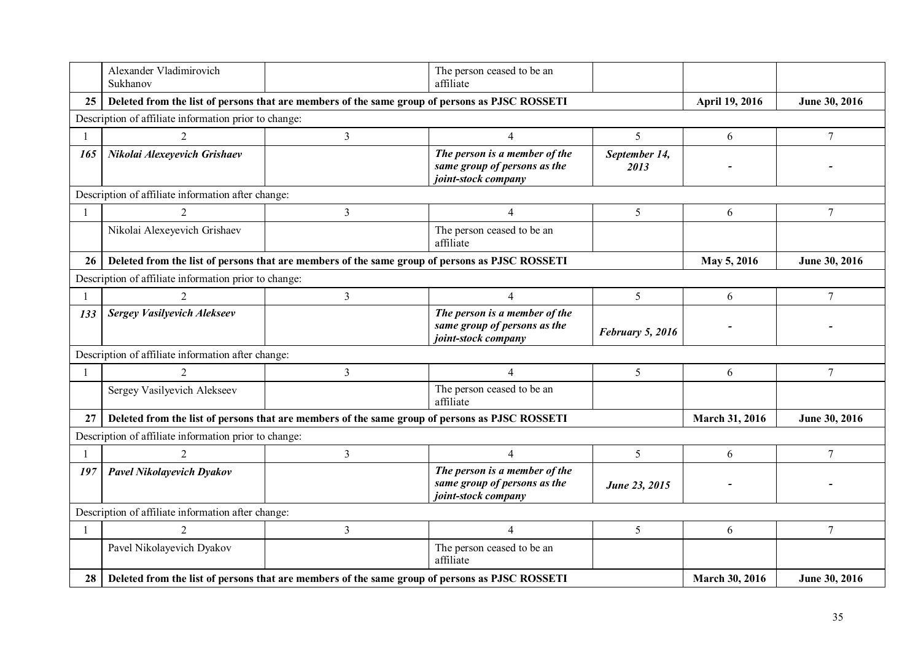| | | | | | | |
|---|---|---|---|---|---|---|
| | Alexander Vladimirovich Sukhanov | | The person ceased to be an affiliate | | | |
| **25** | **Deleted from the list of persons that are members of the same group of persons as PJSC ROSSETI** | | | | **April 19, 2016** | **June 30, 2016** |
| Description of affiliate information prior to change: | | | | | | |
| 1 | 2 | 3 | 4 | 5 | 6 | 7 |
| ***165*** | ***Nikolai Alexeyevich Grishaev*** | | ***The person is a member of the same group of persons as the joint-stock company*** | ***September 14, 2013*** | - | - |
| Description of affiliate information after change: | | | | | | |
| 1 | 2 | 3 | 4 | 5 | 6 | 7 |
| | Nikolai Alexeyevich Grishaev | | The person ceased to be an affiliate | | | |
| **26** | **Deleted from the list of persons that are members of the same group of persons as PJSC ROSSETI** | | | | **May 5, 2016** | **June 30, 2016** |
| Description of affiliate information prior to change: | | | | | | |
| 1 | 2 | 3 | 4 | 5 | 6 | 7 |
| ***133*** | ***Sergey Vasilyevich Alekseev*** | | ***The person is a member of the same group of persons as the joint-stock company*** | ***February 5, 2016*** | - | - |
| Description of affiliate information after change: | | | | | | |
| 1 | 2 | 3 | 4 | 5 | 6 | 7 |
| | Sergey Vasilyevich Alekseev | | The person ceased to be an affiliate | | | |
| **27** | **Deleted from the list of persons that are members of the same group of persons as PJSC ROSSETI** | | | | **March 31, 2016** | **June 30, 2016** |
| Description of affiliate information prior to change: | | | | | | |
| 1 | 2 | 3 | 4 | 5 | 6 | 7 |
| ***197*** | ***Pavel Nikolayevich Dyakov*** | | ***The person is a member of the same group of persons as the joint-stock company*** | ***June 23, 2015*** | - | - |
| Description of affiliate information after change: | | | | | | |
| 1 | 2 | 3 | 4 | 5 | 6 | 7 |
| | Pavel Nikolayevich Dyakov | | The person ceased to be an affiliate | | | |
| **28** | **Deleted from the list of persons that are members of the same group of persons as PJSC ROSSETI** | | | | **March 30, 2016** | **June 30, 2016** |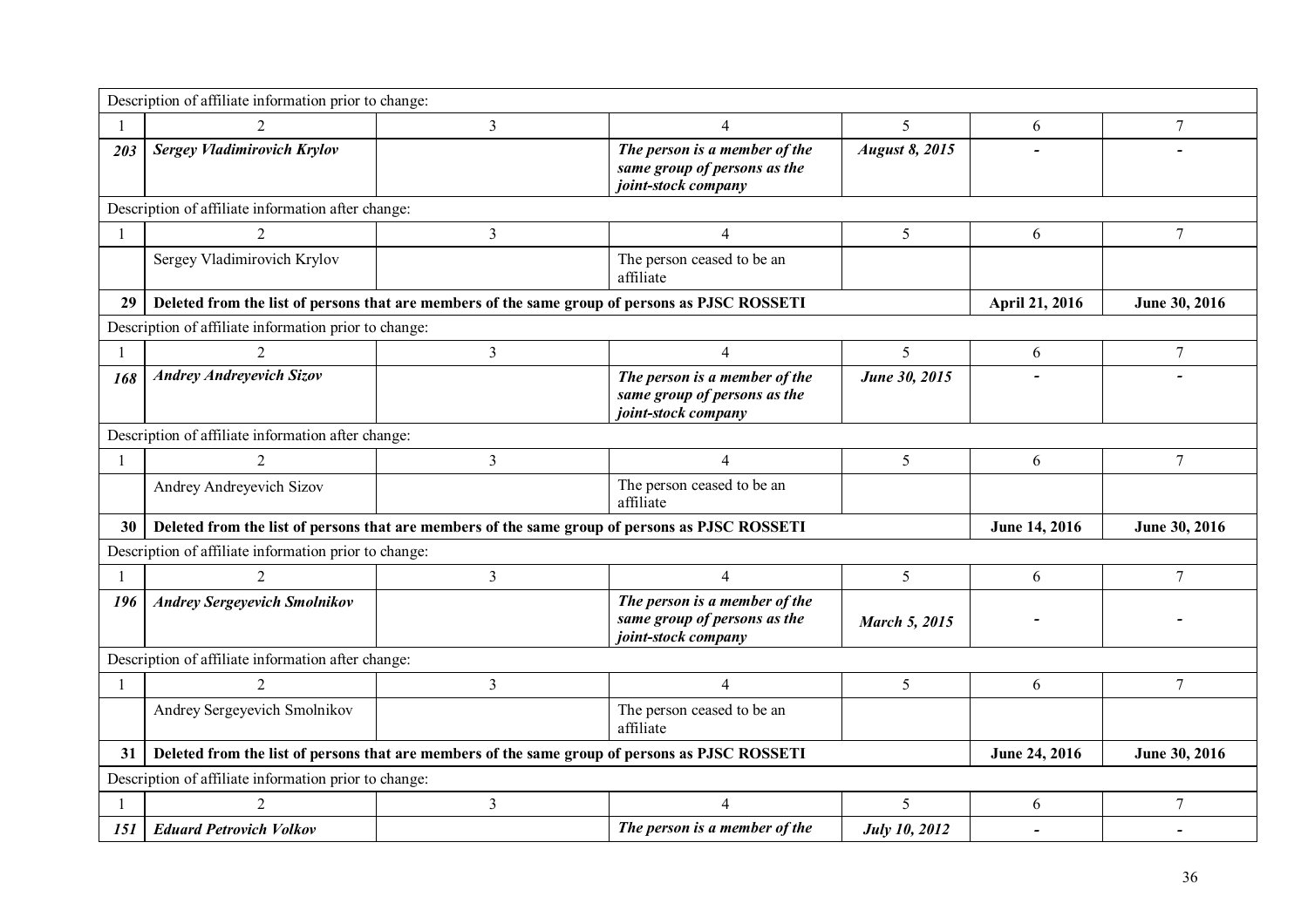| Description of affiliate information prior to change: | | | | | | |
|---|---|---|---|---|---|---|
| 1 | 2 | 3 | 4 | 5 | 6 | 7 |
| ***203*** | ***Sergey Vladimirovich Krylov*** | | ***The person is a member of the same group of persons as the joint-stock company*** | ***August 8, 2015*** | **-** | **-** |
| Description of affiliate information after change: | | | | | | |
| 1 | 2 | 3 | 4 | 5 | 6 | 7 |
| | Sergey Vladimirovich Krylov | | The person ceased to be an affiliate | | | |
| **29** | **Deleted from the list of persons that are members of the same group of persons as PJSC ROSSETI** | | | | **April 21, 2016** | **June 30, 2016** |
| Description of affiliate information prior to change: | | | | | | |
| 1 | 2 | 3 | 4 | 5 | 6 | 7 |
| ***168*** | ***Andrey Andreyevich Sizov*** | | ***The person is a member of the same group of persons as the joint-stock company*** | ***June 30, 2015*** | **-** | **-** |
| Description of affiliate information after change: | | | | | | |
| 1 | 2 | 3 | 4 | 5 | 6 | 7 |
| | Andrey Andreyevich Sizov | | The person ceased to be an affiliate | | | |
| **30** | **Deleted from the list of persons that are members of the same group of persons as PJSC ROSSETI** | | | | **June 14, 2016** | **June 30, 2016** |
| Description of affiliate information prior to change: | | | | | | |
| 1 | 2 | 3 | 4 | 5 | 6 | 7 |
| ***196*** | ***Andrey Sergeyevich Smolnikov*** | | ***The person is a member of the same group of persons as the joint-stock company*** | ***March 5, 2015*** | **-** | **-** |
| Description of affiliate information after change: | | | | | | |
| 1 | 2 | 3 | 4 | 5 | 6 | 7 |
| | Andrey Sergeyevich Smolnikov | | The person ceased to be an affiliate | | | |
| **31** | **Deleted from the list of persons that are members of the same group of persons as PJSC ROSSETI** | | | | **June 24, 2016** | **June 30, 2016** |
| Description of affiliate information prior to change: | | | | | | |
| 1 | 2 | 3 | 4 | 5 | 6 | 7 |
| ***151*** | ***Eduard Petrovich Volkov*** | | ***The person is a member of the*** | ***July 10, 2012*** | **-** | **-** |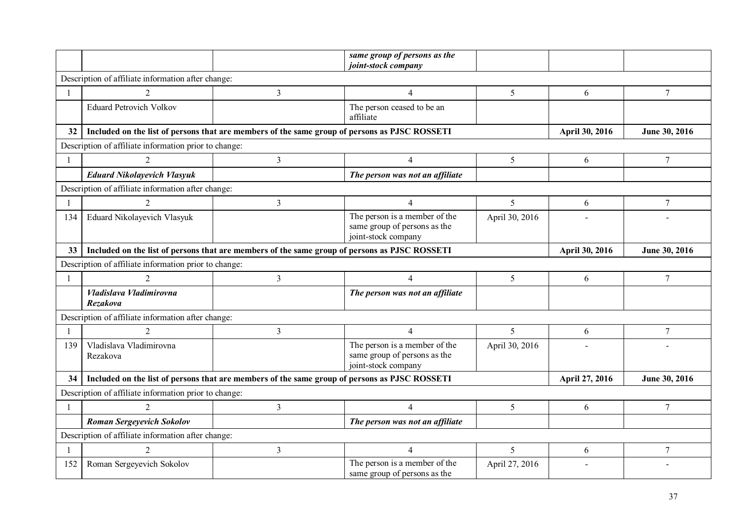| | | | *same group of persons as the joint-stock company* | | | |
|---|---|---|---|---|---|---|
| Description of affiliate information after change: | | | | | | |
| 1 | 2 | 3 | 4 | 5 | 6 | 7 |
| | Eduard Petrovich Volkov | | The person ceased to be an affiliate | | | |
| **32** | **Included on the list of persons that are members of the same group of persons as PJSC ROSSETI** | | | | **April 30, 2016** | **June 30, 2016** |
| Description of affiliate information prior to change: | | | | | | |
| 1 | 2 | 3 | 4 | 5 | 6 | 7 |
| | ***Eduard Nikolayevich Vlasyuk*** | | ***The person was not an affiliate*** | | | |
| Description of affiliate information after change: | | | | | | |
| 1 | 2 | 3 | 4 | 5 | 6 | 7 |
| 134 | Eduard Nikolayevich Vlasyuk | | The person is a member of the same group of persons as the joint-stock company | April 30, 2016 | - | - |
| **33** | **Included on the list of persons that are members of the same group of persons as PJSC ROSSETI** | | | | **April 30, 2016** | **June 30, 2016** |
| Description of affiliate information prior to change: | | | | | | |
| 1 | 2 | 3 | 4 | 5 | 6 | 7 |
| | ***Vladislava Vladimirovna Rezakova*** | | ***The person was not an affiliate*** | | | |
| Description of affiliate information after change: | | | | | | |
| 1 | 2 | 3 | 4 | 5 | 6 | 7 |
| 139 | Vladislava Vladimirovna Rezakova | | The person is a member of the same group of persons as the joint-stock company | April 30, 2016 | - | - |
| **34** | **Included on the list of persons that are members of the same group of persons as PJSC ROSSETI** | | | | **April 27, 2016** | **June 30, 2016** |
| Description of affiliate information prior to change: | | | | | | |
| 1 | 2 | 3 | 4 | 5 | 6 | 7 |
| | ***Roman Sergeyevich Sokolov*** | | ***The person was not an affiliate*** | | | |
| Description of affiliate information after change: | | | | | | |
| 1 | 2 | 3 | 4 | 5 | 6 | 7 |
| 152 | Roman Sergeyevich Sokolov | | The person is a member of the same group of persons as the | April 27, 2016 | - | - |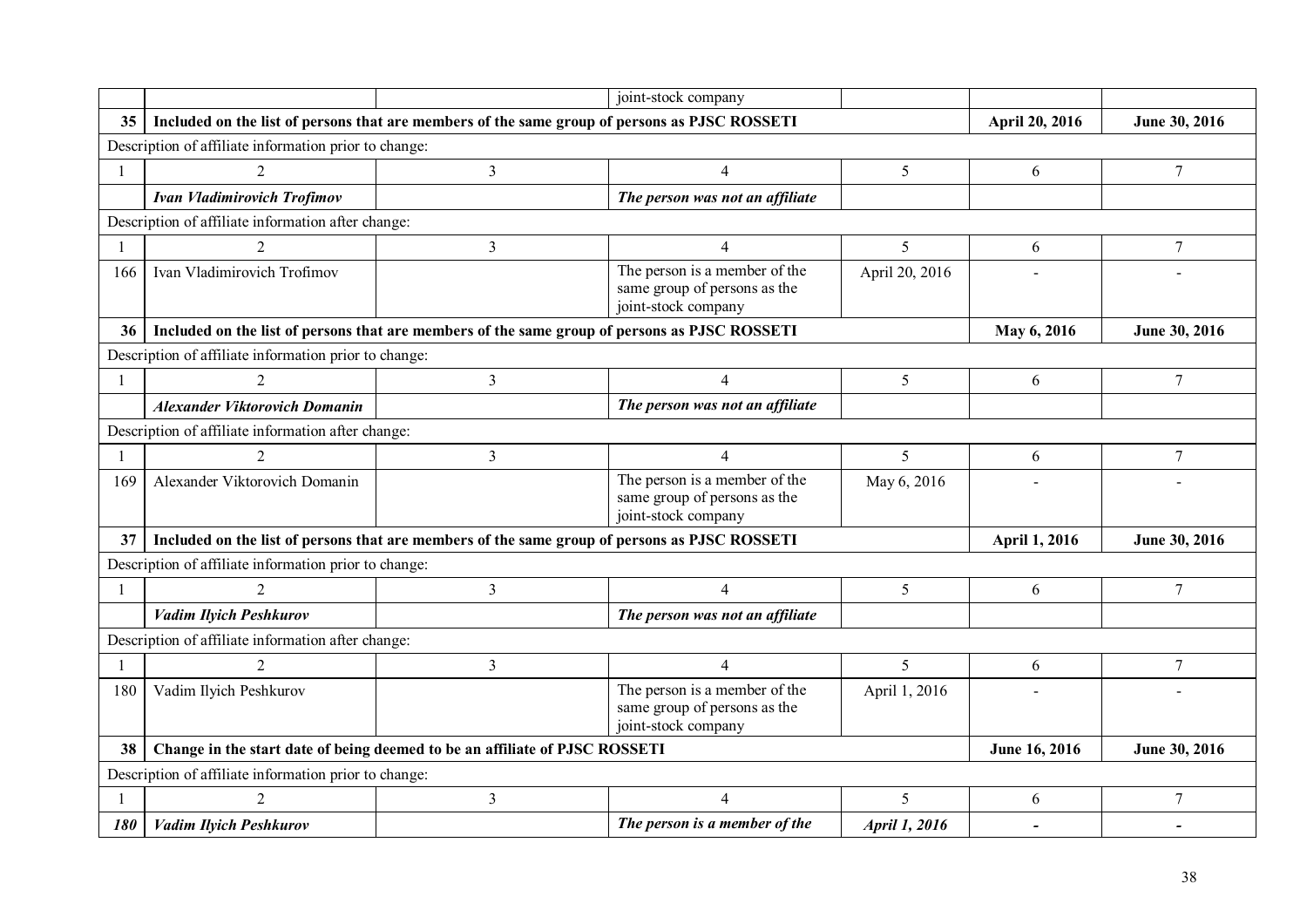| | | | joint-stock company | | | |
|---|---|---|---|---|---|---|
| **35** | **Included on the list of persons that are members of the same group of persons as PJSC ROSSETI** | | | | **April 20, 2016** | **June 30, 2016** |
| Description of affiliate information prior to change: | | | | | | |
| 1 | 2 | 3 | 4 | 5 | 6 | 7 |
| | ***Ivan Vladimirovich Trofimov*** | | ***The person was not an affiliate*** | | | |
| Description of affiliate information after change: | | | | | | |
| 1 | 2 | 3 | 4 | 5 | 6 | 7 |
| 166 | Ivan Vladimirovich Trofimov | | The person is a member of the same group of persons as the joint-stock company | April 20, 2016 | - | - |
| **36** | **Included on the list of persons that are members of the same group of persons as PJSC ROSSETI** | | | | **May 6, 2016** | **June 30, 2016** |
| Description of affiliate information prior to change: | | | | | | |
| 1 | 2 | 3 | 4 | 5 | 6 | 7 |
| | ***Alexander Viktorovich Domanin*** | | ***The person was not an affiliate*** | | | |
| Description of affiliate information after change: | | | | | | |
| 1 | 2 | 3 | 4 | 5 | 6 | 7 |
| 169 | Alexander Viktorovich Domanin | | The person is a member of the same group of persons as the joint-stock company | May 6, 2016 | - | - |
| **37** | **Included on the list of persons that are members of the same group of persons as PJSC ROSSETI** | | | | **April 1, 2016** | **June 30, 2016** |
| Description of affiliate information prior to change: | | | | | | |
| 1 | 2 | 3 | 4 | 5 | 6 | 7 |
| | ***Vadim Ilyich Peshkurov*** | | ***The person was not an affiliate*** | | | |
| Description of affiliate information after change: | | | | | | |
| 1 | 2 | 3 | 4 | 5 | 6 | 7 |
| 180 | Vadim Ilyich Peshkurov | | The person is a member of the same group of persons as the joint-stock company | April 1, 2016 | - | - |
| **38** | **Change in the start date of being deemed to be an affiliate of PJSC ROSSETI** | | | | **June 16, 2016** | **June 30, 2016** |
| Description of affiliate information prior to change: | | | | | | |
| 1 | 2 | 3 | 4 | 5 | 6 | 7 |
| ***180*** | ***Vadim Ilyich Peshkurov*** | | ***The person is a member of the*** | ***April 1, 2016*** | **-** | **-** |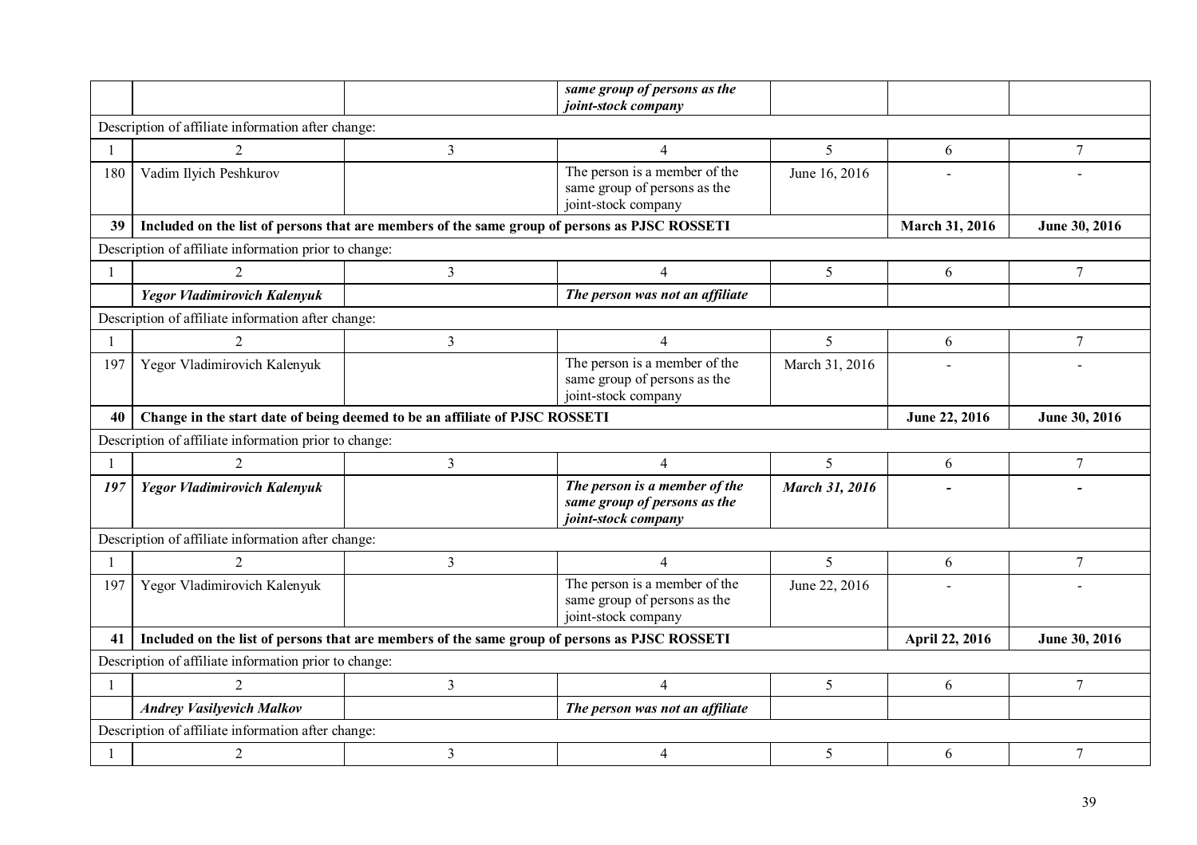| | | | *same group of persons as the joint-stock company* | | | |
|---|---|---|---|---|---|---|
| Description of affiliate information after change: | | | | | | |
| 1 | 2 | 3 | 4 | 5 | 6 | 7 |
| 180 | Vadim Ilyich Peshkurov | | The person is a member of the same group of persons as the joint-stock company | June 16, 2016 | - | - |
| **39** | **Included on the list of persons that are members of the same group of persons as PJSC ROSSETI** | | | | **March 31, 2016** | **June 30, 2016** |
| Description of affiliate information prior to change: | | | | | | |
| 1 | 2 | 3 | 4 | 5 | 6 | 7 |
| | ***Yegor Vladimirovich Kalenyuk*** | | ***The person was not an affiliate*** | | | |
| Description of affiliate information after change: | | | | | | |
| 1 | 2 | 3 | 4 | 5 | 6 | 7 |
| 197 | Yegor Vladimirovich Kalenyuk | | The person is a member of the same group of persons as the joint-stock company | March 31, 2016 | - | - |
| **40** | **Change in the start date of being deemed to be an affiliate of PJSC ROSSETI** | | | | **June 22, 2016** | **June 30, 2016** |
| Description of affiliate information prior to change: | | | | | | |
| 1 | 2 | 3 | 4 | 5 | 6 | 7 |
| ***197*** | ***Yegor Vladimirovich Kalenyuk*** | | ***The person is a member of the same group of persons as the joint-stock company*** | ***March 31, 2016*** | **-** | **-** |
| Description of affiliate information after change: | | | | | | |
| 1 | 2 | 3 | 4 | 5 | 6 | 7 |
| 197 | Yegor Vladimirovich Kalenyuk | | The person is a member of the same group of persons as the joint-stock company | June 22, 2016 | - | - |
| **41** | **Included on the list of persons that are members of the same group of persons as PJSC ROSSETI** | | | | **April 22, 2016** | **June 30, 2016** |
| Description of affiliate information prior to change: | | | | | | |
| 1 | 2 | 3 | 4 | 5 | 6 | 7 |
| | ***Andrey Vasilyevich Malkov*** | | ***The person was not an affiliate*** | | | |
| Description of affiliate information after change: | | | | | | |
| 1 | 2 | 3 | 4 | 5 | 6 | 7 |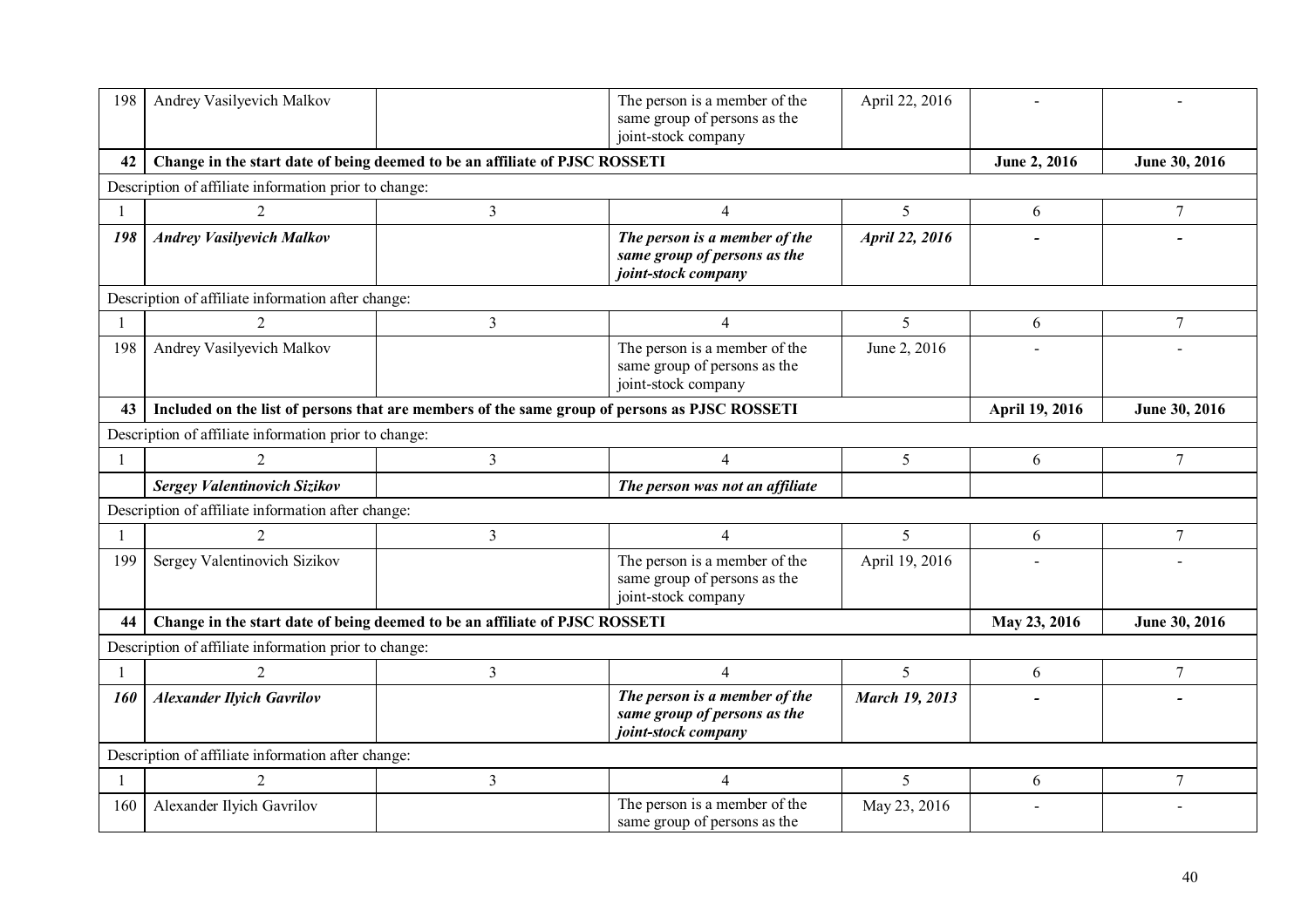| 198 | Andrey Vasilyevich Malkov | | The person is a member of the same group of persons as the joint-stock company | April 22, 2016 | - | - |
|---|---|---|---|---|---|---|
| **42** | **Change in the start date of being deemed to be an affiliate of PJSC ROSSETI** | | | | **June 2, 2016** | **June 30, 2016** |
| Description of affiliate information prior to change: | | | | | | |
| 1 | 2 | 3 | 4 | 5 | 6 | 7 |
| ***198*** | ***Andrey Vasilyevich Malkov*** | | ***The person is a member of the same group of persons as the joint-stock company*** | ***April 22, 2016*** | ***-*** | ***-*** |
| Description of affiliate information after change: | | | | | | |
| 1 | 2 | 3 | 4 | 5 | 6 | 7 |
| 198 | Andrey Vasilyevich Malkov | | The person is a member of the same group of persons as the joint-stock company | June 2, 2016 | - | - |
| **43** | **Included on the list of persons that are members of the same group of persons as PJSC ROSSETI** | | | | **April 19, 2016** | **June 30, 2016** |
| Description of affiliate information prior to change: | | | | | | |
| 1 | 2 | 3 | 4 | 5 | 6 | 7 |
| | ***Sergey Valentinovich Sizikov*** | | ***The person was not an affiliate*** | | | |
| Description of affiliate information after change: | | | | | | |
| 1 | 2 | 3 | 4 | 5 | 6 | 7 |
| 199 | Sergey Valentinovich Sizikov | | The person is a member of the same group of persons as the joint-stock company | April 19, 2016 | - | - |
| **44** | **Change in the start date of being deemed to be an affiliate of PJSC ROSSETI** | | | | **May 23, 2016** | **June 30, 2016** |
| Description of affiliate information prior to change: | | | | | | |
| 1 | 2 | 3 | 4 | 5 | 6 | 7 |
| ***160*** | ***Alexander Ilyich Gavrilov*** | | ***The person is a member of the same group of persons as the joint-stock company*** | ***March 19, 2013*** | ***-*** | ***-*** |
| Description of affiliate information after change: | | | | | | |
| 1 | 2 | 3 | 4 | 5 | 6 | 7 |
| 160 | Alexander Ilyich Gavrilov | | The person is a member of the same group of persons as the | May 23, 2016 | - | - |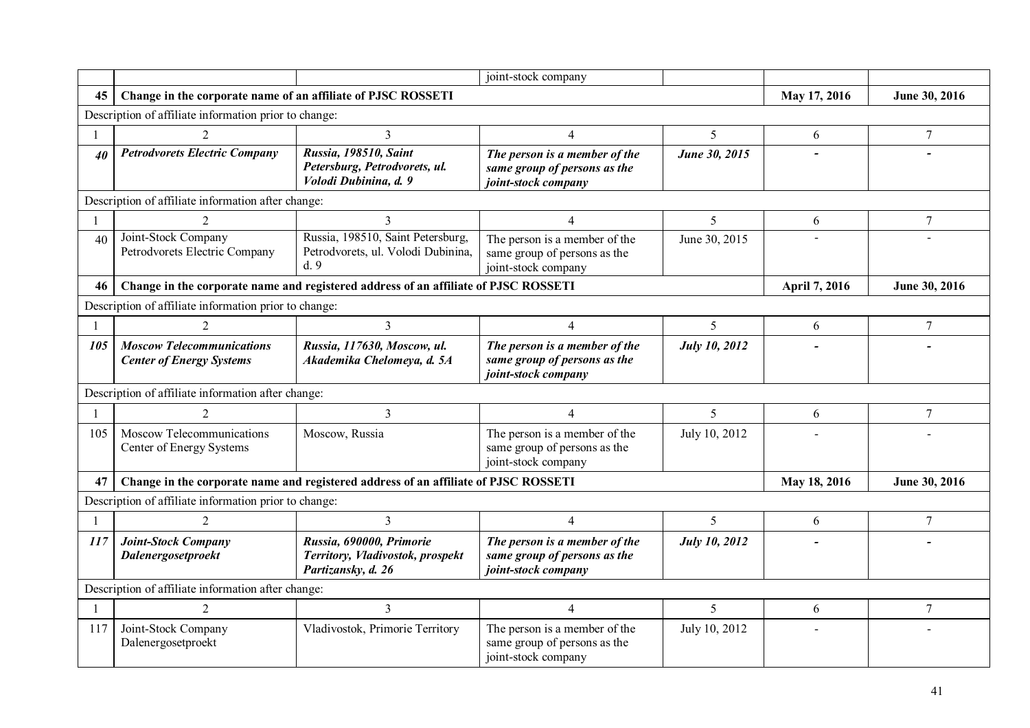| | | | joint-stock company | | | |
|---|---|---|---|---|---|---|
| **45** | **Change in the corporate name of an affiliate of PJSC ROSSETI** | | | | **May 17, 2016** | **June 30, 2016** |
| Description of affiliate information prior to change: | | | | | | |
| 1 | 2 | 3 | 4 | 5 | 6 | 7 |
| ***40*** | ***Petrodvorets Electric Company*** | ***Russia, 198510, Saint Petersburg, Petrodvorets, ul. Volodi Dubinina, d. 9*** | ***The person is a member of the same group of persons as the joint-stock company*** | ***June 30, 2015*** | **-** | **-** |
| Description of affiliate information after change: | | | | | | |
| 1 | 2 | 3 | 4 | 5 | 6 | 7 |
| 40 | Joint-Stock Company Petrodvorets Electric Company | Russia, 198510, Saint Petersburg, Petrodvorets, ul. Volodi Dubinina, d. 9 | The person is a member of the same group of persons as the joint-stock company | June 30, 2015 | - | - |
| **46** | **Change in the corporate name and registered address of an affiliate of PJSC ROSSETI** | | | | **April 7, 2016** | **June 30, 2016** |
| Description of affiliate information prior to change: | | | | | | |
| 1 | 2 | 3 | 4 | 5 | 6 | 7 |
| ***105*** | ***Moscow Telecommunications Center of Energy Systems*** | ***Russia, 117630, Moscow, ul. Akademika Chelomeya, d. 5A*** | ***The person is a member of the same group of persons as the joint-stock company*** | ***July 10, 2012*** | **-** | **-** |
| Description of affiliate information after change: | | | | | | |
| 1 | 2 | 3 | 4 | 5 | 6 | 7 |
| 105 | Moscow Telecommunications Center of Energy Systems | Moscow, Russia | The person is a member of the same group of persons as the joint-stock company | July 10, 2012 | - | - |
| **47** | **Change in the corporate name and registered address of an affiliate of PJSC ROSSETI** | | | | **May 18, 2016** | **June 30, 2016** |
| Description of affiliate information prior to change: | | | | | | |
| 1 | 2 | 3 | 4 | 5 | 6 | 7 |
| ***117*** | ***Joint-Stock Company Dalenergosetproekt*** | ***Russia, 690000, Primorie Territory, Vladivostok, prospekt Partizansky, d. 26*** | ***The person is a member of the same group of persons as the joint-stock company*** | ***July 10, 2012*** | **-** | **-** |
| Description of affiliate information after change: | | | | | | |
| 1 | 2 | 3 | 4 | 5 | 6 | 7 |
| 117 | Joint-Stock Company Dalenergosetproekt | Vladivostok, Primorie Territory | The person is a member of the same group of persons as the joint-stock company | July 10, 2012 | - | - |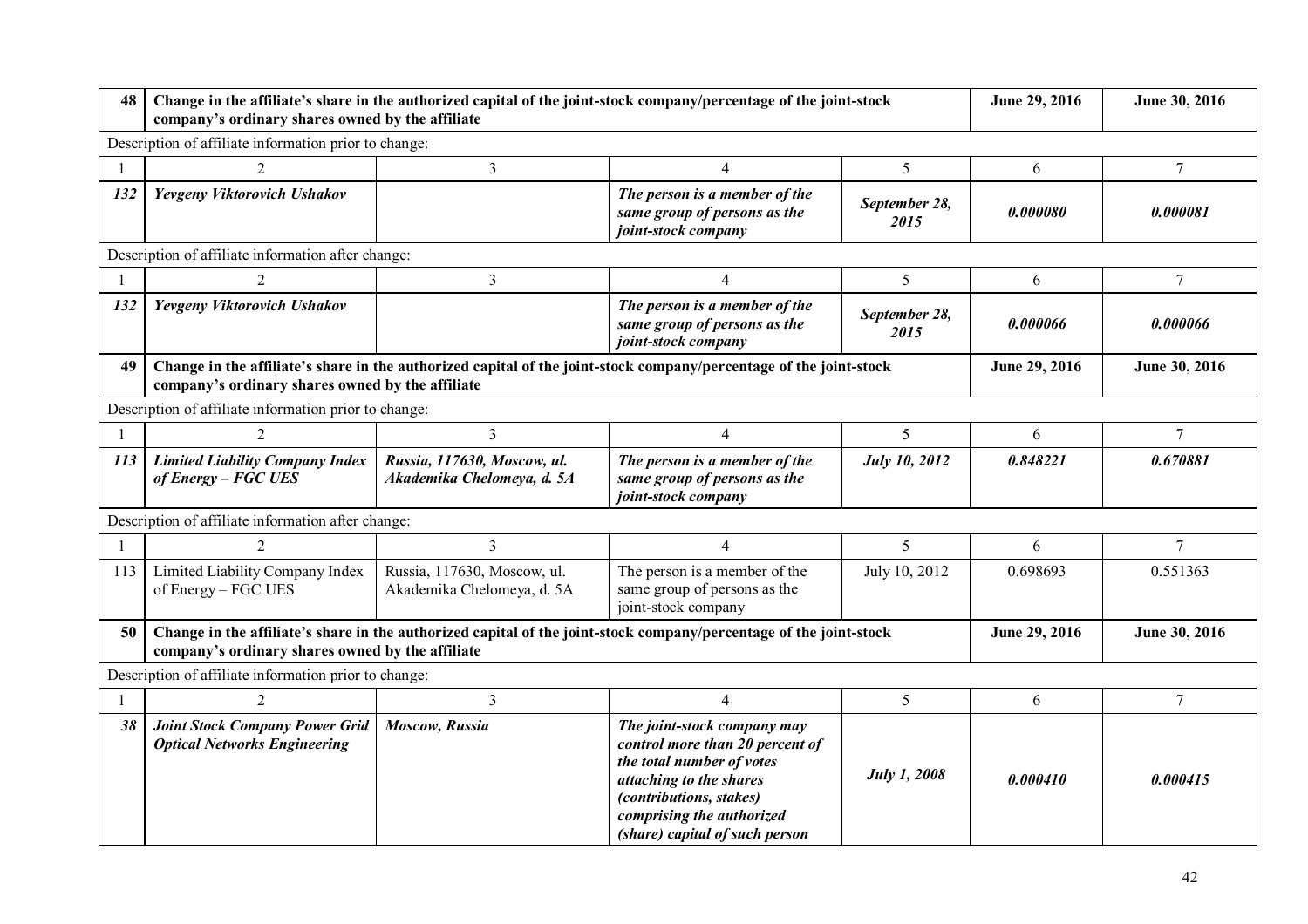| 48 | Change in the affiliate's share in the authorized capital of the joint-stock company/percentage of the joint-stock company's ordinary shares owned by the affiliate | | | | June 29, 2016 | June 30, 2016 |
|---|---|---|---|---|---|---|
| Description of affiliate information prior to change: | | | | | | |
| 1 | 2 | 3 | 4 | 5 | 6 | 7 |
| ***132*** | ***Yevgeny Viktorovich Ushakov*** | | ***The person is a member of the same group of persons as the joint-stock company*** | ***September 28, 2015*** | ***0.000080*** | ***0.000081*** |
| Description of affiliate information after change: | | | | | | |
| 1 | 2 | 3 | 4 | 5 | 6 | 7 |
| ***132*** | ***Yevgeny Viktorovich Ushakov*** | | ***The person is a member of the same group of persons as the joint-stock company*** | ***September 28, 2015*** | ***0.000066*** | ***0.000066*** |
| **49** | **Change in the affiliate's share in the authorized capital of the joint-stock company/percentage of the joint-stock company's ordinary shares owned by the affiliate** | | | | **June 29, 2016** | **June 30, 2016** |
| Description of affiliate information prior to change: | | | | | | |
| 1 | 2 | 3 | 4 | 5 | 6 | 7 |
| ***113*** | ***Limited Liability Company Index of Energy – FGC UES*** | ***Russia, 117630, Moscow, ul. Akademika Chelomeya, d. 5A*** | ***The person is a member of the same group of persons as the joint-stock company*** | ***July 10, 2012*** | ***0.848221*** | ***0.670881*** |
| Description of affiliate information after change: | | | | | | |
| 1 | 2 | 3 | 4 | 5 | 6 | 7 |
| 113 | Limited Liability Company Index of Energy – FGC UES | Russia, 117630, Moscow, ul. Akademika Chelomeya, d. 5A | The person is a member of the same group of persons as the joint-stock company | July 10, 2012 | 0.698693 | 0.551363 |
| **50** | **Change in the affiliate's share in the authorized capital of the joint-stock company/percentage of the joint-stock company's ordinary shares owned by the affiliate** | | | | **June 29, 2016** | **June 30, 2016** |
| Description of affiliate information prior to change: | | | | | | |
| 1 | 2 | 3 | 4 | 5 | 6 | 7 |
| ***38*** | ***Joint Stock Company Power Grid Optical Networks Engineering*** | ***Moscow, Russia*** | ***The joint-stock company may control more than 20 percent of the total number of votes attaching to the shares (contributions, stakes) comprising the authorized (share) capital of such person*** | ***July 1, 2008*** | ***0.000410*** | ***0.000415*** |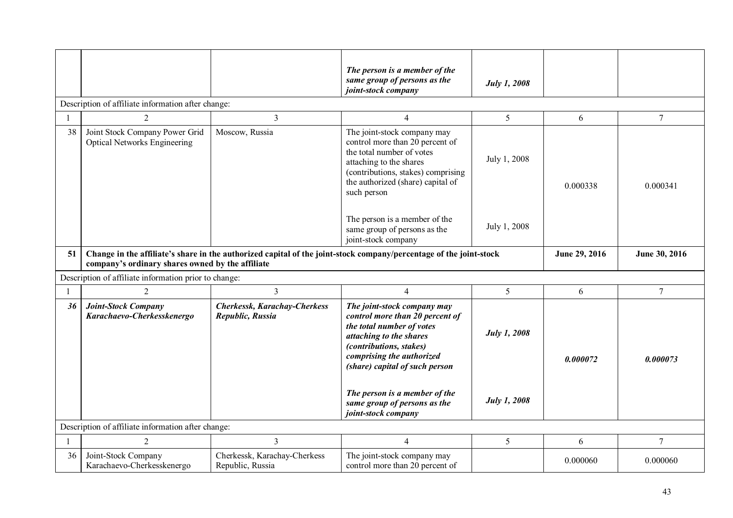| | | | | | | |
|---|---|---|---|---|---|---|
| | | | ***The person is a member of the same group of persons as the joint-stock company*** | ***July 1, 2008*** | | |
| Description of affiliate information after change: | | | | | | |
| 1 | 2 | 3 | 4 | 5 | 6 | 7 |
| 38 | Joint Stock Company Power Grid Optical Networks Engineering | Moscow, Russia | The joint-stock company may control more than 20 percent of the total number of votes attaching to the shares (contributions, stakes) comprising the authorized (share) capital of such person<br><br>The person is a member of the same group of persons as the joint-stock company | July 1, 2008<br><br>July 1, 2008 | 0.000338 | 0.000341 |
| **51** | **Change in the affiliate's share in the authorized capital of the joint-stock company/percentage of the joint-stock company's ordinary shares owned by the affiliate** | | | | **June 29, 2016** | **June 30, 2016** |
| Description of affiliate information prior to change: | | | | | | |
| 1 | 2 | 3 | 4 | 5 | 6 | 7 |
| ***36*** | ***Joint-Stock Company Karachaevo-Cherkesskenergo*** | ***Cherkessk, Karachay-Cherkess Republic, Russia*** | ***The joint-stock company may control more than 20 percent of the total number of votes attaching to the shares (contributions, stakes) comprising the authorized (share) capital of such person***<br><br>***The person is a member of the same group of persons as the joint-stock company*** | ***July 1, 2008***<br><br>***July 1, 2008*** | ***0.000072*** | ***0.000073*** |
| Description of affiliate information after change: | | | | | | |
| 1 | 2 | 3 | 4 | 5 | 6 | 7 |
| 36 | Joint-Stock Company Karachaevo-Cherkesskenergo | Cherkessk, Karachay-Cherkess Republic, Russia | The joint-stock company may control more than 20 percent of | | 0.000060 | 0.000060 |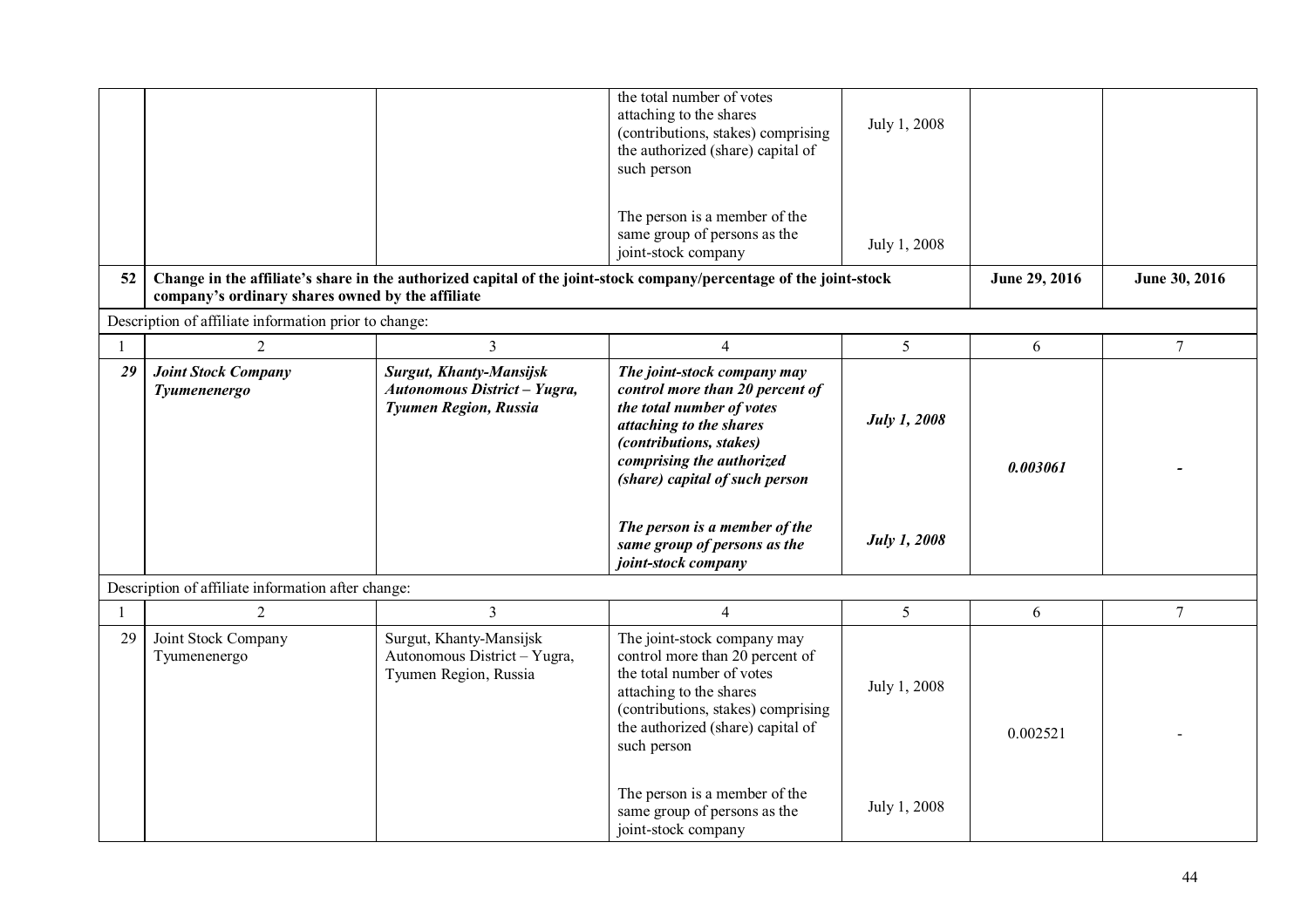| | | | | | | |
|---|---|---|---|---|---|---|
| | | | the total number of votes attaching to the shares (contributions, stakes) comprising the authorized (share) capital of such person | July 1, 2008 | | |
| | | | The person is a member of the same group of persons as the joint-stock company | July 1, 2008 | | |
| **52** | **Change in the affiliate's share in the authorized capital of the joint-stock company/percentage of the joint-stock company's ordinary shares owned by the affiliate** | | | | **June 29, 2016** | **June 30, 2016** |

Description of affiliate information prior to change:

| 1 | 2 | 3 | 4 | 5 | 6 | 7 |
|---|---|---|---|---|---|---|
| ***29*** | ***Joint Stock Company Tyumenenergo*** | ***Surgut, Khanty-Mansijsk Autonomous District – Yugra, Tyumen Region, Russia*** | ***The joint-stock company may control more than 20 percent of the total number of votes attaching to the shares (contributions, stakes) comprising the authorized (share) capital of such person*** | ***July 1, 2008*** | ***0.003061*** | ***-*** |
| | | | ***The person is a member of the same group of persons as the joint-stock company*** | ***July 1, 2008*** | | |

Description of affiliate information after change:

| 1 | 2 | 3 | 4 | 5 | 6 | 7 |
|---|---|---|---|---|---|---|
| 29 | Joint Stock Company Tyumenenergo | Surgut, Khanty-Mansijsk Autonomous District – Yugra, Tyumen Region, Russia | The joint-stock company may control more than 20 percent of the total number of votes attaching to the shares (contributions, stakes) comprising the authorized (share) capital of such person | July 1, 2008 | 0.002521 | - |
| | | | The person is a member of the same group of persons as the joint-stock company | July 1, 2008 | | |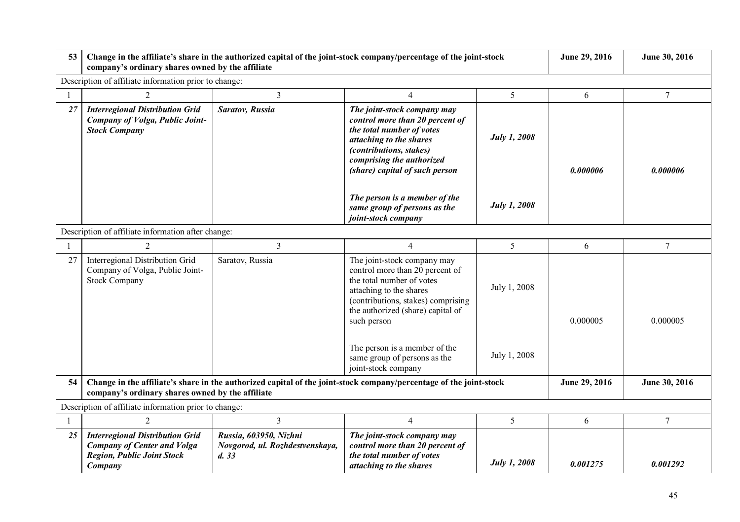| 53 | Change in the affiliate's share in the authorized capital of the joint-stock company/percentage of the joint-stock company's ordinary shares owned by the affiliate | | | | June 29, 2016 | June 30, 2016 |
|---|---|---|---|---|---|---|
| Description of affiliate information prior to change: | | | | | | |
| 1 | 2 | 3 | 4 | 5 | 6 | 7 |
| ***27*** | ***Interregional Distribution Grid Company of Volga, Public Joint-Stock Company*** | ***Saratov, Russia*** | ***The joint-stock company may control more than 20 percent of the total number of votes attaching to the shares (contributions, stakes) comprising the authorized (share) capital of such person*** <br><br> ***The person is a member of the same group of persons as the joint-stock company*** | ***July 1, 2008*** <br><br> ***July 1, 2008*** | ***0.000006*** | ***0.000006*** |
| Description of affiliate information after change: | | | | | | |
| 1 | 2 | 3 | 4 | 5 | 6 | 7 |
| 27 | Interregional Distribution Grid Company of Volga, Public Joint-Stock Company | Saratov, Russia | The joint-stock company may control more than 20 percent of the total number of votes attaching to the shares (contributions, stakes) comprising the authorized (share) capital of such person <br><br> The person is a member of the same group of persons as the joint-stock company | July 1, 2008 <br><br> July 1, 2008 | 0.000005 | 0.000005 |
| **54** | **Change in the affiliate's share in the authorized capital of the joint-stock company/percentage of the joint-stock company's ordinary shares owned by the affiliate** | | | | **June 29, 2016** | **June 30, 2016** |
| Description of affiliate information prior to change: | | | | | | |
| 1 | 2 | 3 | 4 | 5 | 6 | 7 |
| ***25*** | ***Interregional Distribution Grid Company of Center and Volga Region, Public Joint Stock Company*** | ***Russia, 603950, Nizhni Novgorod, ul. Rozhdestvenskaya, d. 33*** | ***The joint-stock company may control more than 20 percent of the total number of votes attaching to the shares*** | ***July 1, 2008*** | ***0.001275*** | ***0.001292*** |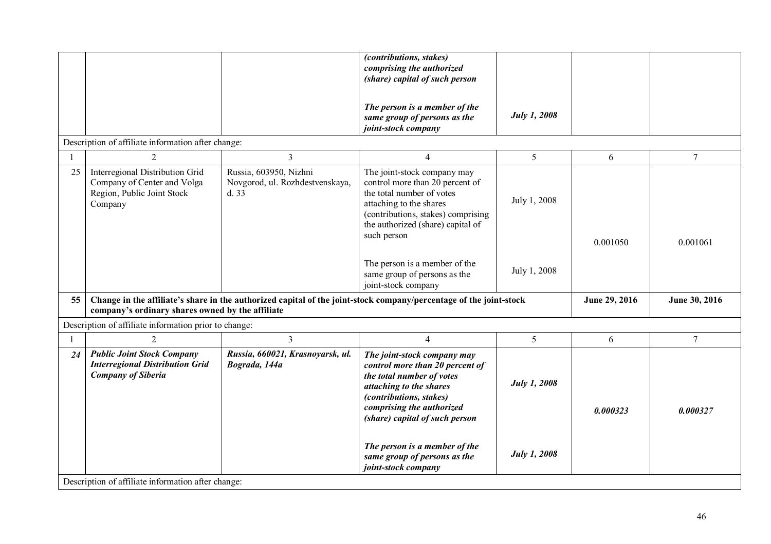| | | | *(contributions, stakes) comprising the authorized (share) capital of such person* | | | |
|---|---|---|---|---|---|---|
| | | | ***The person is a member of the same group of persons as the joint-stock company*** | ***July 1, 2008*** | | |
| Description of affiliate information after change: | | | | | | |
| 1 | 2 | 3 | 4 | 5 | 6 | 7 |
| 25 | Interregional Distribution Grid Company of Center and Volga Region, Public Joint Stock Company | Russia, 603950, Nizhni Novgorod, ul. Rozhdestvenskaya, d. 33 | The joint-stock company may control more than 20 percent of the total number of votes attaching to the shares (contributions, stakes) comprising the authorized (share) capital of such person | July 1, 2008 | 0.001050 | 0.001061 |
| | | | The person is a member of the same group of persons as the joint-stock company | July 1, 2008 | | |
| **55** | **Change in the affiliate's share in the authorized capital of the joint-stock company/percentage of the joint-stock company's ordinary shares owned by the affiliate** | | | | **June 29, 2016** | **June 30, 2016** |
| Description of affiliate information prior to change: | | | | | | |
| 1 | 2 | 3 | 4 | 5 | 6 | 7 |
| ***24*** | ***Public Joint Stock Company Interregional Distribution Grid Company of Siberia*** | ***Russia, 660021, Krasnoyarsk, ul. Bograda, 144a*** | ***The joint-stock company may control more than 20 percent of the total number of votes attaching to the shares (contributions, stakes) comprising the authorized (share) capital of such person*** | ***July 1, 2008*** | ***0.000323*** | ***0.000327*** |
| | | | ***The person is a member of the same group of persons as the joint-stock company*** | ***July 1, 2008*** | | |
| Description of affiliate information after change: | | | | | | |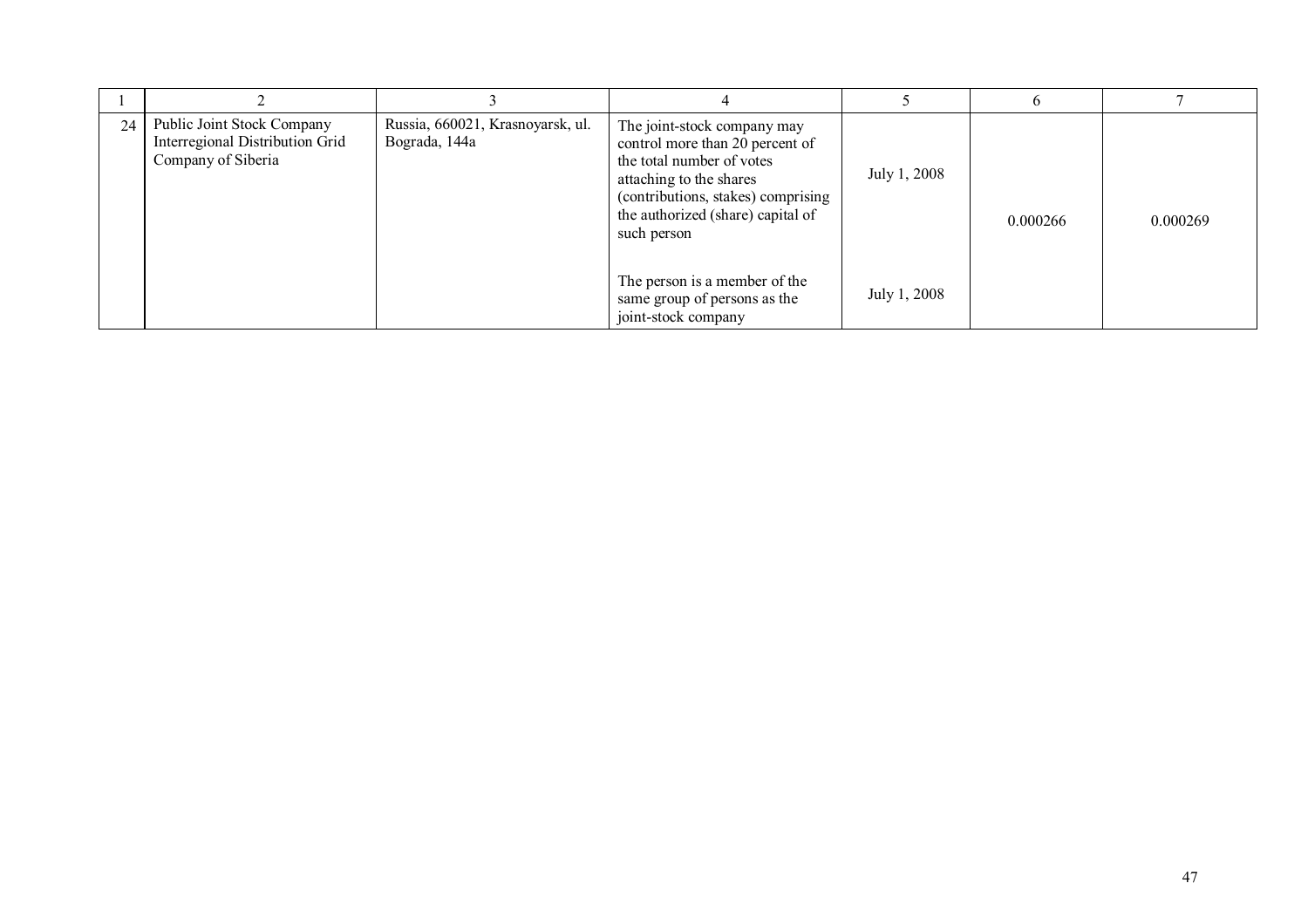| 1 | 2 | 3 | 4 | 5 | 6 | 7 |
|---|---|---|---|---|---|---|
| 24 | Public Joint Stock Company Interregional Distribution Grid Company of Siberia | Russia, 660021, Krasnoyarsk, ul. Bograda, 144a | The joint-stock company may control more than 20 percent of the total number of votes attaching to the shares (contributions, stakes) comprising the authorized (share) capital of such person | July 1, 2008 | 0.000266 | 0.000269 |
| | | | The person is a member of the same group of persons as the joint-stock company | July 1, 2008 | | |